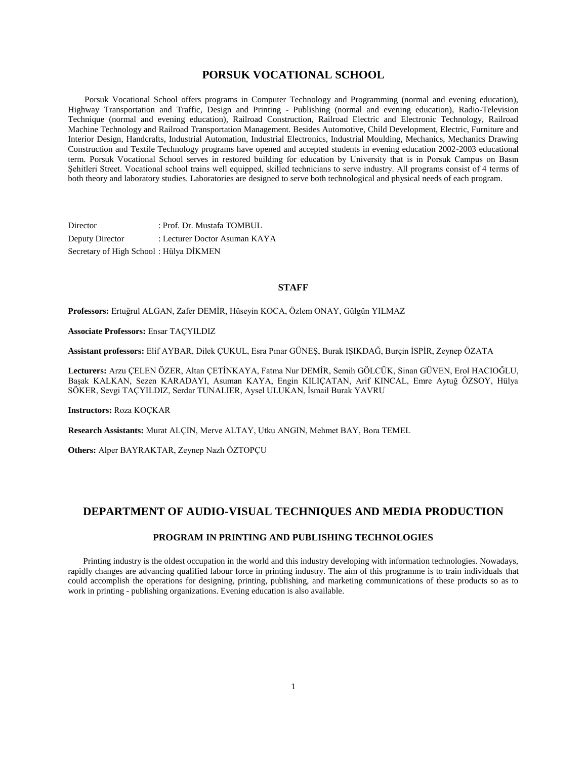# PORSUK VOCATIONAL SCHOOL

Porsuk Vocational School offers programs in Computer Technology and Programming (normal and evening education), Highway Transportation and Traffic, Design and Printing - Publishing (normal and evening education), Radio-Television Technique (normal and evening education), Railroad Construction, Railroad Electric and Electronic Technology, Railroad Machine Technology and Railroad Transportation Management. Besides Automotive, Child Development, Electric, Furniture and Interior Design, Handcrafts, Industrial Automation, Industrial Electronics, Industrial Moulding, Mechanics, Mechanics Drawing Construction and Textile Technology programs have opened and accepted students in evening education 2002-2003 educational term. Porsuk Vocational School serves in restored building for education by University that is in Porsuk Campus on Basın Şehitleri Street. Vocational school trains well equipped, skilled technicians to serve industry. All programs consist of 4 terms of both theory and laboratory studies. Laboratories are designed to serve both technological and physical needs of each program.

Director : Prof. Dr. Mustafa TOMBUL
Deputy Director : Lecturer Doctor Asuman KAYA
Secretary of High School : Hülya DİKMEN

### STAFF

**Professors:** Ertuğrul ALGAN, Zafer DEMİR, Hüseyin KOCA, Özlem ONAY, Gülgün YILMAZ

**Associate Professors:** Ensar TAÇYILDIZ

**Assistant professors:** Elif AYBAR, Dilek ÇUKUL, Esra Pınar GÜNEŞ, Burak IŞIKDAĞ, Burçin İSPİR, Zeynep ÖZATA

**Lecturers:** Arzu ÇELEN ÖZER, Altan ÇETİNKAYA, Fatma Nur DEMİR, Semih GÖLCÜK, Sinan GÜVEN, Erol HACIOĞLU, Başak KALKAN, Sezen KARADAYI, Asuman KAYA, Engin KILIÇATAN, Arif KINCAL, Emre Aytuğ ÖZSOY, Hülya SÖKER, Sevgi TAÇYILDIZ, Serdar TUNALIER, Aysel ULUKAN, İsmail Burak YAVRU

**Instructors:** Roza KOÇKAR

**Research Assistants:** Murat ALÇIN, Merve ALTAY, Utku ANGIN, Mehmet BAY, Bora TEMEL

**Others:** Alper BAYRAKTAR, Zeynep Nazlı ÖZTOPÇU

## DEPARTMENT OF AUDIO-VISUAL TECHNIQUES AND MEDIA PRODUCTION

### PROGRAM IN PRINTING AND PUBLISHING TECHNOLOGIES

Printing industry is the oldest occupation in the world and this industry developing with information technologies. Nowadays, rapidly changes are advancing qualified labour force in printing industry. The aim of this programme is to train individuals that could accomplish the operations for designing, printing, publishing, and marketing communications of these products so as to work in printing - publishing organizations. Evening education is also available.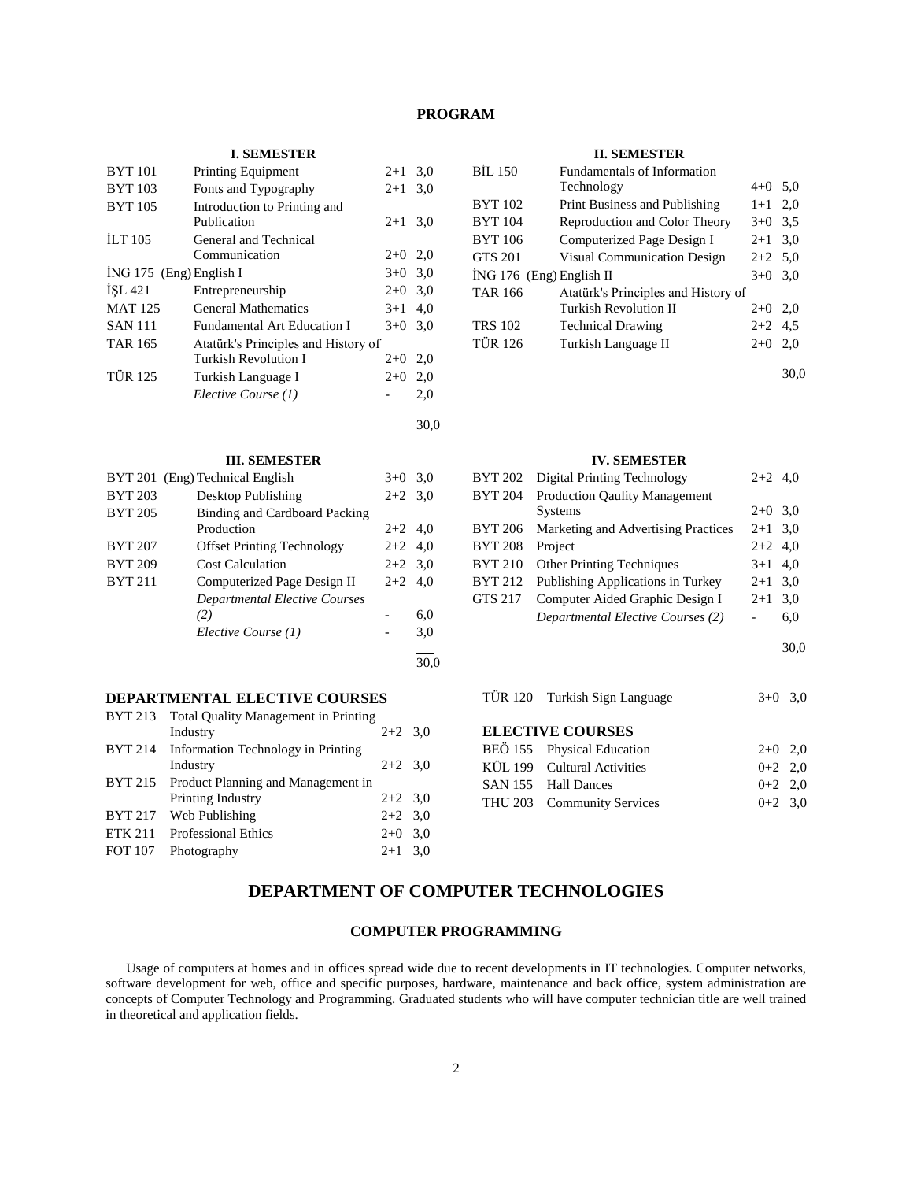## PROGRAM

### I. SEMESTER

| | | | |
|---|---|---|---|
| BYT 101 | Printing Equipment | 2+1 | 3,0 |
| BYT 103 | Fonts and Typography | 2+1 | 3,0 |
| BYT 105 | Introduction to Printing and Publication | 2+1 | 3,0 |
| İLT 105 | General and Technical Communication | 2+0 | 2,0 |
| İNG 175 | (Eng) English I | 3+0 | 3,0 |
| İŞL 421 | Entrepreneurship | 2+0 | 3,0 |
| MAT 125 | General Mathematics | 3+1 | 4,0 |
| SAN 111 | Fundamental Art Education I | 3+0 | 3,0 |
| TAR 165 | Atatürk's Principles and History of Turkish Revolution I | 2+0 | 2,0 |
| TÜR 125 | Turkish Language I | 2+0 | 2,0 |
| | *Elective Course (1)* | - | 2,0 |
| | | | 30,0 |

### II. SEMESTER

| | | | |
|---|---|---|---|
| BİL 150 | Fundamentals of Information Technology | 4+0 | 5,0 |
| BYT 102 | Print Business and Publishing | 1+1 | 2,0 |
| BYT 104 | Reproduction and Color Theory | 3+0 | 3,5 |
| BYT 106 | Computerized Page Design I | 2+1 | 3,0 |
| GTS 201 | Visual Communication Design | 2+2 | 5,0 |
| İNG 176 | (Eng) English II | 3+0 | 3,0 |
| TAR 166 | Atatürk's Principles and History of Turkish Revolution II | 2+0 | 2,0 |
| TRS 102 | Technical Drawing | 2+2 | 4,5 |
| TÜR 126 | Turkish Language II | 2+0 | 2,0 |
| | | | 30,0 |

### III. SEMESTER

| | | | |
|---|---|---|---|
| BYT 201 | (Eng) Technical English | 3+0 | 3,0 |
| BYT 203 | Desktop Publishing | 2+2 | 3,0 |
| BYT 205 | Binding and Cardboard Packing Production | 2+2 | 4,0 |
| BYT 207 | Offset Printing Technology | 2+2 | 4,0 |
| BYT 209 | Cost Calculation | 2+2 | 3,0 |
| BYT 211 | Computerized Page Design II | 2+2 | 4,0 |
| | *Departmental Elective Courses (2)* | - | 6,0 |
| | *Elective Course (1)* | - | 3,0 |
| | | | 30,0 |

### IV. SEMESTER

| | | | |
|---|---|---|---|
| BYT 202 | Digital Printing Technology | 2+2 | 4,0 |
| BYT 204 | Production Qaulity Management Systems | 2+0 | 3,0 |
| BYT 206 | Marketing and Advertising Practices | 2+1 | 3,0 |
| BYT 208 | Project | 2+2 | 4,0 |
| BYT 210 | Other Printing Techniques | 3+1 | 4,0 |
| BYT 212 | Publishing Applications in Turkey | 2+1 | 3,0 |
| GTS 217 | Computer Aided Graphic Design I | 2+1 | 3,0 |
| | *Departmental Elective Courses (2)* | - | 6,0 |
| | | | 30,0 |

### DEPARTMENTAL ELECTIVE COURSES

| | | | |
|---|---|---|---|
| BYT 213 | Total Quality Management in Printing Industry | 2+2 | 3,0 |
| BYT 214 | Information Technology in Printing Industry | 2+2 | 3,0 |
| BYT 215 | Product Planning and Management in Printing Industry | 2+2 | 3,0 |
| BYT 217 | Web Publishing | 2+2 | 3,0 |
| ETK 211 | Professional Ethics | 2+0 | 3,0 |
| FOT 107 | Photography | 2+1 | 3,0 |
| TÜR 120 | Turkish Sign Language | 3+0 | 3,0 |

### ELECTIVE COURSES

| | | | |
|---|---|---|---|
| BEÖ 155 | Physical Education | 2+0 | 2,0 |
| KÜL 199 | Cultural Activities | 0+2 | 2,0 |
| SAN 155 | Hall Dances | 0+2 | 2,0 |
| THU 203 | Community Services | 0+2 | 3,0 |

# DEPARTMENT OF COMPUTER TECHNOLOGIES

## COMPUTER PROGRAMMING

Usage of computers at homes and in offices spread wide due to recent developments in IT technologies. Computer networks, software development for web, office and specific purposes, hardware, maintenance and back office, system administration are concepts of Computer Technology and Programming. Graduated students who will have computer technician title are well trained in theoretical and application fields.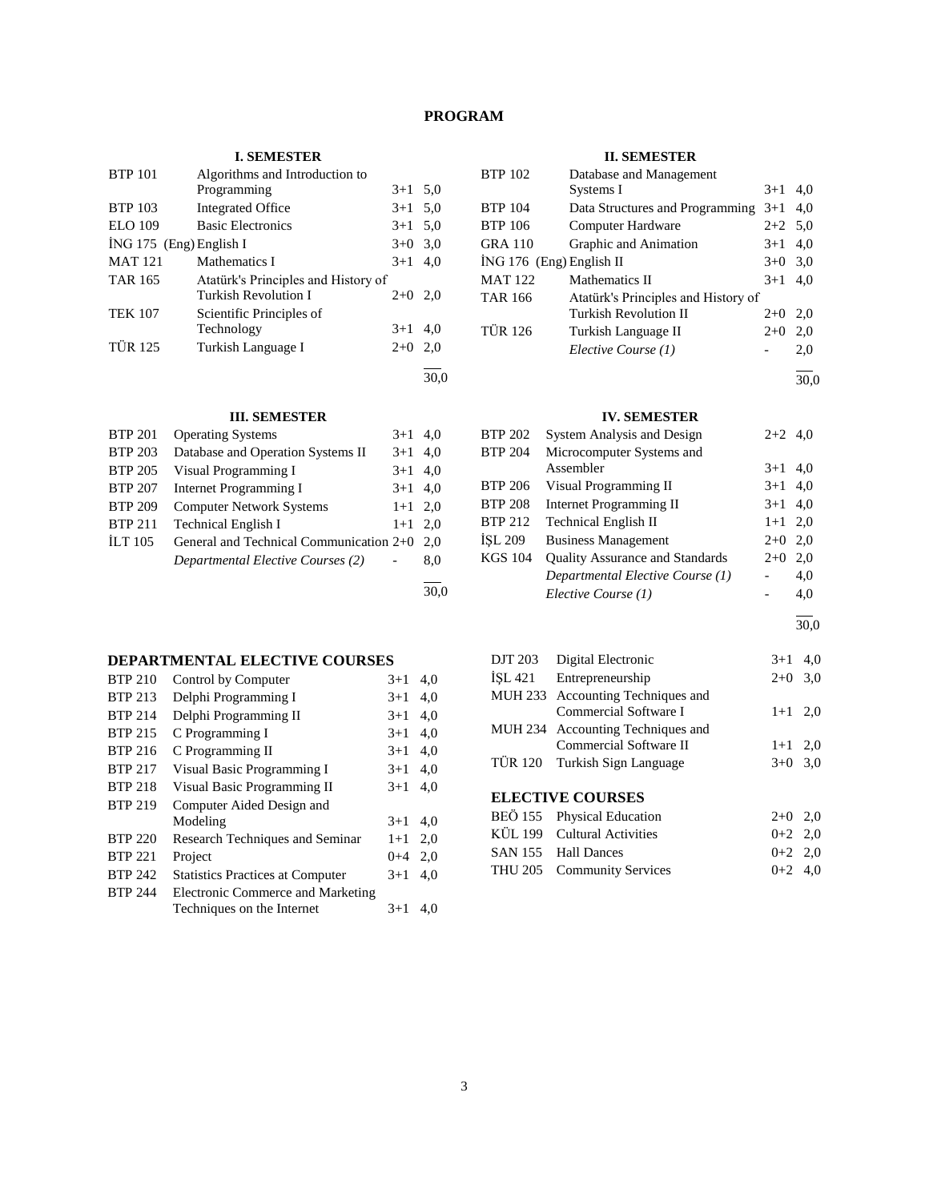# PROGRAM

### I. SEMESTER

| | | | |
|---|---|---|---|
| BTP 101 | Algorithms and Introduction to Programming | 3+1 | 5,0 |
| BTP 103 | Integrated Office | 3+1 | 5,0 |
| ELO 109 | Basic Electronics | 3+1 | 5,0 |
| İNG 175 (Eng) | English I | 3+0 | 3,0 |
| MAT 121 | Mathematics I | 3+1 | 4,0 |
| TAR 165 | Atatürk's Principles and History of Turkish Revolution I | 2+0 | 2,0 |
| TEK 107 | Scientific Principles of Technology | 3+1 | 4,0 |
| TÜR 125 | Turkish Language I | 2+0 | 2,0 |
| | | | 30,0 |

### II. SEMESTER

| | | | |
|---|---|---|---|
| BTP 102 | Database and Management Systems I | 3+1 | 4,0 |
| BTP 104 | Data Structures and Programming | 3+1 | 4,0 |
| BTP 106 | Computer Hardware | 2+2 | 5,0 |
| GRA 110 | Graphic and Animation | 3+1 | 4,0 |
| İNG 176 (Eng) | English II | 3+0 | 3,0 |
| MAT 122 | Mathematics II | 3+1 | 4,0 |
| TAR 166 | Atatürk's Principles and History of Turkish Revolution II | 2+0 | 2,0 |
| TÜR 126 | Turkish Language II | 2+0 | 2,0 |
| | *Elective Course (1)* | - | 2,0 |
| | | | 30,0 |

### III. SEMESTER

| | | | |
|---|---|---|---|
| BTP 201 | Operating Systems | 3+1 | 4,0 |
| BTP 203 | Database and Operation Systems II | 3+1 | 4,0 |
| BTP 205 | Visual Programming I | 3+1 | 4,0 |
| BTP 207 | Internet Programming I | 3+1 | 4,0 |
| BTP 209 | Computer Network Systems | 1+1 | 2,0 |
| BTP 211 | Technical English I | 1+1 | 2,0 |
| İLT 105 | General and Technical Communication | 2+0 | 2,0 |
| | *Departmental Elective Courses (2)* | - | 8,0 |
| | | | 30,0 |

### IV. SEMESTER

| | | | |
|---|---|---|---|
| BTP 202 | System Analysis and Design | 2+2 | 4,0 |
| BTP 204 | Microcomputer Systems and Assembler | 3+1 | 4,0 |
| BTP 206 | Visual Programming II | 3+1 | 4,0 |
| BTP 208 | Internet Programming II | 3+1 | 4,0 |
| BTP 212 | Technical English II | 1+1 | 2,0 |
| İŞL 209 | Business Management | 2+0 | 2,0 |
| KGS 104 | Quality Assurance and Standards | 2+0 | 2,0 |
| | *Departmental Elective Course (1)* | - | 4,0 |
| | *Elective Course (1)* | - | 4,0 |
| | | | 30,0 |

## DEPARTMENTAL ELECTIVE COURSES

| | | | |
|---|---|---|---|
| BTP 210 | Control by Computer | 3+1 | 4,0 |
| BTP 213 | Delphi Programming I | 3+1 | 4,0 |
| BTP 214 | Delphi Programming II | 3+1 | 4,0 |
| BTP 215 | C Programming I | 3+1 | 4,0 |
| BTP 216 | C Programming II | 3+1 | 4,0 |
| BTP 217 | Visual Basic Programming I | 3+1 | 4,0 |
| BTP 218 | Visual Basic Programming II | 3+1 | 4,0 |
| BTP 219 | Computer Aided Design and Modeling | 3+1 | 4,0 |
| BTP 220 | Research Techniques and Seminar | 1+1 | 2,0 |
| BTP 221 | Project | 0+4 | 2,0 |
| BTP 242 | Statistics Practices at Computer | 3+1 | 4,0 |
| BTP 244 | Electronic Commerce and Marketing Techniques on the Internet | 3+1 | 4,0 |
| DJT 203 | Digital Electronic | 3+1 | 4,0 |
| İŞL 421 | Entrepreneurship | 2+0 | 3,0 |
| MUH 233 | Accounting Techniques and Commercial Software I | 1+1 | 2,0 |
| MUH 234 | Accounting Techniques and Commercial Software II | 1+1 | 2,0 |
| TÜR 120 | Turkish Sign Language | 3+0 | 3,0 |

## ELECTIVE COURSES

| | | | |
|---|---|---|---|
| BEÖ 155 | Physical Education | 2+0 | 2,0 |
| KÜL 199 | Cultural Activities | 0+2 | 2,0 |
| SAN 155 | Hall Dances | 0+2 | 2,0 |
| THU 205 | Community Services | 0+2 | 4,0 |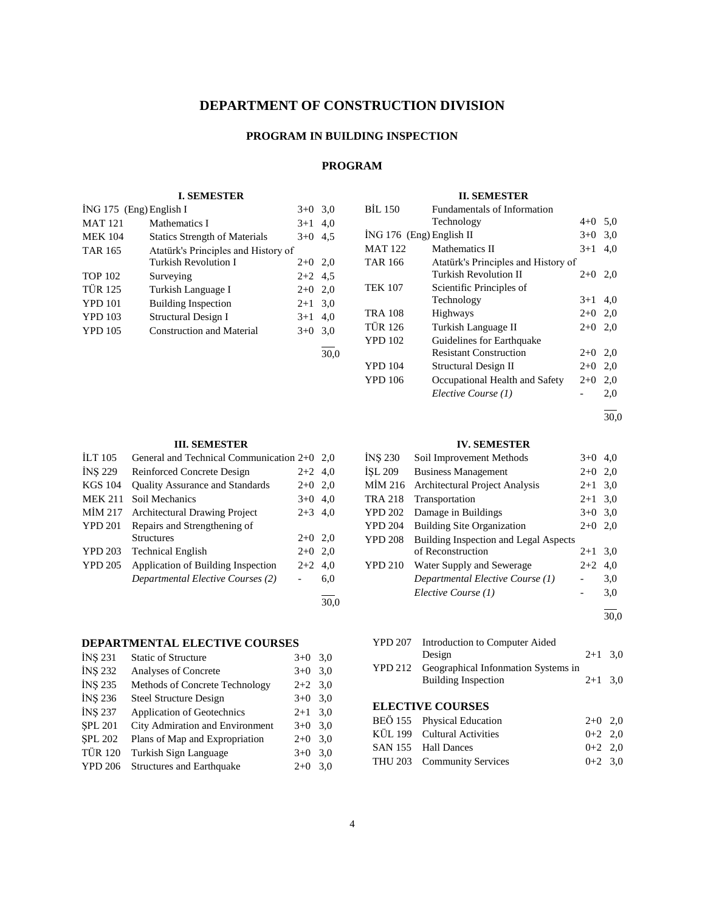# DEPARTMENT OF CONSTRUCTION DIVISION

## PROGRAM IN BUILDING INSPECTION

### PROGRAM

#### I. SEMESTER

| | | | |
|---|---|---|---|
| İNG 175 (Eng) | English I | 3+0 | 3,0 |
| MAT 121 | Mathematics I | 3+1 | 4,0 |
| MEK 104 | Statics Strength of Materials | 3+0 | 4,5 |
| TAR 165 | Atatürk's Principles and History of Turkish Revolution I | 2+0 | 2,0 |
| TOP 102 | Surveying | 2+2 | 4,5 |
| TÜR 125 | Turkish Language I | 2+0 | 2,0 |
| YPD 101 | Building Inspection | 2+1 | 3,0 |
| YPD 103 | Structural Design I | 3+1 | 4,0 |
| YPD 105 | Construction and Material | 3+0 | 3,0 |
| | | | 30,0 |

#### II. SEMESTER

| | | | |
|---|---|---|---|
| BİL 150 | Fundamentals of Information Technology | 4+0 | 5,0 |
| İNG 176 (Eng) | English II | 3+0 | 3,0 |
| MAT 122 | Mathematics II | 3+1 | 4,0 |
| TAR 166 | Atatürk's Principles and History of Turkish Revolution II | 2+0 | 2,0 |
| TEK 107 | Scientific Principles of Technology | 3+1 | 4,0 |
| TRA 108 | Highways | 2+0 | 2,0 |
| TÜR 126 | Turkish Language II | 2+0 | 2,0 |
| YPD 102 | Guidelines for Earthquake Resistant Construction | 2+0 | 2,0 |
| YPD 104 | Structural Design II | 2+0 | 2,0 |
| YPD 106 | Occupational Health and Safety | 2+0 | 2,0 |
| | *Elective Course (1)* | - | 2,0 |
| | | | 30,0 |

#### III. SEMESTER

| | | | |
|---|---|---|---|
| İLT 105 | General and Technical Communication | 2+0 | 2,0 |
| İNŞ 229 | Reinforced Concrete Design | 2+2 | 4,0 |
| KGS 104 | Quality Assurance and Standards | 2+0 | 2,0 |
| MEK 211 | Soil Mechanics | 3+0 | 4,0 |
| MİM 217 | Architectural Drawing Project | 2+3 | 4,0 |
| YPD 201 | Repairs and Strengthening of Structures | 2+0 | 2,0 |
| YPD 203 | Technical English | 2+0 | 2,0 |
| YPD 205 | Application of Building Inspection | 2+2 | 4,0 |
| | *Departmental Elective Courses (2)* | - | 6,0 |
| | | | 30,0 |

#### IV. SEMESTER

| | | | |
|---|---|---|---|
| İNŞ 230 | Soil Improvement Methods | 3+0 | 4,0 |
| İŞL 209 | Business Management | 2+0 | 2,0 |
| MİM 216 | Architectural Project Analysis | 2+1 | 3,0 |
| TRA 218 | Transportation | 2+1 | 3,0 |
| YPD 202 | Damage in Buildings | 3+0 | 3,0 |
| YPD 204 | Building Site Organization | 2+0 | 2,0 |
| YPD 208 | Building Inspection and Legal Aspects of Reconstruction | 2+1 | 3,0 |
| YPD 210 | Water Supply and Sewerage | 2+2 | 4,0 |
| | *Departmental Elective Course (1)* | - | 3,0 |
| | *Elective Course (1)* | - | 3,0 |
| | | | 30,0 |

### DEPARTMENTAL ELECTIVE COURSES

| | | | |
|---|---|---|---|
| İNŞ 231 | Static of Structure | 3+0 | 3,0 |
| İNŞ 232 | Analyses of Concrete | 3+0 | 3,0 |
| İNŞ 235 | Methods of Concrete Technology | 2+2 | 3,0 |
| İNŞ 236 | Steel Structure Design | 3+0 | 3,0 |
| İNŞ 237 | Application of Geotechnics | 2+1 | 3,0 |
| ŞPL 201 | City Admiration and Environment | 3+0 | 3,0 |
| ŞPL 202 | Plans of Map and Expropriation | 2+0 | 3,0 |
| TÜR 120 | Turkish Sign Language | 3+0 | 3,0 |
| YPD 206 | Structures and Earthquake | 2+0 | 3,0 |
| YPD 207 | Introduction to Computer Aided Design | 2+1 | 3,0 |
| YPD 212 | Geographical Infonmation Systems in Building Inspection | 2+1 | 3,0 |

### ELECTIVE COURSES

| | | | |
|---|---|---|---|
| BEÖ 155 | Physical Education | 2+0 | 2,0 |
| KÜL 199 | Cultural Activities | 0+2 | 2,0 |
| SAN 155 | Hall Dances | 0+2 | 2,0 |
| THU 203 | Community Services | 0+2 | 3,0 |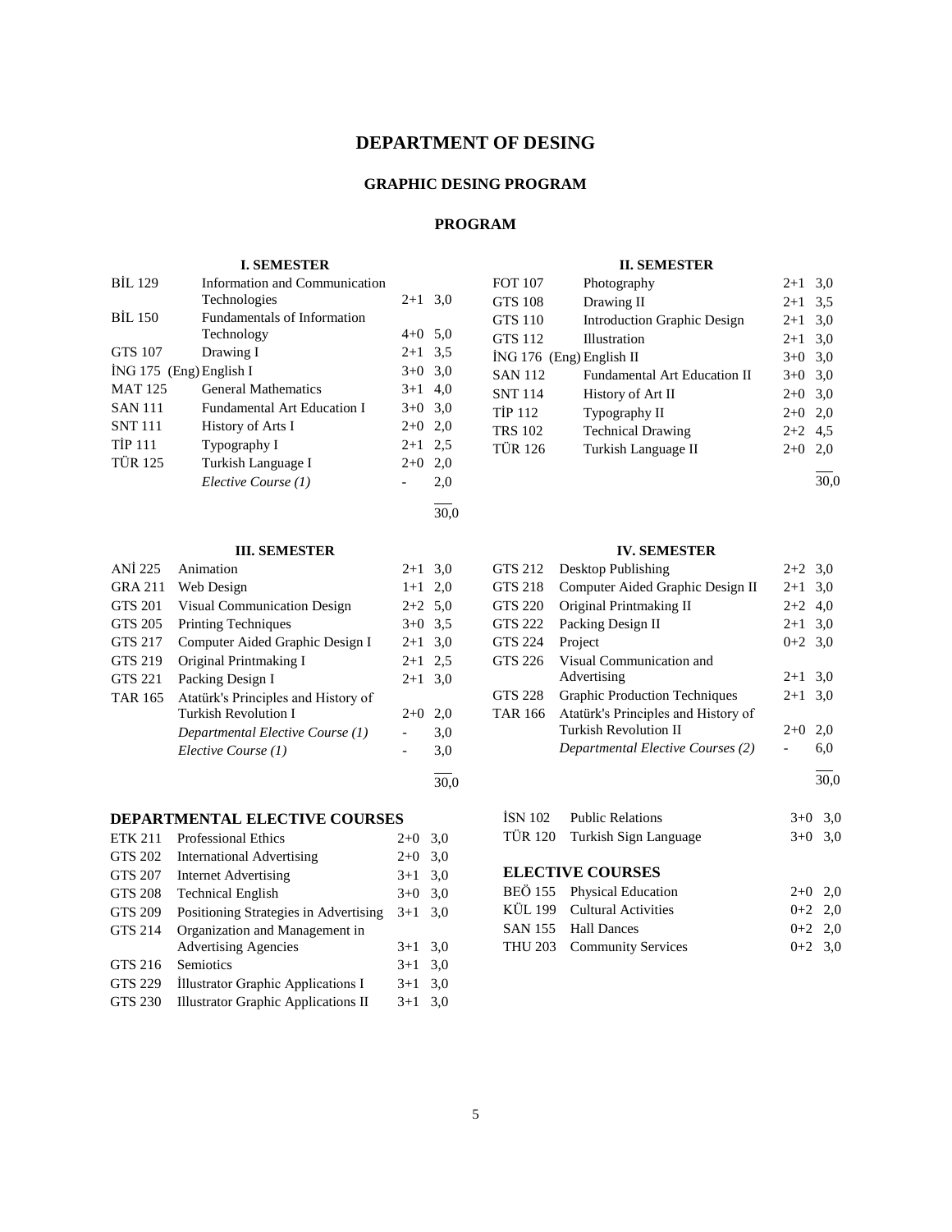# DEPARTMENT OF DESING

## GRAPHIC DESING PROGRAM

### PROGRAM

**I. SEMESTER**

| Code | Course | Hours | Credit |
|---|---|---|---|
| BİL 129 | Information and Communication Technologies | 2+1 | 3,0 |
| BİL 150 | Fundamentals of Information Technology | 4+0 | 5,0 |
| GTS 107 | Drawing I | 2+1 | 3,5 |
| İNG 175 (Eng) | English I | 3+0 | 3,0 |
| MAT 125 | General Mathematics | 3+1 | 4,0 |
| SAN 111 | Fundamental Art Education I | 3+0 | 3,0 |
| SNT 111 | History of Arts I | 2+0 | 2,0 |
| TİP 111 | Typography I | 2+1 | 2,5 |
| TÜR 125 | Turkish Language I | 2+0 | 2,0 |
| | *Elective Course (1)* | - | 2,0 |
| | | | 30,0 |

**II. SEMESTER**

| Code | Course | Hours | Credit |
|---|---|---|---|
| FOT 107 | Photography | 2+1 | 3,0 |
| GTS 108 | Drawing II | 2+1 | 3,5 |
| GTS 110 | Introduction Graphic Design | 2+1 | 3,0 |
| GTS 112 | Illustration | 2+1 | 3,0 |
| İNG 176 (Eng) | English II | 3+0 | 3,0 |
| SAN 112 | Fundamental Art Education II | 3+0 | 3,0 |
| SNT 114 | History of Art II | 2+0 | 3,0 |
| TİP 112 | Typography II | 2+0 | 2,0 |
| TRS 102 | Technical Drawing | 2+2 | 4,5 |
| TÜR 126 | Turkish Language II | 2+0 | 2,0 |
| | | | 30,0 |

**III. SEMESTER**

| Code | Course | Hours | Credit |
|---|---|---|---|
| ANİ 225 | Animation | 2+1 | 3,0 |
| GRA 211 | Web Design | 1+1 | 2,0 |
| GTS 201 | Visual Communication Design | 2+2 | 5,0 |
| GTS 205 | Printing Techniques | 3+0 | 3,5 |
| GTS 217 | Computer Aided Graphic Design I | 2+1 | 3,0 |
| GTS 219 | Original Printmaking I | 2+1 | 2,5 |
| GTS 221 | Packing Design I | 2+1 | 3,0 |
| TAR 165 | Atatürk's Principles and History of Turkish Revolution I | 2+0 | 2,0 |
| | *Departmental Elective Course (1)* | - | 3,0 |
| | *Elective Course (1)* | - | 3,0 |
| | | | 30,0 |

**IV. SEMESTER**

| Code | Course | Hours | Credit |
|---|---|---|---|
| GTS 212 | Desktop Publishing | 2+2 | 3,0 |
| GTS 218 | Computer Aided Graphic Design II | 2+1 | 3,0 |
| GTS 220 | Original Printmaking II | 2+2 | 4,0 |
| GTS 222 | Packing Design II | 2+1 | 3,0 |
| GTS 224 | Project | 0+2 | 3,0 |
| GTS 226 | Visual Communication and Advertising | 2+1 | 3,0 |
| GTS 228 | Graphic Production Techniques | 2+1 | 3,0 |
| TAR 166 | Atatürk's Principles and History of Turkish Revolution II | 2+0 | 2,0 |
| | *Departmental Elective Courses (2)* | - | 6,0 |
| | | | 30,0 |

### DEPARTMENTAL ELECTIVE COURSES

| Code | Course | Hours | Credit |
|---|---|---|---|
| ETK 211 | Professional Ethics | 2+0 | 3,0 |
| GTS 202 | International Advertising | 2+0 | 3,0 |
| GTS 207 | Internet Advertising | 3+1 | 3,0 |
| GTS 208 | Technical English | 3+0 | 3,0 |
| GTS 209 | Positioning Strategies in Advertising | 3+1 | 3,0 |
| GTS 214 | Organization and Management in Advertising Agencies | 3+1 | 3,0 |
| GTS 216 | Semiotics | 3+1 | 3,0 |
| GTS 229 | İllustrator Graphic Applications I | 3+1 | 3,0 |
| GTS 230 | Illustrator Graphic Applications II | 3+1 | 3,0 |
| İSN 102 | Public Relations | 3+0 | 3,0 |
| TÜR 120 | Turkish Sign Language | 3+0 | 3,0 |

### ELECTIVE COURSES

| Code | Course | Hours | Credit |
|---|---|---|---|
| BEÖ 155 | Physical Education | 2+0 | 2,0 |
| KÜL 199 | Cultural Activities | 0+2 | 2,0 |
| SAN 155 | Hall Dances | 0+2 | 2,0 |
| THU 203 | Community Services | 0+2 | 3,0 |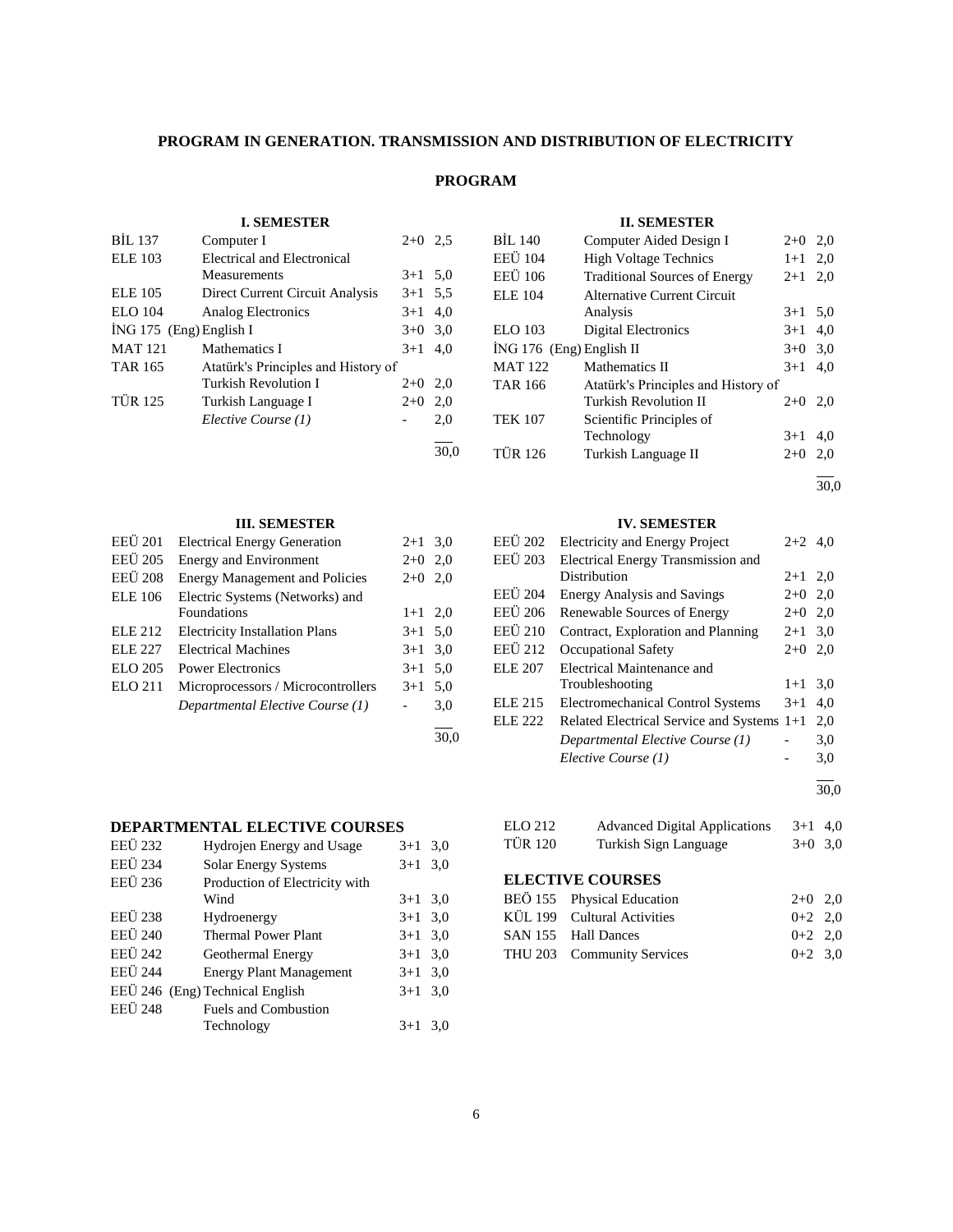# PROGRAM IN GENERATION. TRANSMISSION AND DISTRIBUTION OF ELECTRICITY

## PROGRAM

### I. SEMESTER

| Code | Course | Hours | Credit |
|---|---|---|---|
| BİL 137 | Computer I | 2+0 | 2,5 |
| ELE 103 | Electrical and Electronical Measurements | 3+1 | 5,0 |
| ELE 105 | Direct Current Circuit Analysis | 3+1 | 5,5 |
| ELO 104 | Analog Electronics | 3+1 | 4,0 |
| İNG 175 (Eng) | English I | 3+0 | 3,0 |
| MAT 121 | Mathematics I | 3+1 | 4,0 |
| TAR 165 | Atatürk's Principles and History of Turkish Revolution I | 2+0 | 2,0 |
| TÜR 125 | Turkish Language I | 2+0 | 2,0 |
| | *Elective Course (1)* | - | 2,0 |
| | | | 30,0 |

### II. SEMESTER

| Code | Course | Hours | Credit |
|---|---|---|---|
| BİL 140 | Computer Aided Design I | 2+0 | 2,0 |
| EEÜ 104 | High Voltage Technics | 1+1 | 2,0 |
| EEÜ 106 | Traditional Sources of Energy | 2+1 | 2,0 |
| ELE 104 | Alternative Current Circuit Analysis | 3+1 | 5,0 |
| ELO 103 | Digital Electronics | 3+1 | 4,0 |
| İNG 176 (Eng) | English II | 3+0 | 3,0 |
| MAT 122 | Mathematics II | 3+1 | 4,0 |
| TAR 166 | Atatürk's Principles and History of Turkish Revolution II | 2+0 | 2,0 |
| TEK 107 | Scientific Principles of Technology | 3+1 | 4,0 |
| TÜR 126 | Turkish Language II | 2+0 | 2,0 |
| | | | 30,0 |

### III. SEMESTER

| Code | Course | Hours | Credit |
|---|---|---|---|
| EEÜ 201 | Electrical Energy Generation | 2+1 | 3,0 |
| EEÜ 205 | Energy and Environment | 2+0 | 2,0 |
| EEÜ 208 | Energy Management and Policies | 2+0 | 2,0 |
| ELE 106 | Electric Systems (Networks) and Foundations | 1+1 | 2,0 |
| ELE 212 | Electricity Installation Plans | 3+1 | 5,0 |
| ELE 227 | Electrical Machines | 3+1 | 3,0 |
| ELO 205 | Power Electronics | 3+1 | 5,0 |
| ELO 211 | Microprocessors / Microcontrollers | 3+1 | 5,0 |
| | *Departmental Elective Course (1)* | - | 3,0 |
| | | | 30,0 |

### IV. SEMESTER

| Code | Course | Hours | Credit |
|---|---|---|---|
| EEÜ 202 | Electricity and Energy Project | 2+2 | 4,0 |
| EEÜ 203 | Electrical Energy Transmission and Distribution | 2+1 | 2,0 |
| EEÜ 204 | Energy Analysis and Savings | 2+0 | 2,0 |
| EEÜ 206 | Renewable Sources of Energy | 2+0 | 2,0 |
| EEÜ 210 | Contract, Exploration and Planning | 2+1 | 3,0 |
| EEÜ 212 | Occupational Safety | 2+0 | 2,0 |
| ELE 207 | Electrical Maintenance and Troubleshooting | 1+1 | 3,0 |
| ELE 215 | Electromechanical Control Systems | 3+1 | 4,0 |
| ELE 222 | Related Electrical Service and Systems | 1+1 | 2,0 |
| | *Departmental Elective Course (1)* | - | 3,0 |
| | *Elective Course (1)* | - | 3,0 |
| | | | 30,0 |

### DEPARTMENTAL ELECTIVE COURSES

| Code | Course | Hours | Credit |
|---|---|---|---|
| EEÜ 232 | Hydrojen Energy and Usage | 3+1 | 3,0 |
| EEÜ 234 | Solar Energy Systems | 3+1 | 3,0 |
| EEÜ 236 | Production of Electricity with Wind | 3+1 | 3,0 |
| EEÜ 238 | Hydroenergy | 3+1 | 3,0 |
| EEÜ 240 | Thermal Power Plant | 3+1 | 3,0 |
| EEÜ 242 | Geothermal Energy | 3+1 | 3,0 |
| EEÜ 244 | Energy Plant Management | 3+1 | 3,0 |
| EEÜ 246 (Eng) | Technical English | 3+1 | 3,0 |
| EEÜ 248 | Fuels and Combustion Technology | 3+1 | 3,0 |
| ELO 212 | Advanced Digital Applications | 3+1 | 4,0 |
| TÜR 120 | Turkish Sign Language | 3+0 | 3,0 |

### ELECTIVE COURSES

| Code | Course | Hours | Credit |
|---|---|---|---|
| BEÖ 155 | Physical Education | 2+0 | 2,0 |
| KÜL 199 | Cultural Activities | 0+2 | 2,0 |
| SAN 155 | Hall Dances | 0+2 | 2,0 |
| THU 203 | Community Services | 0+2 | 3,0 |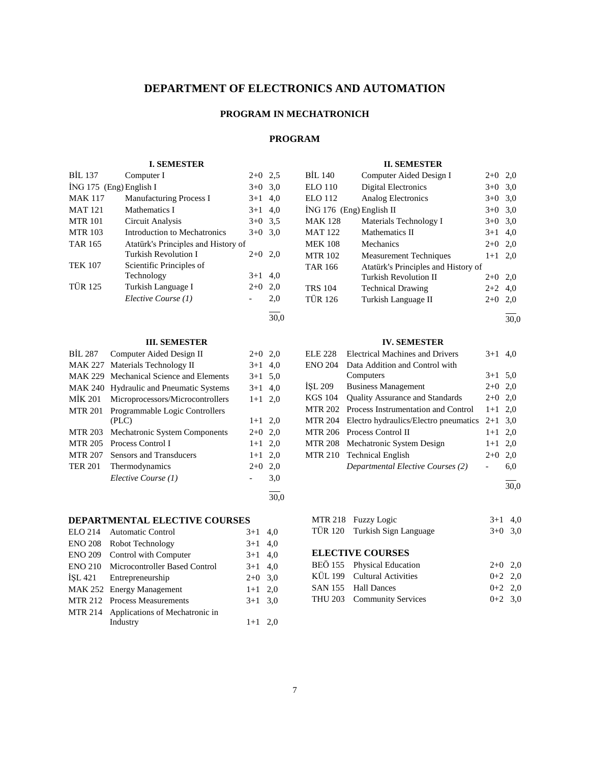# DEPARTMENT OF ELECTRONICS AND AUTOMATION

## PROGRAM IN MECHATRONICH

### PROGRAM

**I. SEMESTER**

| | | | |
|---|---|---|---|
| BİL 137 | Computer I | 2+0 | 2,5 |
| İNG 175 (Eng) | English I | 3+0 | 3,0 |
| MAK 117 | Manufacturing Process I | 3+1 | 4,0 |
| MAT 121 | Mathematics I | 3+1 | 4,0 |
| MTR 101 | Circuit Analysis | 3+0 | 3,5 |
| MTR 103 | Introduction to Mechatronics | 3+0 | 3,0 |
| TAR 165 | Atatürk's Principles and History of Turkish Revolution I | 2+0 | 2,0 |
| TEK 107 | Scientific Principles of Technology | 3+1 | 4,0 |
| TÜR 125 | Turkish Language I | 2+0 | 2,0 |
| | *Elective Course (1)* | - | 2,0 |
| | | | 30,0 |

**II. SEMESTER**

| | | | |
|---|---|---|---|
| BİL 140 | Computer Aided Design I | 2+0 | 2,0 |
| ELO 110 | Digital Electronics | 3+0 | 3,0 |
| ELO 112 | Analog Electronics | 3+0 | 3,0 |
| İNG 176 (Eng) | English II | 3+0 | 3,0 |
| MAK 128 | Materials Technology I | 3+0 | 3,0 |
| MAT 122 | Mathematics II | 3+1 | 4,0 |
| MEK 108 | Mechanics | 2+0 | 2,0 |
| MTR 102 | Measurement Techniques | 1+1 | 2,0 |
| TAR 166 | Atatürk's Principles and History of Turkish Revolution II | 2+0 | 2,0 |
| TRS 104 | Technical Drawing | 2+2 | 4,0 |
| TÜR 126 | Turkish Language II | 2+0 | 2,0 |
| | | | 30,0 |

**III. SEMESTER**

| | | | |
|---|---|---|---|
| BİL 287 | Computer Aided Design II | 2+0 | 2,0 |
| MAK 227 | Materials Technology II | 3+1 | 4,0 |
| MAK 229 | Mechanical Science and Elements | 3+1 | 5,0 |
| MAK 240 | Hydraulic and Pneumatic Systems | 3+1 | 4,0 |
| MİK 201 | Microprocessors/Microcontrollers | 1+1 | 2,0 |
| MTR 201 | Programmable Logic Controllers (PLC) | 1+1 | 2,0 |
| MTR 203 | Mechatronic System Components | 2+0 | 2,0 |
| MTR 205 | Process Control I | 1+1 | 2,0 |
| MTR 207 | Sensors and Transducers | 1+1 | 2,0 |
| TER 201 | Thermodynamics | 2+0 | 2,0 |
| | *Elective Course (1)* | - | 3,0 |
| | | | 30,0 |

**IV. SEMESTER**

| | | | |
|---|---|---|---|
| ELE 228 | Electrical Machines and Drivers | 3+1 | 4,0 |
| ENO 204 | Data Addition and Control with Computers | 3+1 | 5,0 |
| İŞL 209 | Business Management | 2+0 | 2,0 |
| KGS 104 | Quality Assurance and Standards | 2+0 | 2,0 |
| MTR 202 | Process Instrumentation and Control | 1+1 | 2,0 |
| MTR 204 | Electro hydraulics/Electro pneumatics | 2+1 | 3,0 |
| MTR 206 | Process Control II | 1+1 | 2,0 |
| MTR 208 | Mechatronic System Design | 1+1 | 2,0 |
| MTR 210 | Technical English | 2+0 | 2,0 |
| | *Departmental Elective Courses (2)* | - | 6,0 |
| | | | 30,0 |

### DEPARTMENTAL ELECTIVE COURSES

| | | | |
|---|---|---|---|
| ELO 214 | Automatic Control | 3+1 | 4,0 |
| ENO 208 | Robot Technology | 3+1 | 4,0 |
| ENO 209 | Control with Computer | 3+1 | 4,0 |
| ENO 210 | Microcontroller Based Control | 3+1 | 4,0 |
| İŞL 421 | Entrepreneurship | 2+0 | 3,0 |
| MAK 252 | Energy Management | 1+1 | 2,0 |
| MTR 212 | Process Measurements | 3+1 | 3,0 |
| MTR 214 | Applications of Mechatronic in Industry | 1+1 | 2,0 |
| MTR 218 | Fuzzy Logic | 3+1 | 4,0 |
| TÜR 120 | Turkish Sign Language | 3+0 | 3,0 |

### ELECTIVE COURSES

| | | | |
|---|---|---|---|
| BEÖ 155 | Physical Education | 2+0 | 2,0 |
| KÜL 199 | Cultural Activities | 0+2 | 2,0 |
| SAN 155 | Hall Dances | 0+2 | 2,0 |
| THU 203 | Community Services | 0+2 | 3,0 |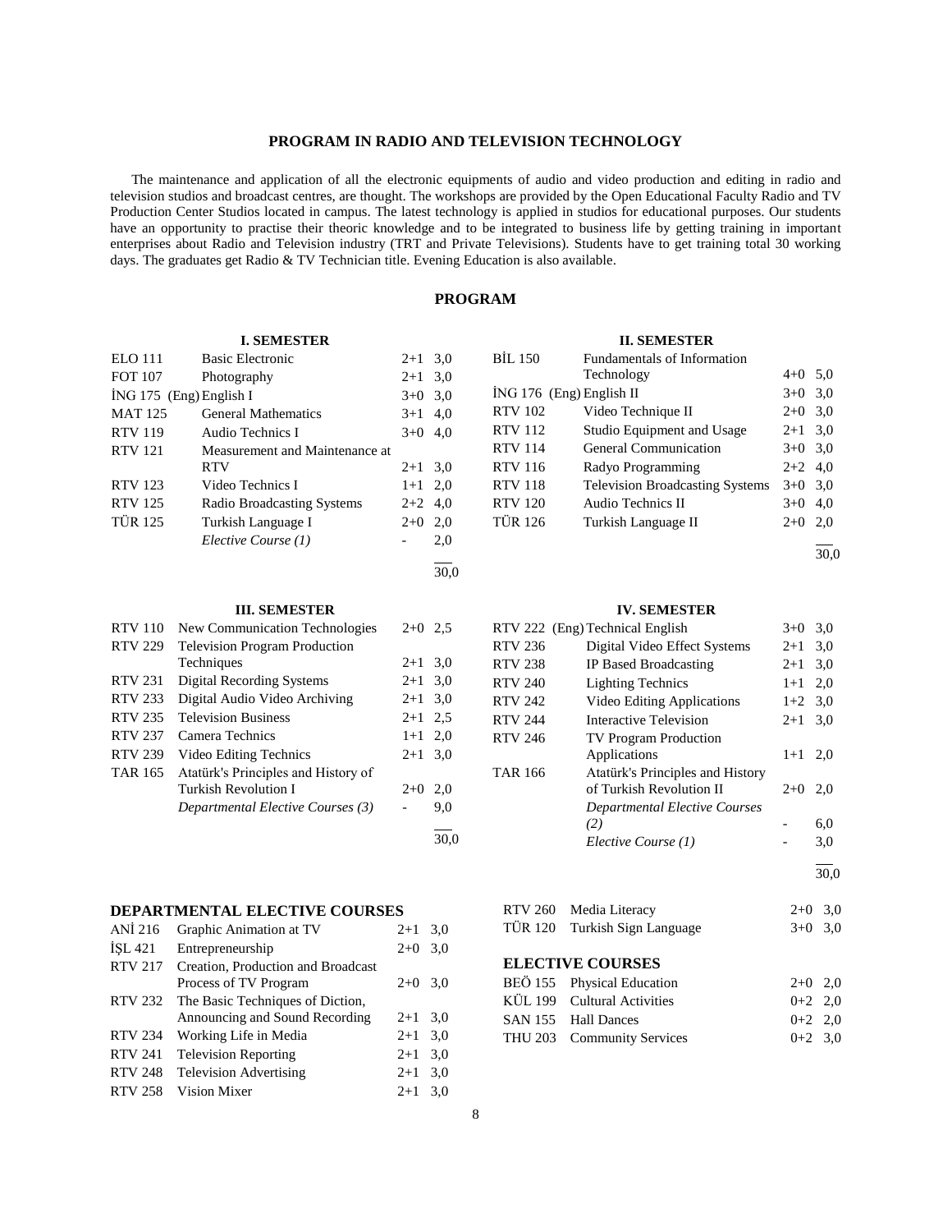## PROGRAM IN RADIO AND TELEVISION TECHNOLOGY

The maintenance and application of all the electronic equipments of audio and video production and editing in radio and television studios and broadcast centres, are thought. The workshops are provided by the Open Educational Faculty Radio and TV Production Center Studios located in campus. The latest technology is applied in studios for educational purposes. Our students have an opportunity to practise their theoric knowledge and to be integrated to business life by getting training in important enterprises about Radio and Television industry (TRT and Private Televisions). Students have to get training total 30 working days. The graduates get Radio & TV Technician title. Evening Education is also available.

### PROGRAM

**I. SEMESTER**

| Code | Course | Hours | Credit |
|---|---|---|---|
| ELO 111 | Basic Electronic | 2+1 | 3,0 |
| FOT 107 | Photography | 2+1 | 3,0 |
| İNG 175 (Eng) | English I | 3+0 | 3,0 |
| MAT 125 | General Mathematics | 3+1 | 4,0 |
| RTV 119 | Audio Technics I | 3+0 | 4,0 |
| RTV 121 | Measurement and Maintenance at RTV | 2+1 | 3,0 |
| RTV 123 | Video Technics I | 1+1 | 2,0 |
| RTV 125 | Radio Broadcasting Systems | 2+2 | 4,0 |
| TÜR 125 | Turkish Language I | 2+0 | 2,0 |
| | *Elective Course (1)* | - | 2,0 |
| | | | 30,0 |

**II. SEMESTER**

| Code | Course | Hours | Credit |
|---|---|---|---|
| BİL 150 | Fundamentals of Information Technology | 4+0 | 5,0 |
| İNG 176 (Eng) | English II | 3+0 | 3,0 |
| RTV 102 | Video Technique II | 2+0 | 3,0 |
| RTV 112 | Studio Equipment and Usage | 2+1 | 3,0 |
| RTV 114 | General Communication | 3+0 | 3,0 |
| RTV 116 | Radyo Programming | 2+2 | 4,0 |
| RTV 118 | Television Broadcasting Systems | 3+0 | 3,0 |
| RTV 120 | Audio Technics II | 3+0 | 4,0 |
| TÜR 126 | Turkish Language II | 2+0 | 2,0 |
| | | | 30,0 |

**III. SEMESTER**

| Code | Course | Hours | Credit |
|---|---|---|---|
| RTV 110 | New Communication Technologies | 2+0 | 2,5 |
| RTV 229 | Television Program Production Techniques | 2+1 | 3,0 |
| RTV 231 | Digital Recording Systems | 2+1 | 3,0 |
| RTV 233 | Digital Audio Video Archiving | 2+1 | 3,0 |
| RTV 235 | Television Business | 2+1 | 2,5 |
| RTV 237 | Camera Technics | 1+1 | 2,0 |
| RTV 239 | Video Editing Technics | 2+1 | 3,0 |
| TAR 165 | Atatürk's Principles and History of Turkish Revolution I | 2+0 | 2,0 |
| | *Departmental Elective Courses (3)* | - | 9,0 |
| | | | 30,0 |

**IV. SEMESTER**

| Code | Course | Hours | Credit |
|---|---|---|---|
| RTV 222 (Eng) | Technical English | 3+0 | 3,0 |
| RTV 236 | Digital Video Effect Systems | 2+1 | 3,0 |
| RTV 238 | IP Based Broadcasting | 2+1 | 3,0 |
| RTV 240 | Lighting Technics | 1+1 | 2,0 |
| RTV 242 | Video Editing Applications | 1+2 | 3,0 |
| RTV 244 | Interactive Television | 2+1 | 3,0 |
| RTV 246 | TV Program Production Applications | 1+1 | 2,0 |
| TAR 166 | Atatürk's Principles and History of Turkish Revolution II | 2+0 | 2,0 |
| | *Departmental Elective Courses (2)* | - | 6,0 |
| | *Elective Course (1)* | - | 3,0 |
| | | | 30,0 |

### DEPARTMENTAL ELECTIVE COURSES

| Code | Course | Hours | Credit |
|---|---|---|---|
| ANİ 216 | Graphic Animation at TV | 2+1 | 3,0 |
| İŞL 421 | Entrepreneurship | 2+0 | 3,0 |
| RTV 217 | Creation, Production and Broadcast Process of TV Program | 2+0 | 3,0 |
| RTV 232 | The Basic Techniques of Diction, Announcing and Sound Recording | 2+1 | 3,0 |
| RTV 234 | Working Life in Media | 2+1 | 3,0 |
| RTV 241 | Television Reporting | 2+1 | 3,0 |
| RTV 248 | Television Advertising | 2+1 | 3,0 |
| RTV 258 | Vision Mixer | 2+1 | 3,0 |
| RTV 260 | Media Literacy | 2+0 | 3,0 |
| TÜR 120 | Turkish Sign Language | 3+0 | 3,0 |

### ELECTIVE COURSES

| Code | Course | Hours | Credit |
|---|---|---|---|
| BEÖ 155 | Physical Education | 2+0 | 2,0 |
| KÜL 199 | Cultural Activities | 0+2 | 2,0 |
| SAN 155 | Hall Dances | 0+2 | 2,0 |
| THU 203 | Community Services | 0+2 | 3,0 |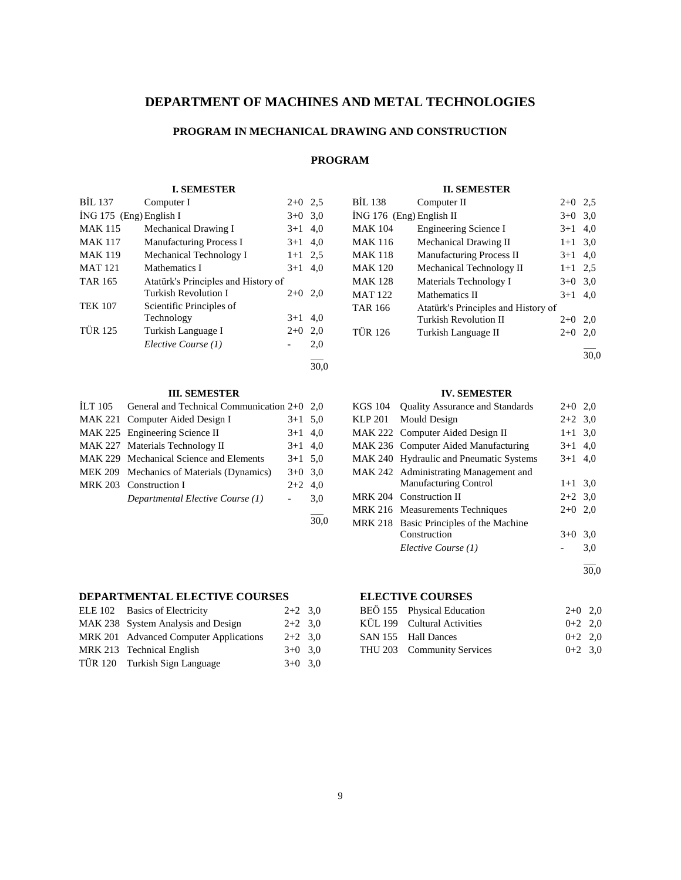# DEPARTMENT OF MACHINES AND METAL TECHNOLOGIES

## PROGRAM IN MECHANICAL DRAWING AND CONSTRUCTION

### PROGRAM

#### I. SEMESTER

| Code | Course | Hours | Credit |
|---|---|---|---|
| BİL 137 | Computer I | 2+0 | 2,5 |
| İNG 175 (Eng) | English I | 3+0 | 3,0 |
| MAK 115 | Mechanical Drawing I | 3+1 | 4,0 |
| MAK 117 | Manufacturing Process I | 3+1 | 4,0 |
| MAK 119 | Mechanical Technology I | 1+1 | 2,5 |
| MAT 121 | Mathematics I | 3+1 | 4,0 |
| TAR 165 | Atatürk's Principles and History of Turkish Revolution I | 2+0 | 2,0 |
| TEK 107 | Scientific Principles of Technology | 3+1 | 4,0 |
| TÜR 125 | Turkish Language I | 2+0 | 2,0 |
| | *Elective Course (1)* | - | 2,0 |
| | | | 30,0 |

#### II. SEMESTER

| Code | Course | Hours | Credit |
|---|---|---|---|
| BİL 138 | Computer II | 2+0 | 2,5 |
| İNG 176 (Eng) | English II | 3+0 | 3,0 |
| MAK 104 | Engineering Science I | 3+1 | 4,0 |
| MAK 116 | Mechanical Drawing II | 1+1 | 3,0 |
| MAK 118 | Manufacturing Process II | 3+1 | 4,0 |
| MAK 120 | Mechanical Technology II | 1+1 | 2,5 |
| MAK 128 | Materials Technology I | 3+0 | 3,0 |
| MAT 122 | Mathematics II | 3+1 | 4,0 |
| TAR 166 | Atatürk's Principles and History of Turkish Revolution II | 2+0 | 2,0 |
| TÜR 126 | Turkish Language II | 2+0 | 2,0 |
| | | | 30,0 |

#### III. SEMESTER

| Code | Course | Hours | Credit |
|---|---|---|---|
| İLT 105 | General and Technical Communication | 2+0 | 2,0 |
| MAK 221 | Computer Aided Design I | 3+1 | 5,0 |
| MAK 225 | Engineering Science II | 3+1 | 4,0 |
| MAK 227 | Materials Technology II | 3+1 | 4,0 |
| MAK 229 | Mechanical Science and Elements | 3+1 | 5,0 |
| MEK 209 | Mechanics of Materials (Dynamics) | 3+0 | 3,0 |
| MRK 203 | Construction I | 2+2 | 4,0 |
| | *Departmental Elective Course (1)* | - | 3,0 |
| | | | 30,0 |

#### IV. SEMESTER

| Code | Course | Hours | Credit |
|---|---|---|---|
| KGS 104 | Quality Assurance and Standards | 2+0 | 2,0 |
| KLP 201 | Mould Design | 2+2 | 3,0 |
| MAK 222 | Computer Aided Design II | 1+1 | 3,0 |
| MAK 236 | Computer Aided Manufacturing | 3+1 | 4,0 |
| MAK 240 | Hydraulic and Pneumatic Systems | 3+1 | 4,0 |
| MAK 242 | Administrating Management and Manufacturing Control | 1+1 | 3,0 |
| MRK 204 | Construction II | 2+2 | 3,0 |
| MRK 216 | Measurements Techniques | 2+0 | 2,0 |
| MRK 218 | Basic Principles of the Machine Construction | 3+0 | 3,0 |
| | *Elective Course (1)* | - | 3,0 |
| | | | 30,0 |

#### DEPARTMENTAL ELECTIVE COURSES

| Code | Course | Hours | Credit |
|---|---|---|---|
| ELE 102 | Basics of Electricity | 2+2 | 3,0 |
| MAK 238 | System Analysis and Design | 2+2 | 3,0 |
| MRK 201 | Advanced Computer Applications | 2+2 | 3,0 |
| MRK 213 | Technical English | 3+0 | 3,0 |
| TÜR 120 | Turkish Sign Language | 3+0 | 3,0 |

#### ELECTIVE COURSES

| Code | Course | Hours | Credit |
|---|---|---|---|
| BEÖ 155 | Physical Education | 2+0 | 2,0 |
| KÜL 199 | Cultural Activities | 0+2 | 2,0 |
| SAN 155 | Hall Dances | 0+2 | 2,0 |
| THU 203 | Community Services | 0+2 | 3,0 |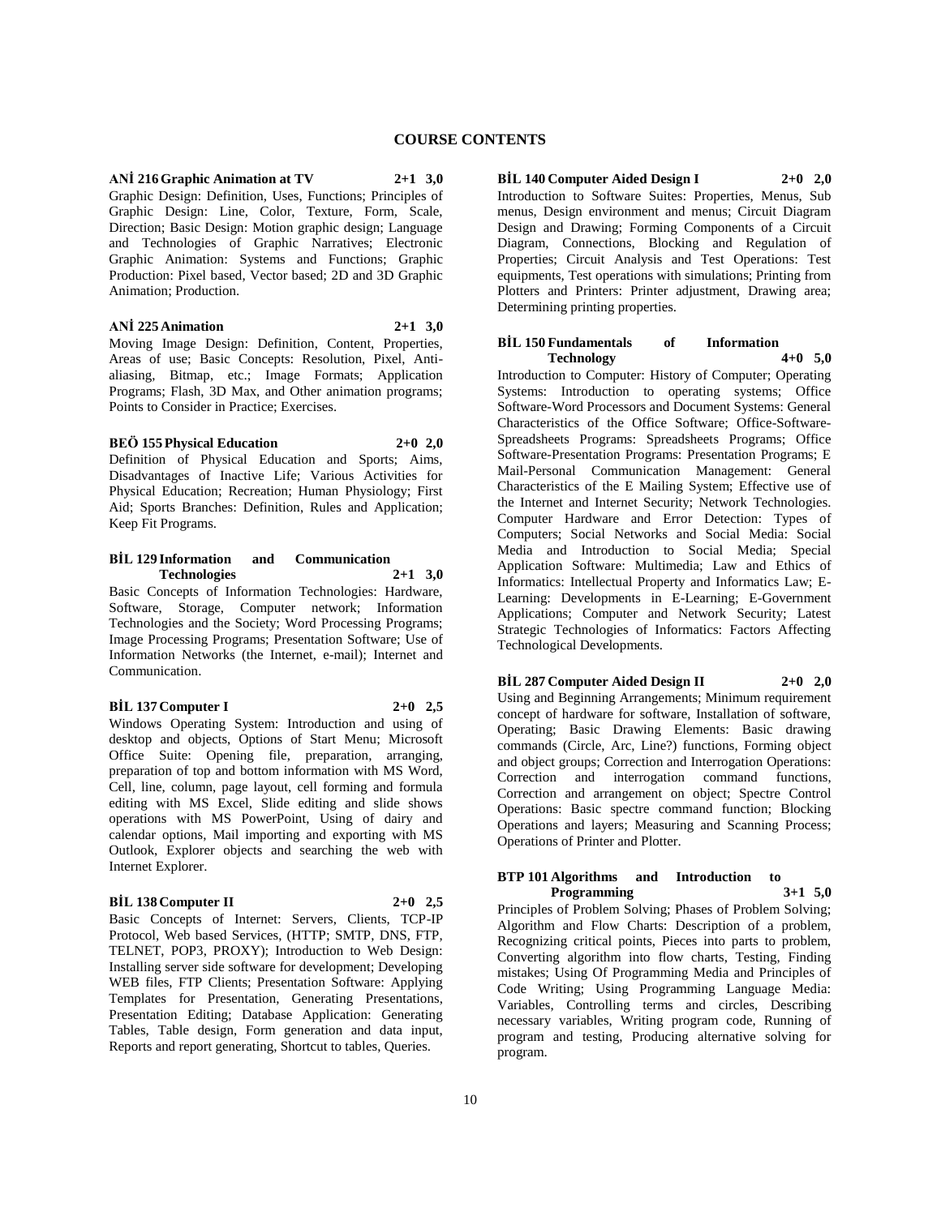# COURSE CONTENTS

**ANİ 216 Graphic Animation at TV 2+1 3,0**

Graphic Design: Definition, Uses, Functions; Principles of Graphic Design: Line, Color, Texture, Form, Scale, Direction; Basic Design: Motion graphic design; Language and Technologies of Graphic Narratives; Electronic Graphic Animation: Systems and Functions; Graphic Production: Pixel based, Vector based; 2D and 3D Graphic Animation; Production.

**ANİ 225 Animation 2+1 3,0**

Moving Image Design: Definition, Content, Properties, Areas of use; Basic Concepts: Resolution, Pixel, Anti-aliasing, Bitmap, etc.; Image Formats; Application Programs; Flash, 3D Max, and Other animation programs; Points to Consider in Practice; Exercises.

**BEÖ 155 Physical Education 2+0 2,0**

Definition of Physical Education and Sports; Aims, Disadvantages of Inactive Life; Various Activities for Physical Education; Recreation; Human Physiology; First Aid; Sports Branches: Definition, Rules and Application; Keep Fit Programs.

**BİL 129 Information and Communication Technologies 2+1 3,0**

Basic Concepts of Information Technologies: Hardware, Software, Storage, Computer network; Information Technologies and the Society; Word Processing Programs; Image Processing Programs; Presentation Software; Use of Information Networks (the Internet, e-mail); Internet and Communication.

**BİL 137 Computer I 2+0 2,5**

Windows Operating System: Introduction and using of desktop and objects, Options of Start Menu; Microsoft Office Suite: Opening file, preparation, arranging, preparation of top and bottom information with MS Word, Cell, line, column, page layout, cell forming and formula editing with MS Excel, Slide editing and slide shows operations with MS PowerPoint, Using of dairy and calendar options, Mail importing and exporting with MS Outlook, Explorer objects and searching the web with Internet Explorer.

**BİL 138 Computer II 2+0 2,5**

Basic Concepts of Internet: Servers, Clients, TCP-IP Protocol, Web based Services, (HTTP; SMTP, DNS, FTP, TELNET, POP3, PROXY); Introduction to Web Design: Installing server side software for development; Developing WEB files, FTP Clients; Presentation Software: Applying Templates for Presentation, Generating Presentations, Presentation Editing; Database Application: Generating Tables, Table design, Form generation and data input, Reports and report generating, Shortcut to tables, Queries.

**BİL 140 Computer Aided Design I 2+0 2,0**

Introduction to Software Suites: Properties, Menus, Sub menus, Design environment and menus; Circuit Diagram Design and Drawing; Forming Components of a Circuit Diagram, Connections, Blocking and Regulation of Properties; Circuit Analysis and Test Operations: Test equipments, Test operations with simulations; Printing from Plotters and Printers: Printer adjustment, Drawing area; Determining printing properties.

**BİL 150 Fundamentals of Information Technology 4+0 5,0**

Introduction to Computer: History of Computer; Operating Systems: Introduction to operating systems; Office Software-Word Processors and Document Systems: General Characteristics of the Office Software; Office-Software-Spreadsheets Programs: Spreadsheets Programs; Office Software-Presentation Programs: Presentation Programs; E Mail-Personal Communication Management: General Characteristics of the E Mailing System; Effective use of the Internet and Internet Security; Network Technologies. Computer Hardware and Error Detection: Types of Computers; Social Networks and Social Media: Social Media and Introduction to Social Media; Special Application Software: Multimedia; Law and Ethics of Informatics: Intellectual Property and Informatics Law; E-Learning: Developments in E-Learning; E-Government Applications; Computer and Network Security; Latest Strategic Technologies of Informatics: Factors Affecting Technological Developments.

**BİL 287 Computer Aided Design II 2+0 2,0**

Using and Beginning Arrangements; Minimum requirement concept of hardware for software, Installation of software, Operating; Basic Drawing Elements: Basic drawing commands (Circle, Arc, Line?) functions, Forming object and object groups; Correction and Interrogation Operations: Correction and interrogation command functions, Correction and arrangement on object; Spectre Control Operations: Basic spectre command function; Blocking Operations and layers; Measuring and Scanning Process; Operations of Printer and Plotter.

**BTP 101 Algorithms and Introduction to Programming 3+1 5,0**

Principles of Problem Solving; Phases of Problem Solving; Algorithm and Flow Charts: Description of a problem, Recognizing critical points, Pieces into parts to problem, Converting algorithm into flow charts, Testing, Finding mistakes; Using Of Programming Media and Principles of Code Writing; Using Programming Language Media: Variables, Controlling terms and circles, Describing necessary variables, Writing program code, Running of program and testing, Producing alternative solving for program.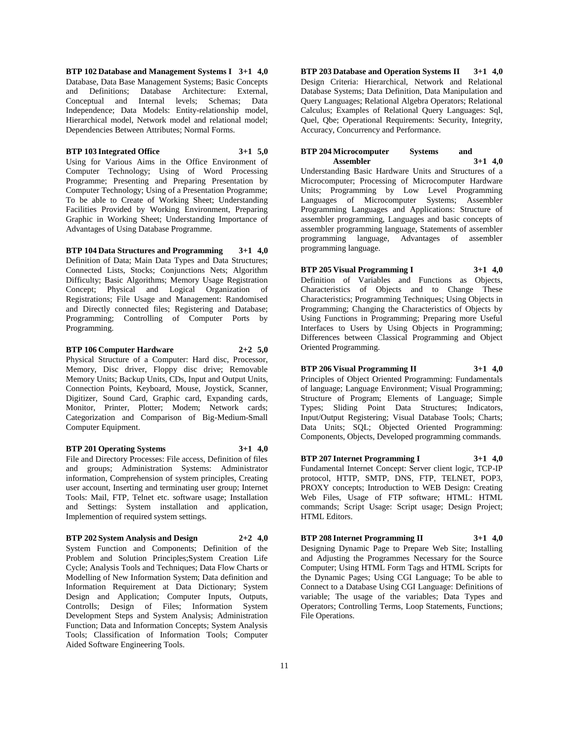**BTP 102 Database and Management Systems I 3+1 4,0**
Database, Data Base Management Systems; Basic Concepts and Definitions; Database Architecture: External, Conceptual and Internal levels; Schemas; Data Independence; Data Models: Entity-relationship model, Hierarchical model, Network model and relational model; Dependencies Between Attributes; Normal Forms.

**BTP 103 Integrated Office 3+1 5,0**
Using for Various Aims in the Office Environment of Computer Technology; Using of Word Processing Programme; Presenting and Preparing Presentation by Computer Technology; Using of a Presentation Programme; To be able to Create of Working Sheet; Understanding Facilities Provided by Working Environment, Preparing Graphic in Working Sheet; Understanding Importance of Advantages of Using Database Programme.

**BTP 104 Data Structures and Programming 3+1 4,0**
Definition of Data; Main Data Types and Data Structures; Connected Lists, Stocks; Conjunctions Nets; Algorithm Difficulty; Basic Algorithms; Memory Usage Registration Concept; Physical and Logical Organization of Registrations; File Usage and Management: Randomised and Directly connected files; Registering and Database; Programming; Controlling of Computer Ports by Programming.

**BTP 106 Computer Hardware 2+2 5,0**
Physical Structure of a Computer: Hard disc, Processor, Memory, Disc driver, Floppy disc drive; Removable Memory Units; Backup Units, CDs, Input and Output Units, Connection Points, Keyboard, Mouse, Joystick, Scanner, Digitizer, Sound Card, Graphic card, Expanding cards, Monitor, Printer, Plotter; Modem; Network cards; Categorization and Comparison of Big-Medium-Small Computer Equipment.

**BTP 201 Operating Systems 3+1 4,0**
File and Directory Processes: File access, Definition of files and groups; Administration Systems: Administrator information, Comprehension of system principles, Creating user account, Inserting and terminating user group; Internet Tools: Mail, FTP, Telnet etc. software usage; Installation and Settings: System installation and application, Implemention of required system settings.

**BTP 202 System Analysis and Design 2+2 4,0**
System Function and Components; Definition of the Problem and Solution Principles;System Creation Life Cycle; Analysis Tools and Techniques; Data Flow Charts or Modelling of New Information System; Data definition and Information Requirement at Data Dictionary; System Design and Application; Computer Inputs, Outputs, Controlls; Design of Files; Information System Development Steps and System Analysis; Administration Function; Data and Information Concepts; System Analysis Tools; Classification of Information Tools; Computer Aided Software Engineering Tools.

**BTP 203 Database and Operation Systems II 3+1 4,0**
Design Criteria: Hierarchical, Network and Relational Database Systems; Data Definition, Data Manipulation and Query Languages; Relational Algebra Operators; Relational Calculus; Examples of Relational Query Languages: Sql, Quel, Qbe; Operational Requirements: Security, Integrity, Accuracy, Concurrency and Performance.

**BTP 204 Microcomputer Systems and Assembler 3+1 4,0**
Understanding Basic Hardware Units and Structures of a Microcomputer; Processing of Microcomputer Hardware Units; Programming by Low Level Programming Languages of Microcomputer Systems; Assembler Programming Languages and Applications: Structure of assembler programming, Languages and basic concepts of assembler programming language, Statements of assembler programming language, Advantages of assembler programming language.

**BTP 205 Visual Programming I 3+1 4,0**
Definition of Variables and Functions as Objects, Characteristics of Objects and to Change These Characteristics; Programming Techniques; Using Objects in Programming; Changing the Characteristics of Objects by Using Functions in Programming; Preparing more Useful Interfaces to Users by Using Objects in Programming; Differences between Classical Programming and Object Oriented Programming.

**BTP 206 Visual Programming II 3+1 4,0**
Principles of Object Oriented Programming: Fundamentals of language; Language Environment; Visual Programming; Structure of Program; Elements of Language; Simple Types; Sliding Point Data Structures; Indicators, Input/Output Registering; Visual Database Tools; Charts; Data Units; SQL; Objected Oriented Programming: Components, Objects, Developed programming commands.

**BTP 207 Internet Programming I 3+1 4,0**
Fundamental Internet Concept: Server client logic, TCP-IP protocol, HTTP, SMTP, DNS, FTP, TELNET, POP3, PROXY concepts; Introduction to WEB Design: Creating Web Files, Usage of FTP software; HTML: HTML commands; Script Usage: Script usage; Design Project; HTML Editors.

**BTP 208 Internet Programming II 3+1 4,0**
Designing Dynamic Page to Prepare Web Site; Installing and Adjusting the Programmes Necessary for the Source Computer; Using HTML Form Tags and HTML Scripts for the Dynamic Pages; Using CGI Language; To be able to Connect to a Database Using CGI Language: Definitions of variable; The usage of the variables; Data Types and Operators; Controlling Terms, Loop Statements, Functions; File Operations.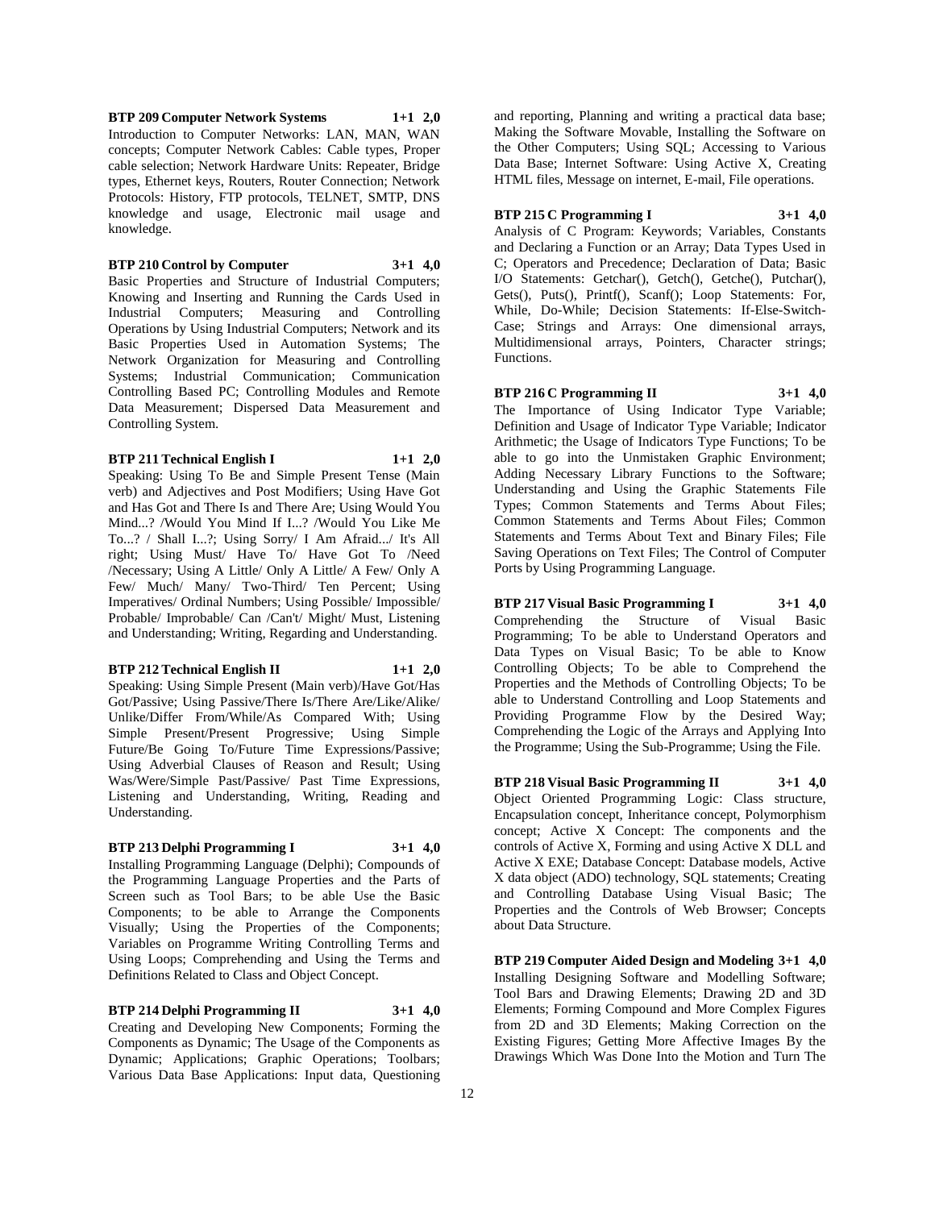**BTP 209 Computer Network Systems 1+1 2,0**

Introduction to Computer Networks: LAN, MAN, WAN concepts; Computer Network Cables: Cable types, Proper cable selection; Network Hardware Units: Repeater, Bridge types, Ethernet keys, Routers, Router Connection; Network Protocols: History, FTP protocols, TELNET, SMTP, DNS knowledge and usage, Electronic mail usage and knowledge.

**BTP 210 Control by Computer 3+1 4,0**

Basic Properties and Structure of Industrial Computers; Knowing and Inserting and Running the Cards Used in Industrial Computers; Measuring and Controlling Operations by Using Industrial Computers; Network and its Basic Properties Used in Automation Systems; The Network Organization for Measuring and Controlling Systems; Industrial Communication; Communication Controlling Based PC; Controlling Modules and Remote Data Measurement; Dispersed Data Measurement and Controlling System.

**BTP 211 Technical English I 1+1 2,0**

Speaking: Using To Be and Simple Present Tense (Main verb) and Adjectives and Post Modifiers; Using Have Got and Has Got and There Is and There Are; Using Would You Mind...? /Would You Mind If I...? /Would You Like Me To...? / Shall I...?; Using Sorry/ I Am Afraid.../ It's All right; Using Must/ Have To/ Have Got To /Need /Necessary; Using A Little/ Only A Little/ A Few/ Only A Few/ Much/ Many/ Two-Third/ Ten Percent; Using Imperatives/ Ordinal Numbers; Using Possible/ Impossible/ Probable/ Improbable/ Can /Can't/ Might/ Must, Listening and Understanding; Writing, Regarding and Understanding.

**BTP 212 Technical English II 1+1 2,0**

Speaking: Using Simple Present (Main verb)/Have Got/Has Got/Passive; Using Passive/There Is/There Are/Like/Alike/ Unlike/Differ From/While/As Compared With; Using Simple Present/Present Progressive; Using Simple Future/Be Going To/Future Time Expressions/Passive; Using Adverbial Clauses of Reason and Result; Using Was/Were/Simple Past/Passive/ Past Time Expressions, Listening and Understanding, Writing, Reading and Understanding.

**BTP 213 Delphi Programming I 3+1 4,0**

Installing Programming Language (Delphi); Compounds of the Programming Language Properties and the Parts of Screen such as Tool Bars; to be able Use the Basic Components; to be able to Arrange the Components Visually; Using the Properties of the Components; Variables on Programme Writing Controlling Terms and Using Loops; Comprehending and Using the Terms and Definitions Related to Class and Object Concept.

**BTP 214 Delphi Programming II 3+1 4,0**

Creating and Developing New Components; Forming the Components as Dynamic; The Usage of the Components as Dynamic; Applications; Graphic Operations; Toolbars; Various Data Base Applications: Input data, Questioning and reporting, Planning and writing a practical data base; Making the Software Movable, Installing the Software on the Other Computers; Using SQL; Accessing to Various Data Base; Internet Software: Using Active X, Creating HTML files, Message on internet, E-mail, File operations.

**BTP 215 C Programming I 3+1 4,0**

Analysis of C Program: Keywords; Variables, Constants and Declaring a Function or an Array; Data Types Used in C; Operators and Precedence; Declaration of Data; Basic I/O Statements: Getchar(), Getch(), Getche(), Putchar(), Gets(), Puts(), Printf(), Scanf(); Loop Statements: For, While, Do-While; Decision Statements: If-Else-Switch-Case; Strings and Arrays: One dimensional arrays, Multidimensional arrays, Pointers, Character strings; Functions.

**BTP 216 C Programming II 3+1 4,0**

The Importance of Using Indicator Type Variable; Definition and Usage of Indicator Type Variable; Indicator Arithmetic; the Usage of Indicators Type Functions; To be able to go into the Unmistaken Graphic Environment; Adding Necessary Library Functions to the Software; Understanding and Using the Graphic Statements File Types; Common Statements and Terms About Files; Common Statements and Terms About Text and Binary Files; File Saving Operations on Text Files; The Control of Computer Ports by Using Programming Language.

**BTP 217 Visual Basic Programming I 3+1 4,0**

Comprehending the Structure of Visual Basic Programming; To be able to Understand Operators and Data Types on Visual Basic; To be able to Know Controlling Objects; To be able to Comprehend the Properties and the Methods of Controlling Objects; To be able to Understand Controlling and Loop Statements and Providing Programme Flow by the Desired Way; Comprehending the Logic of the Arrays and Applying Into the Programme; Using the Sub-Programme; Using the File.

**BTP 218 Visual Basic Programming II 3+1 4,0**

Object Oriented Programming Logic: Class structure, Encapsulation concept, Inheritance concept, Polymorphism concept; Active X Concept: The components and the controls of Active X, Forming and using Active X DLL and Active X EXE; Database Concept: Database models, Active X data object (ADO) technology, SQL statements; Creating and Controlling Database Using Visual Basic; The Properties and the Controls of Web Browser; Concepts about Data Structure.

**BTP 219 Computer Aided Design and Modeling 3+1 4,0**

Installing Designing Software and Modelling Software; Tool Bars and Drawing Elements; Drawing 2D and 3D Elements; Forming Compound and More Complex Figures from 2D and 3D Elements; Making Correction on the Existing Figures; Getting More Affective Images By the Drawings Which Was Done Into the Motion and Turn The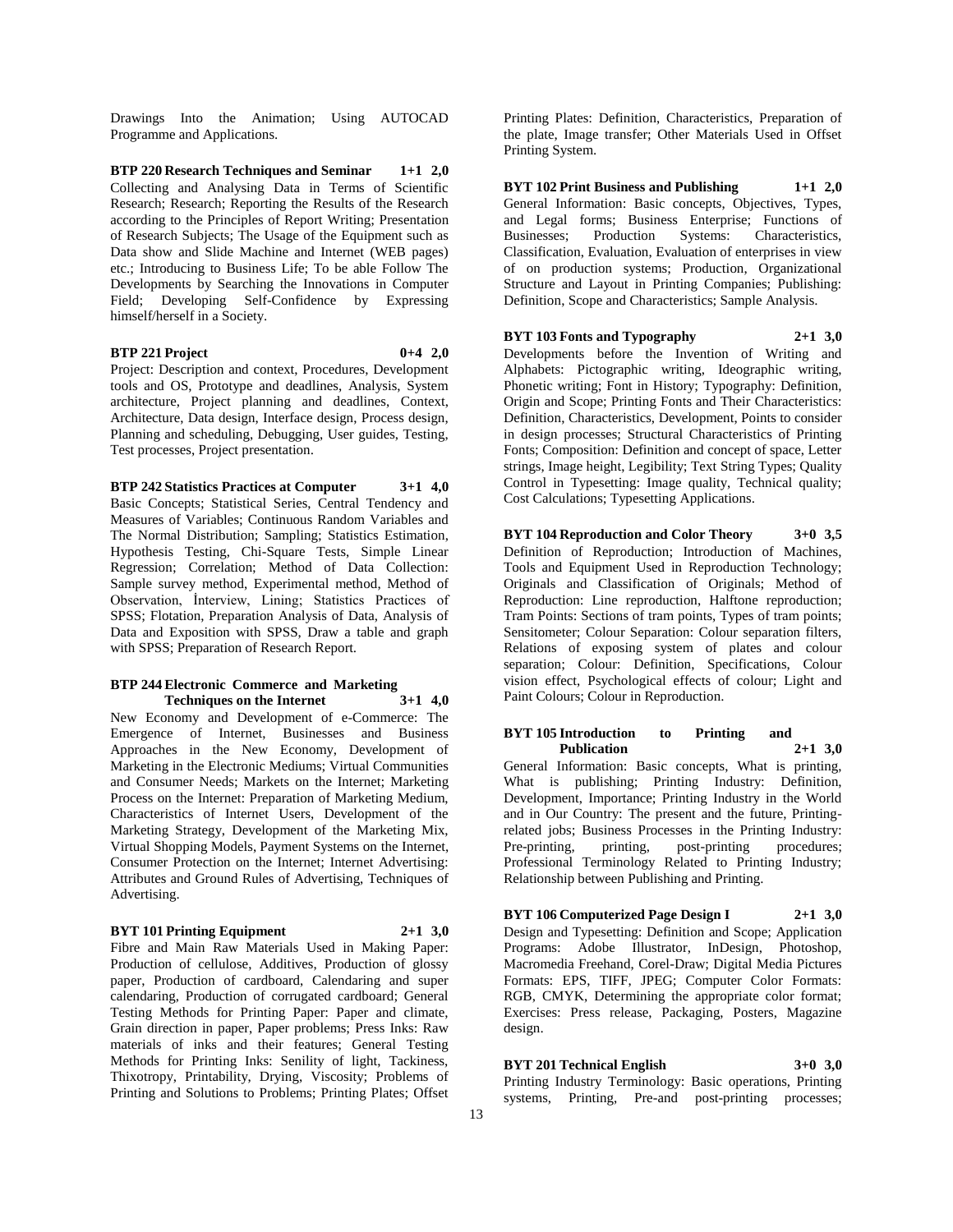Drawings Into the Animation; Using AUTOCAD Programme and Applications.

**BTP 220 Research Techniques and Seminar 1+1 2,0**
Collecting and Analysing Data in Terms of Scientific Research; Research; Reporting the Results of the Research according to the Principles of Report Writing; Presentation of Research Subjects; The Usage of the Equipment such as Data show and Slide Machine and Internet (WEB pages) etc.; Introducing to Business Life; To be able Follow The Developments by Searching the Innovations in Computer Field; Developing Self-Confidence by Expressing himself/herself in a Society.

**BTP 221 Project 0+4 2,0**
Project: Description and context, Procedures, Development tools and OS, Prototype and deadlines, Analysis, System architecture, Project planning and deadlines, Context, Architecture, Data design, Interface design, Process design, Planning and scheduling, Debugging, User guides, Testing, Test processes, Project presentation.

**BTP 242 Statistics Practices at Computer 3+1 4,0**
Basic Concepts; Statistical Series, Central Tendency and Measures of Variables; Continuous Random Variables and The Normal Distribution; Sampling; Statistics Estimation, Hypothesis Testing, Chi-Square Tests, Simple Linear Regression; Correlation; Method of Data Collection: Sample survey method, Experimental method, Method of Observation, İnterview, Lining; Statistics Practices of SPSS; Flotation, Preparation Analysis of Data, Analysis of Data and Exposition with SPSS, Draw a table and graph with SPSS; Preparation of Research Report.

**BTP 244 Electronic Commerce and Marketing Techniques on the Internet 3+1 4,0**
New Economy and Development of e-Commerce: The Emergence of Internet, Businesses and Business Approaches in the New Economy, Development of Marketing in the Electronic Mediums; Virtual Communities and Consumer Needs; Markets on the Internet; Marketing Process on the Internet: Preparation of Marketing Medium, Characteristics of Internet Users, Development of the Marketing Strategy, Development of the Marketing Mix, Virtual Shopping Models, Payment Systems on the Internet, Consumer Protection on the Internet; Internet Advertising: Attributes and Ground Rules of Advertising, Techniques of Advertising.

**BYT 101 Printing Equipment 2+1 3,0**
Fibre and Main Raw Materials Used in Making Paper: Production of cellulose, Additives, Production of glossy paper, Production of cardboard, Calendaring and super calendaring, Production of corrugated cardboard; General Testing Methods for Printing Paper: Paper and climate, Grain direction in paper, Paper problems; Press Inks: Raw materials of inks and their features; General Testing Methods for Printing Inks: Senility of light, Tackiness, Thixotropy, Printability, Drying, Viscosity; Problems of Printing and Solutions to Problems; Printing Plates; Offset Printing Plates: Definition, Characteristics, Preparation of the plate, Image transfer; Other Materials Used in Offset Printing System.

**BYT 102 Print Business and Publishing 1+1 2,0**
General Information: Basic concepts, Objectives, Types, and Legal forms; Business Enterprise; Functions of Businesses; Production Systems: Characteristics, Classification, Evaluation, Evaluation of enterprises in view of on production systems; Production, Organizational Structure and Layout in Printing Companies; Publishing: Definition, Scope and Characteristics; Sample Analysis.

**BYT 103 Fonts and Typography 2+1 3,0**
Developments before the Invention of Writing and Alphabets: Pictographic writing, Ideographic writing, Phonetic writing; Font in History; Typography: Definition, Origin and Scope; Printing Fonts and Their Characteristics: Definition, Characteristics, Development, Points to consider in design processes; Structural Characteristics of Printing Fonts; Composition: Definition and concept of space, Letter strings, Image height, Legibility; Text String Types; Quality Control in Typesetting: Image quality, Technical quality; Cost Calculations; Typesetting Applications.

**BYT 104 Reproduction and Color Theory 3+0 3,5**
Definition of Reproduction; Introduction of Machines, Tools and Equipment Used in Reproduction Technology; Originals and Classification of Originals; Method of Reproduction: Line reproduction, Halftone reproduction; Tram Points: Sections of tram points, Types of tram points; Sensitometer; Colour Separation: Colour separation filters, Relations of exposing system of plates and colour separation; Colour: Definition, Specifications, Colour vision effect, Psychological effects of colour; Light and Paint Colours; Colour in Reproduction.

**BYT 105 Introduction to Printing and Publication 2+1 3,0**
General Information: Basic concepts, What is printing, What is publishing; Printing Industry: Definition, Development, Importance; Printing Industry in the World and in Our Country: The present and the future, Printing-related jobs; Business Processes in the Printing Industry: Pre-printing, printing, post-printing procedures; Professional Terminology Related to Printing Industry; Relationship between Publishing and Printing.

**BYT 106 Computerized Page Design I 2+1 3,0**
Design and Typesetting: Definition and Scope; Application Programs: Adobe Illustrator, InDesign, Photoshop, Macromedia Freehand, Corel-Draw; Digital Media Pictures Formats: EPS, TIFF, JPEG; Computer Color Formats: RGB, CMYK, Determining the appropriate color format; Exercises: Press release, Packaging, Posters, Magazine design.

**BYT 201 Technical English 3+0 3,0**
Printing Industry Terminology: Basic operations, Printing systems, Printing, Pre-and post-printing processes;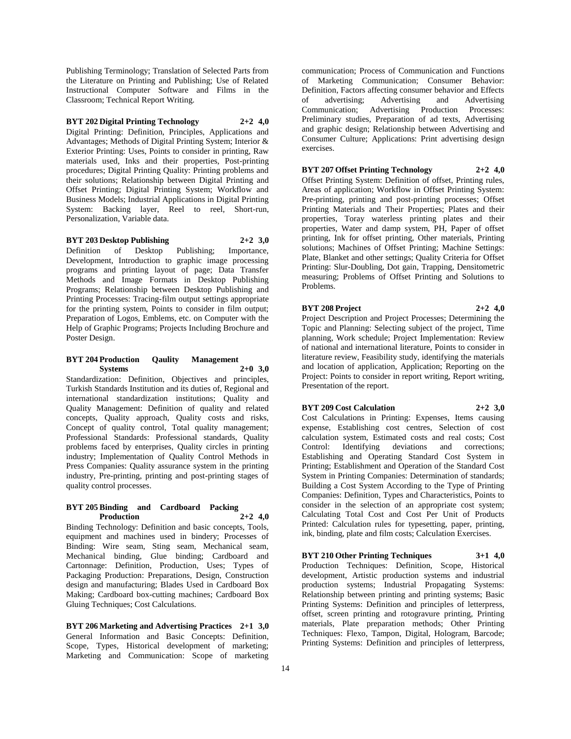Publishing Terminology; Translation of Selected Parts from the Literature on Printing and Publishing; Use of Related Instructional Computer Software and Films in the Classroom; Technical Report Writing.

**BYT 202 Digital Printing Technology 2+2 4,0**

Digital Printing: Definition, Principles, Applications and Advantages; Methods of Digital Printing System; Interior & Exterior Printing: Uses, Points to consider in printing, Raw materials used, Inks and their properties, Post-printing procedures; Digital Printing Quality: Printing problems and their solutions; Relationship between Digital Printing and Offset Printing; Digital Printing System; Workflow and Business Models; Industrial Applications in Digital Printing System: Backing layer, Reel to reel, Short-run, Personalization, Variable data.

**BYT 203 Desktop Publishing 2+2 3,0**

Definition of Desktop Publishing; Importance, Development, Introduction to graphic image processing programs and printing layout of page; Data Transfer Methods and Image Formats in Desktop Publishing Programs; Relationship between Desktop Publishing and Printing Processes: Tracing-film output settings appropriate for the printing system, Points to consider in film output; Preparation of Logos, Emblems, etc. on Computer with the Help of Graphic Programs; Projects Including Brochure and Poster Design.

**BYT 204 Production Qaulity Management Systems 2+0 3,0**

Standardization: Definition, Objectives and principles, Turkish Standards Institution and its duties of, Regional and international standardization institutions; Quality and Quality Management: Definition of quality and related concepts, Quality approach, Quality costs and risks, Concept of quality control, Total quality management; Professional Standards: Professional standards, Quality problems faced by enterprises, Quality circles in printing industry; Implementation of Quality Control Methods in Press Companies: Quality assurance system in the printing industry, Pre-printing, printing and post-printing stages of quality control processes.

**BYT 205 Binding and Cardboard Packing Production 2+2 4,0**

Binding Technology: Definition and basic concepts, Tools, equipment and machines used in bindery; Processes of Binding: Wire seam, Sting seam, Mechanical seam, Mechanical binding, Glue binding; Cardboard and Cartonnage: Definition, Production, Uses; Types of Packaging Production: Preparations, Design, Construction design and manufacturing; Blades Used in Cardboard Box Making; Cardboard box-cutting machines; Cardboard Box Gluing Techniques; Cost Calculations.

**BYT 206 Marketing and Advertising Practices 2+1 3,0**

General Information and Basic Concepts: Definition, Scope, Types, Historical development of marketing; Marketing and Communication: Scope of marketing communication; Process of Communication and Functions of Marketing Communication; Consumer Behavior: Definition, Factors affecting consumer behavior and Effects of advertising; Advertising and Advertising Communication; Advertising Production Processes: Preliminary studies, Preparation of ad texts, Advertising and graphic design; Relationship between Advertising and Consumer Culture; Applications: Print advertising design exercises.

**BYT 207 Offset Printing Technology 2+2 4,0**

Offset Printing System: Definition of offset, Printing rules, Areas of application; Workflow in Offset Printing System: Pre-printing, printing and post-printing processes; Offset Printing Materials and Their Properties; Plates and their properties, Toray waterless printing plates and their properties, Water and damp system, PH, Paper of offset printing, Ink for offset printing, Other materials, Printing solutions; Machines of Offset Printing; Machine Settings: Plate, Blanket and other settings; Quality Criteria for Offset Printing: Slur-Doubling, Dot gain, Trapping, Densitometric measuring; Problems of Offset Printing and Solutions to Problems.

**BYT 208 Project 2+2 4,0**

Project Description and Project Processes; Determining the Topic and Planning: Selecting subject of the project, Time planning, Work schedule; Project Implementation: Review of national and international literature, Points to consider in literature review, Feasibility study, identifying the materials and location of application, Application; Reporting on the Project: Points to consider in report writing, Report writing, Presentation of the report.

**BYT 209 Cost Calculation 2+2 3,0**

Cost Calculations in Printing: Expenses, Items causing expense, Establishing cost centres, Selection of cost calculation system, Estimated costs and real costs; Cost Control: Identifying deviations and corrections; Establishing and Operating Standard Cost System in Printing; Establishment and Operation of the Standard Cost System in Printing Companies: Determination of standards; Building a Cost System According to the Type of Printing Companies: Definition, Types and Characteristics, Points to consider in the selection of an appropriate cost system; Calculating Total Cost and Cost Per Unit of Products Printed: Calculation rules for typesetting, paper, printing, ink, binding, plate and film costs; Calculation Exercises.

**BYT 210 Other Printing Techniques 3+1 4,0**

Production Techniques: Definition, Scope, Historical development, Artistic production systems and industrial production systems; Industrial Propagating Systems: Relationship between printing and printing systems; Basic Printing Systems: Definition and principles of letterpress, offset, screen printing and rotogravure printing, Printing materials, Plate preparation methods; Other Printing Techniques: Flexo, Tampon, Digital, Hologram, Barcode; Printing Systems: Definition and principles of letterpress,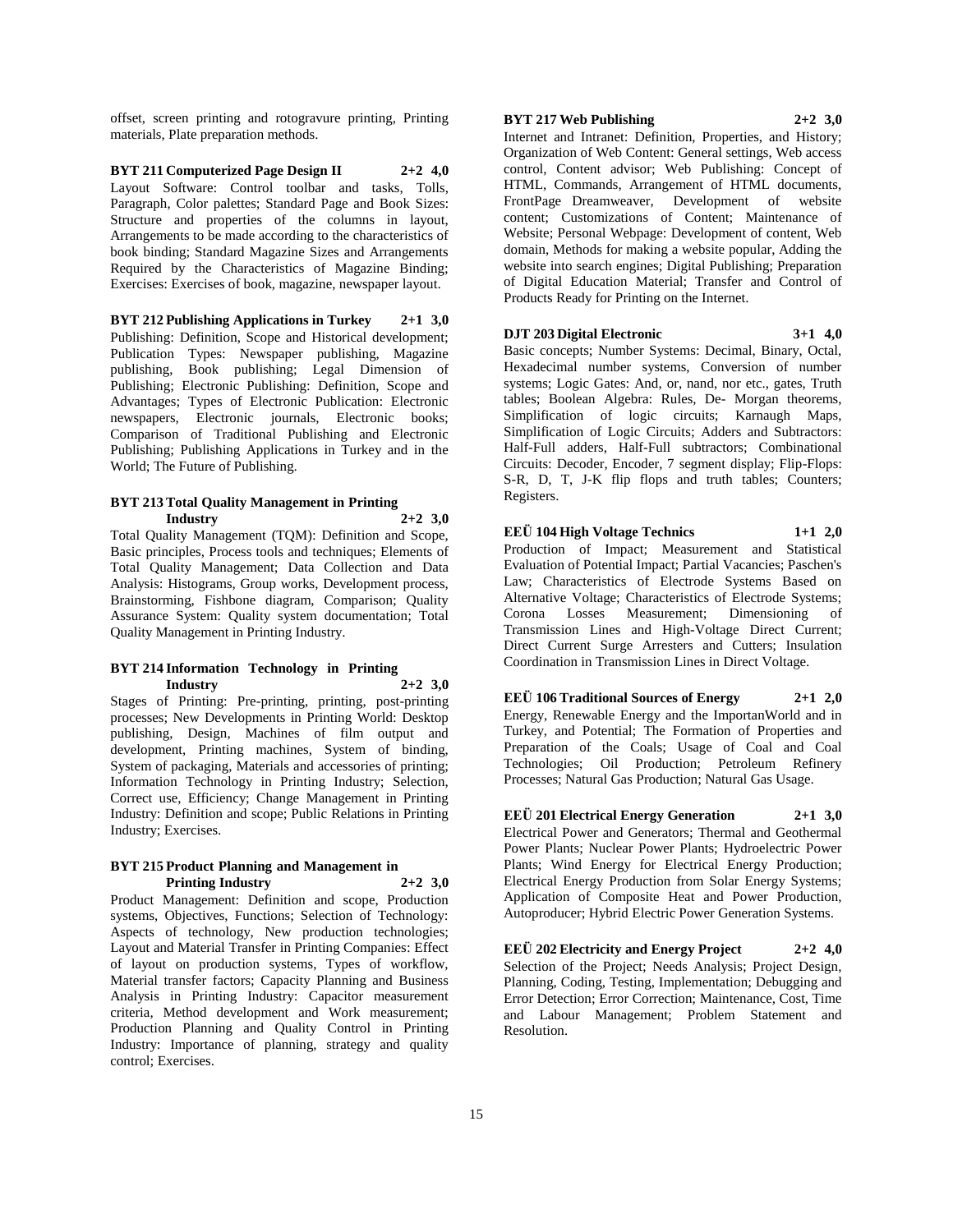offset, screen printing and rotogravure printing, Printing materials, Plate preparation methods.

**BYT 211 Computerized Page Design II 2+2 4,0**

Layout Software: Control toolbar and tasks, Tolls, Paragraph, Color palettes; Standard Page and Book Sizes: Structure and properties of the columns in layout, Arrangements to be made according to the characteristics of book binding; Standard Magazine Sizes and Arrangements Required by the Characteristics of Magazine Binding; Exercises: Exercises of book, magazine, newspaper layout.

**BYT 212 Publishing Applications in Turkey 2+1 3,0**

Publishing: Definition, Scope and Historical development; Publication Types: Newspaper publishing, Magazine publishing, Book publishing; Legal Dimension of Publishing; Electronic Publishing: Definition, Scope and Advantages; Types of Electronic Publication: Electronic newspapers, Electronic journals, Electronic books; Comparison of Traditional Publishing and Electronic Publishing; Publishing Applications in Turkey and in the World; The Future of Publishing.

**BYT 213 Total Quality Management in Printing Industry 2+2 3,0**

Total Quality Management (TQM): Definition and Scope, Basic principles, Process tools and techniques; Elements of Total Quality Management; Data Collection and Data Analysis: Histograms, Group works, Development process, Brainstorming, Fishbone diagram, Comparison; Quality Assurance System: Quality system documentation; Total Quality Management in Printing Industry.

**BYT 214 Information Technology in Printing Industry 2+2 3,0**

Stages of Printing: Pre-printing, printing, post-printing processes; New Developments in Printing World: Desktop publishing, Design, Machines of film output and development, Printing machines, System of binding, System of packaging, Materials and accessories of printing; Information Technology in Printing Industry; Selection, Correct use, Efficiency; Change Management in Printing Industry: Definition and scope; Public Relations in Printing Industry; Exercises.

**BYT 215 Product Planning and Management in Printing Industry 2+2 3,0**

Product Management: Definition and scope, Production systems, Objectives, Functions; Selection of Technology: Aspects of technology, New production technologies; Layout and Material Transfer in Printing Companies: Effect of layout on production systems, Types of workflow, Material transfer factors; Capacity Planning and Business Analysis in Printing Industry: Capacitor measurement criteria, Method development and Work measurement; Production Planning and Quality Control in Printing Industry: Importance of planning, strategy and quality control; Exercises.

**BYT 217 Web Publishing 2+2 3,0**

Internet and Intranet: Definition, Properties, and History; Organization of Web Content: General settings, Web access control, Content advisor; Web Publishing: Concept of HTML, Commands, Arrangement of HTML documents, FrontPage Dreamweaver, Development of website content; Customizations of Content; Maintenance of Website; Personal Webpage: Development of content, Web domain, Methods for making a website popular, Adding the website into search engines; Digital Publishing; Preparation of Digital Education Material; Transfer and Control of Products Ready for Printing on the Internet.

**DJT 203 Digital Electronic 3+1 4,0**

Basic concepts; Number Systems: Decimal, Binary, Octal, Hexadecimal number systems, Conversion of number systems; Logic Gates: And, or, nand, nor etc., gates, Truth tables; Boolean Algebra: Rules, De- Morgan theorems, Simplification of logic circuits; Karnaugh Maps, Simplification of Logic Circuits; Adders and Subtractors: Half-Full adders, Half-Full subtractors; Combinational Circuits: Decoder, Encoder, 7 segment display; Flip-Flops: S-R, D, T, J-K flip flops and truth tables; Counters; Registers.

**EEÜ 104 High Voltage Technics 1+1 2,0**

Production of Impact; Measurement and Statistical Evaluation of Potential Impact; Partial Vacancies; Paschen's Law; Characteristics of Electrode Systems Based on Alternative Voltage; Characteristics of Electrode Systems; Corona Losses Measurement; Dimensioning of Transmission Lines and High-Voltage Direct Current; Direct Current Surge Arresters and Cutters; Insulation Coordination in Transmission Lines in Direct Voltage.

**EEÜ 106 Traditional Sources of Energy 2+1 2,0**

Energy, Renewable Energy and the ImportanWorld and in Turkey, and Potential; The Formation of Properties and Preparation of the Coals; Usage of Coal and Coal Technologies; Oil Production; Petroleum Refinery Processes; Natural Gas Production; Natural Gas Usage.

**EEÜ 201 Electrical Energy Generation 2+1 3,0**

Electrical Power and Generators; Thermal and Geothermal Power Plants; Nuclear Power Plants; Hydroelectric Power Plants; Wind Energy for Electrical Energy Production; Electrical Energy Production from Solar Energy Systems; Application of Composite Heat and Power Production, Autoproducer; Hybrid Electric Power Generation Systems.

**EEÜ 202 Electricity and Energy Project 2+2 4,0**

Selection of the Project; Needs Analysis; Project Design, Planning, Coding, Testing, Implementation; Debugging and Error Detection; Error Correction; Maintenance, Cost, Time and Labour Management; Problem Statement and Resolution.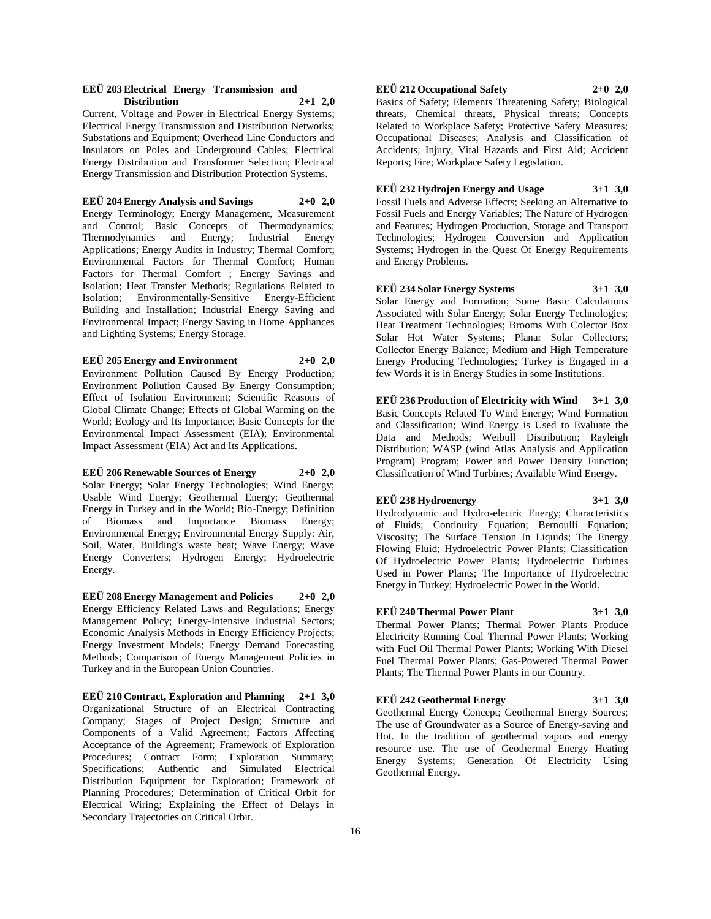**EEÜ 203 Electrical Energy Transmission and Distribution 2+1 2,0**

Current, Voltage and Power in Electrical Energy Systems; Electrical Energy Transmission and Distribution Networks; Substations and Equipment; Overhead Line Conductors and Insulators on Poles and Underground Cables; Electrical Energy Distribution and Transformer Selection; Electrical Energy Transmission and Distribution Protection Systems.

**EEÜ 204 Energy Analysis and Savings 2+0 2,0**

Energy Terminology; Energy Management, Measurement and Control; Basic Concepts of Thermodynamics; Thermodynamics and Energy; Industrial Energy Applications; Energy Audits in Industry; Thermal Comfort; Environmental Factors for Thermal Comfort; Human Factors for Thermal Comfort ; Energy Savings and Isolation; Heat Transfer Methods; Regulations Related to Isolation; Environmentally-Sensitive Energy-Efficient Building and Installation; Industrial Energy Saving and Environmental Impact; Energy Saving in Home Appliances and Lighting Systems; Energy Storage.

**EEÜ 205 Energy and Environment 2+0 2,0**

Environment Pollution Caused By Energy Production; Environment Pollution Caused By Energy Consumption; Effect of Isolation Environment; Scientific Reasons of Global Climate Change; Effects of Global Warming on the World; Ecology and Its Importance; Basic Concepts for the Environmental Impact Assessment (EIA); Environmental Impact Assessment (EIA) Act and Its Applications.

**EEÜ 206 Renewable Sources of Energy 2+0 2,0**

Solar Energy; Solar Energy Technologies; Wind Energy; Usable Wind Energy; Geothermal Energy; Geothermal Energy in Turkey and in the World; Bio-Energy; Definition of Biomass and Importance Biomass Energy; Environmental Energy; Environmental Energy Supply: Air, Soil, Water, Building's waste heat; Wave Energy; Wave Energy Converters; Hydrogen Energy; Hydroelectric Energy.

**EEÜ 208 Energy Management and Policies 2+0 2,0**

Energy Efficiency Related Laws and Regulations; Energy Management Policy; Energy-Intensive Industrial Sectors; Economic Analysis Methods in Energy Efficiency Projects; Energy Investment Models; Energy Demand Forecasting Methods; Comparison of Energy Management Policies in Turkey and in the European Union Countries.

**EEÜ 210 Contract, Exploration and Planning 2+1 3,0**

Organizational Structure of an Electrical Contracting Company; Stages of Project Design; Structure and Components of a Valid Agreement; Factors Affecting Acceptance of the Agreement; Framework of Exploration Procedures; Contract Form; Exploration Summary; Specifications; Authentic and Simulated Electrical Distribution Equipment for Exploration; Framework of Planning Procedures; Determination of Critical Orbit for Electrical Wiring; Explaining the Effect of Delays in Secondary Trajectories on Critical Orbit.

**EEÜ 212 Occupational Safety 2+0 2,0**

Basics of Safety; Elements Threatening Safety; Biological threats, Chemical threats, Physical threats; Concepts Related to Workplace Safety; Protective Safety Measures; Occupational Diseases; Analysis and Classification of Accidents; Injury, Vital Hazards and First Aid; Accident Reports; Fire; Workplace Safety Legislation.

**EEÜ 232 Hydrojen Energy and Usage 3+1 3,0**

Fossil Fuels and Adverse Effects; Seeking an Alternative to Fossil Fuels and Energy Variables; The Nature of Hydrogen and Features; Hydrogen Production, Storage and Transport Technologies; Hydrogen Conversion and Application Systems; Hydrogen in the Quest Of Energy Requirements and Energy Problems.

**EEÜ 234 Solar Energy Systems 3+1 3,0**

Solar Energy and Formation; Some Basic Calculations Associated with Solar Energy; Solar Energy Technologies; Heat Treatment Technologies; Brooms With Colector Box Solar Hot Water Systems; Planar Solar Collectors; Collector Energy Balance; Medium and High Temperature Energy Producing Technologies; Turkey is Engaged in a few Words it is in Energy Studies in some Institutions.

**EEÜ 236 Production of Electricity with Wind 3+1 3,0**

Basic Concepts Related To Wind Energy; Wind Formation and Classification; Wind Energy is Used to Evaluate the Data and Methods; Weibull Distribution; Rayleigh Distribution; WASP (wind Atlas Analysis and Application Program) Program; Power and Power Density Function; Classification of Wind Turbines; Available Wind Energy.

**EEÜ 238 Hydroenergy 3+1 3,0**

Hydrodynamic and Hydro-electric Energy; Characteristics of Fluids; Continuity Equation; Bernoulli Equation; Viscosity; The Surface Tension In Liquids; The Energy Flowing Fluid; Hydroelectric Power Plants; Classification Of Hydroelectric Power Plants; Hydroelectric Turbines Used in Power Plants; The Importance of Hydroelectric Energy in Turkey; Hydroelectric Power in the World.

**EEÜ 240 Thermal Power Plant 3+1 3,0**

Thermal Power Plants; Thermal Power Plants Produce Electricity Running Coal Thermal Power Plants; Working with Fuel Oil Thermal Power Plants; Working With Diesel Fuel Thermal Power Plants; Gas-Powered Thermal Power Plants; The Thermal Power Plants in our Country.

**EEÜ 242 Geothermal Energy 3+1 3,0**

Geothermal Energy Concept; Geothermal Energy Sources; The use of Groundwater as a Source of Energy-saving and Hot. In the tradition of geothermal vapors and energy resource use. The use of Geothermal Energy Heating Energy Systems; Generation Of Electricity Using Geothermal Energy.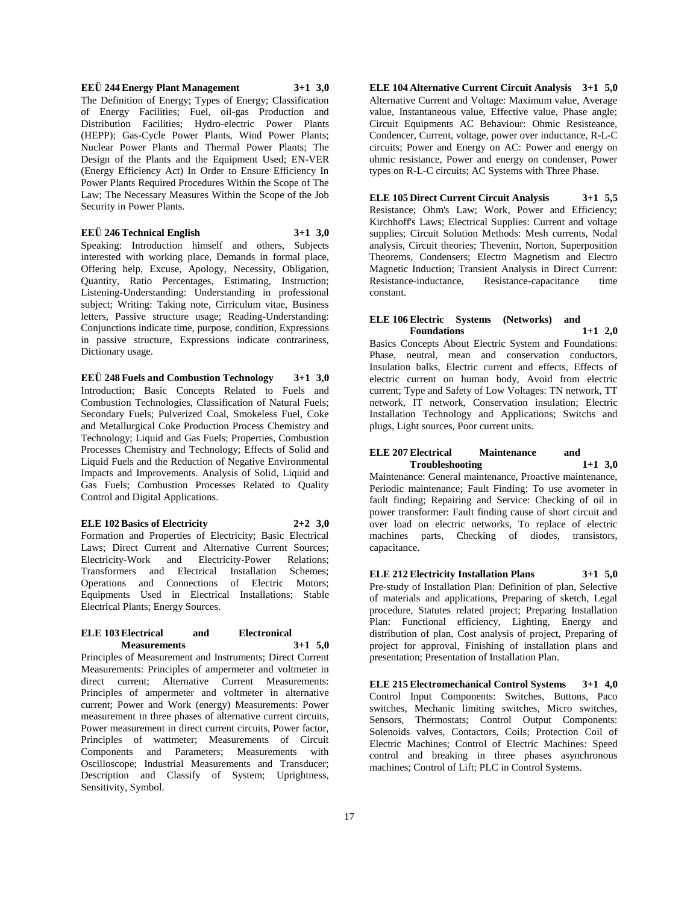**EEÜ 244 Energy Plant Management 3+1 3,0**

The Definition of Energy; Types of Energy; Classification of Energy Facilities; Fuel, oil-gas Production and Distribution Facilities; Hydro-electric Power Plants (HEPP); Gas-Cycle Power Plants, Wind Power Plants; Nuclear Power Plants and Thermal Power Plants; The Design of the Plants and the Equipment Used; EN-VER (Energy Efficiency Act) In Order to Ensure Efficiency In Power Plants Required Procedures Within the Scope of The Law; The Necessary Measures Within the Scope of the Job Security in Power Plants.

**EEÜ 246 Technical English 3+1 3,0**

Speaking: Introduction himself and others, Subjects interested with working place, Demands in formal place, Offering help, Excuse, Apology, Necessity, Obligation, Quantity, Ratio Percentages, Estimating, Instruction; Listening-Understanding: Understanding in professional subject; Writing: Taking note, Cirriculum vitae, Business letters, Passive structure usage; Reading-Understanding: Conjunctions indicate time, purpose, condition, Expressions in passive structure, Expressions indicate contrariness, Dictionary usage.

**EEÜ 248 Fuels and Combustion Technology 3+1 3,0**

Introduction; Basic Concepts Related to Fuels and Combustion Technologies, Classification of Natural Fuels; Secondary Fuels; Pulverized Coal, Smokeless Fuel, Coke and Metallurgical Coke Production Process Chemistry and Technology; Liquid and Gas Fuels; Properties, Combustion Processes Chemistry and Technology; Effects of Solid and Liquid Fuels and the Reduction of Negative Environmental Impacts and Improvements. Analysis of Solid, Liquid and Gas Fuels; Combustion Processes Related to Quality Control and Digital Applications.

**ELE 102 Basics of Electricity 2+2 3,0**

Formation and Properties of Electricity; Basic Electrical Laws; Direct Current and Alternative Current Sources; Electricity-Work and Electricity-Power Relations; Transformers and Electrical Installation Schemes; Operations and Connections of Electric Motors; Equipments Used in Electrical Installations; Stable Electrical Plants; Energy Sources.

**ELE 103 Electrical and Electronical Measurements 3+1 5,0**

Principles of Measurement and Instruments; Direct Current Measurements: Principles of ampermeter and voltmeter in direct current; Alternative Current Measurements: Principles of ampermeter and voltmeter in alternative current; Power and Work (energy) Measurements: Power measurement in three phases of alternative current circuits, Power measurement in direct current circuits, Power factor, Principles of wattmeter; Measurements of Circuit Components and Parameters; Measurements with Oscilloscope; Industrial Measurements and Transducer; Description and Classify of System; Uprightness, Sensitivity, Symbol.

**ELE 104 Alternative Current Circuit Analysis 3+1 5,0**

Alternative Current and Voltage: Maximum value, Average value, Instantaneous value, Effective value, Phase angle; Circuit Equipments AC Behaviour: Ohmic Resisteance, Condencer, Current, voltage, power over inductance, R-L-C circuits; Power and Energy on AC: Power and energy on ohmic resistance, Power and energy on condenser, Power types on R-L-C circuits; AC Systems with Three Phase.

**ELE 105 Direct Current Circuit Analysis 3+1 5,5**

Resistance; Ohm's Law; Work, Power and Efficiency; Kirchhoff's Laws; Electrical Supplies: Current and voltage supplies; Circuit Solution Methods: Mesh currents, Nodal analysis, Circuit theories; Thevenin, Norton, Superposition Theorems, Condensers; Electro Magnetism and Electro Magnetic Induction; Transient Analysis in Direct Current: Resistance-inductance, Resistance-capacitance time constant.

**ELE 106 Electric Systems (Networks) and Foundations 1+1 2,0**

Basics Concepts About Electric System and Foundations: Phase, neutral, mean and conservation conductors, Insulation balks, Electric current and effects, Effects of electric current on human body, Avoid from electric current; Type and Safety of Low Voltages: TN network, TT network, IT network, Conservation insulation; Electric Installation Technology and Applications; Switchs and plugs, Light sources, Poor current units.

**ELE 207 Electrical Maintenance and Troubleshooting 1+1 3,0**

Maintenance: General maintenance, Proactive maintenance, Periodic maintenance; Fault Finding: To use avometer in fault finding; Repairing and Service: Checking of oil in power transformer: Fault finding cause of short circuit and over load on electric networks, To replace of electric machines parts, Checking of diodes, transistors, capacitance.

**ELE 212 Electricity Installation Plans 3+1 5,0**

Pre-study of Installation Plan: Definition of plan, Selective of materials and applications, Preparing of sketch, Legal procedure, Statutes related project; Preparing Installation Plan: Functional efficiency, Lighting, Energy and distribution of plan, Cost analysis of project, Preparing of project for approval, Finishing of installation plans and presentation; Presentation of Installation Plan.

**ELE 215 Electromechanical Control Systems 3+1 4,0**

Control Input Components: Switches, Buttons, Paco switches, Mechanic limiting switches, Micro switches, Sensors, Thermostats; Control Output Components: Solenoids valves, Contactors, Coils; Protection Coil of Electric Machines; Control of Electric Machines: Speed control and breaking in three phases asynchronous machines; Control of Lift; PLC in Control Systems.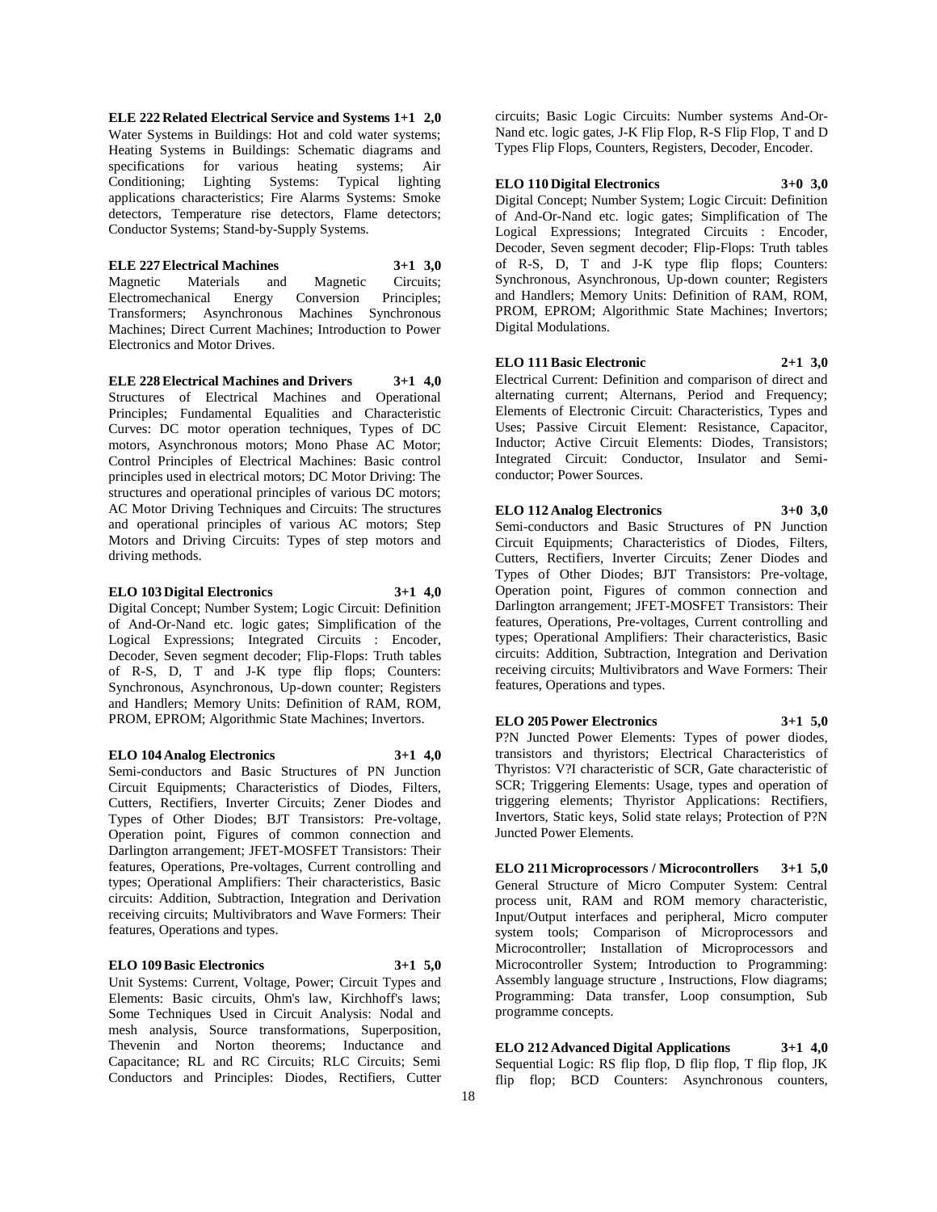**ELE 222 Related Electrical Service and Systems 1+1 2,0**
Water Systems in Buildings: Hot and cold water systems; Heating Systems in Buildings: Schematic diagrams and specifications for various heating systems; Air Conditioning; Lighting Systems: Typical lighting applications characteristics; Fire Alarms Systems: Smoke detectors, Temperature rise detectors, Flame detectors; Conductor Systems; Stand-by-Supply Systems.

**ELE 227 Electrical Machines 3+1 3,0**
Magnetic Materials and Magnetic Circuits; Electromechanical Energy Conversion Principles; Transformers; Asynchronous Machines Synchronous Machines; Direct Current Machines; Introduction to Power Electronics and Motor Drives.

**ELE 228 Electrical Machines and Drivers 3+1 4,0**
Structures of Electrical Machines and Operational Principles; Fundamental Equalities and Characteristic Curves: DC motor operation techniques, Types of DC motors, Asynchronous motors; Mono Phase AC Motor; Control Principles of Electrical Machines: Basic control principles used in electrical motors; DC Motor Driving: The structures and operational principles of various DC motors; AC Motor Driving Techniques and Circuits: The structures and operational principles of various AC motors; Step Motors and Driving Circuits: Types of step motors and driving methods.

**ELO 103 Digital Electronics 3+1 4,0**
Digital Concept; Number System; Logic Circuit: Definition of And-Or-Nand etc. logic gates; Simplification of the Logical Expressions; Integrated Circuits : Encoder, Decoder, Seven segment decoder; Flip-Flops: Truth tables of R-S, D, T and J-K type flip flops; Counters: Synchronous, Asynchronous, Up-down counter; Registers and Handlers; Memory Units: Definition of RAM, ROM, PROM, EPROM; Algorithmic State Machines; Invertors.

**ELO 104 Analog Electronics 3+1 4,0**
Semi-conductors and Basic Structures of PN Junction Circuit Equipments; Characteristics of Diodes, Filters, Cutters, Rectifiers, Inverter Circuits; Zener Diodes and Types of Other Diodes; BJT Transistors: Pre-voltage, Operation point, Figures of common connection and Darlington arrangement; JFET-MOSFET Transistors: Their features, Operations, Pre-voltages, Current controlling and types; Operational Amplifiers: Their characteristics, Basic circuits: Addition, Subtraction, Integration and Derivation receiving circuits; Multivibrators and Wave Formers: Their features, Operations and types.

**ELO 109 Basic Electronics 3+1 5,0**
Unit Systems: Current, Voltage, Power; Circuit Types and Elements: Basic circuits, Ohm's law, Kirchhoff's laws; Some Techniques Used in Circuit Analysis: Nodal and mesh analysis, Source transformations, Superposition, Thevenin and Norton theorems; Inductance and Capacitance; RL and RC Circuits; RLC Circuits; Semi Conductors and Principles: Diodes, Rectifiers, Cutter circuits; Basic Logic Circuits: Number systems And-Or-Nand etc. logic gates, J-K Flip Flop, R-S Flip Flop, T and D Types Flip Flops, Counters, Registers, Decoder, Encoder.

**ELO 110 Digital Electronics 3+0 3,0**
Digital Concept; Number System; Logic Circuit: Definition of And-Or-Nand etc. logic gates; Simplification of The Logical Expressions; Integrated Circuits : Encoder, Decoder, Seven segment decoder; Flip-Flops: Truth tables of R-S, D, T and J-K type flip flops; Counters: Synchronous, Asynchronous, Up-down counter; Registers and Handlers; Memory Units: Definition of RAM, ROM, PROM, EPROM; Algorithmic State Machines; Invertors; Digital Modulations.

**ELO 111 Basic Electronic 2+1 3,0**
Electrical Current: Definition and comparison of direct and alternating current; Alternans, Period and Frequency; Elements of Electronic Circuit: Characteristics, Types and Uses; Passive Circuit Element: Resistance, Capacitor, Inductor; Active Circuit Elements: Diodes, Transistors; Integrated Circuit: Conductor, Insulator and Semi-conductor; Power Sources.

**ELO 112 Analog Electronics 3+0 3,0**
Semi-conductors and Basic Structures of PN Junction Circuit Equipments; Characteristics of Diodes, Filters, Cutters, Rectifiers, Inverter Circuits; Zener Diodes and Types of Other Diodes; BJT Transistors: Pre-voltage, Operation point, Figures of common connection and Darlington arrangement; JFET-MOSFET Transistors: Their features, Operations, Pre-voltages, Current controlling and types; Operational Amplifiers: Their characteristics, Basic circuits: Addition, Subtraction, Integration and Derivation receiving circuits; Multivibrators and Wave Formers: Their features, Operations and types.

**ELO 205 Power Electronics 3+1 5,0**
P?N Juncted Power Elements: Types of power diodes, transistors and thyristors; Electrical Characteristics of Thyristos: V?I characteristic of SCR, Gate characteristic of SCR; Triggering Elements: Usage, types and operation of triggering elements; Thyristor Applications: Rectifiers, Invertors, Static keys, Solid state relays; Protection of P?N Juncted Power Elements.

**ELO 211 Microprocessors / Microcontrollers 3+1 5,0**
General Structure of Micro Computer System: Central process unit, RAM and ROM memory characteristic, Input/Output interfaces and peripheral, Micro computer system tools; Comparison of Microprocessors and Microcontroller; Installation of Microprocessors and Microcontroller System; Introduction to Programming: Assembly language structure , Instructions, Flow diagrams; Programming: Data transfer, Loop consumption, Sub programme concepts.

**ELO 212 Advanced Digital Applications 3+1 4,0**
Sequential Logic: RS flip flop, D flip flop, T flip flop, JK flip flop; BCD Counters: Asynchronous counters,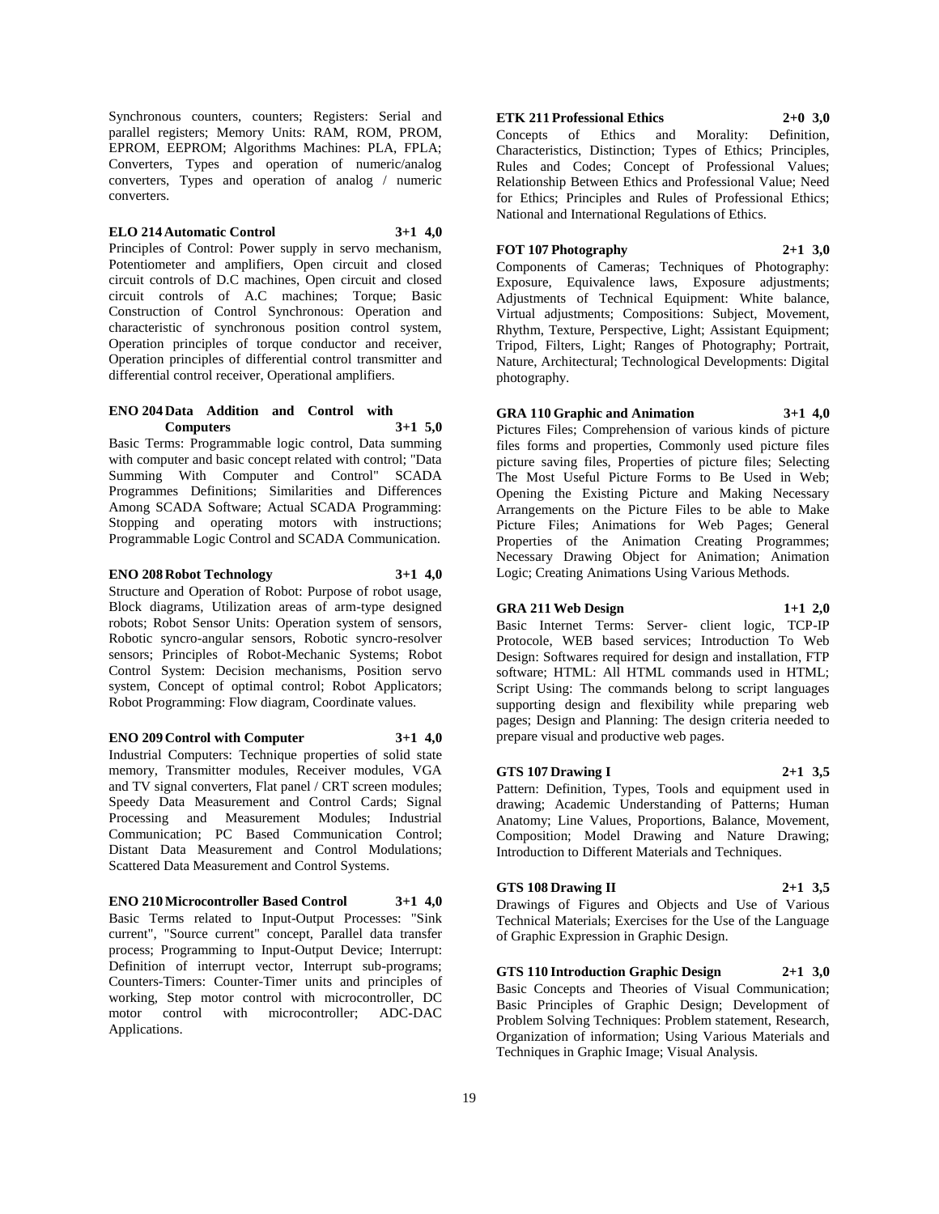Synchronous counters, counters; Registers: Serial and parallel registers; Memory Units: RAM, ROM, PROM, EPROM, EEPROM; Algorithms Machines: PLA, FPLA; Converters, Types and operation of numeric/analog converters, Types and operation of analog / numeric converters.

**ELO 214 Automatic Control 3+1 4,0**

Principles of Control: Power supply in servo mechanism, Potentiometer and amplifiers, Open circuit and closed circuit controls of D.C machines, Open circuit and closed circuit controls of A.C machines; Torque; Basic Construction of Control Synchronous: Operation and characteristic of synchronous position control system, Operation principles of torque conductor and receiver, Operation principles of differential control transmitter and differential control receiver, Operational amplifiers.

**ENO 204 Data Addition and Control with Computers 3+1 5,0**

Basic Terms: Programmable logic control, Data summing with computer and basic concept related with control; "Data Summing With Computer and Control" SCADA Programmes Definitions; Similarities and Differences Among SCADA Software; Actual SCADA Programming: Stopping and operating motors with instructions; Programmable Logic Control and SCADA Communication.

**ENO 208 Robot Technology 3+1 4,0**

Structure and Operation of Robot: Purpose of robot usage, Block diagrams, Utilization areas of arm-type designed robots; Robot Sensor Units: Operation system of sensors, Robotic syncro-angular sensors, Robotic syncro-resolver sensors; Principles of Robot-Mechanic Systems; Robot Control System: Decision mechanisms, Position servo system, Concept of optimal control; Robot Applicators; Robot Programming: Flow diagram, Coordinate values.

**ENO 209 Control with Computer 3+1 4,0**

Industrial Computers: Technique properties of solid state memory, Transmitter modules, Receiver modules, VGA and TV signal converters, Flat panel / CRT screen modules; Speedy Data Measurement and Control Cards; Signal Processing and Measurement Modules; Industrial Communication; PC Based Communication Control; Distant Data Measurement and Control Modulations; Scattered Data Measurement and Control Systems.

**ENO 210 Microcontroller Based Control 3+1 4,0**

Basic Terms related to Input-Output Processes: "Sink current", "Source current" concept, Parallel data transfer process; Programming to Input-Output Device; Interrupt: Definition of interrupt vector, Interrupt sub-programs; Counters-Timers: Counter-Timer units and principles of working, Step motor control with microcontroller, DC motor control with microcontroller; ADC-DAC Applications.

**ETK 211 Professional Ethics 2+0 3,0**

Concepts of Ethics and Morality: Definition, Characteristics, Distinction; Types of Ethics; Principles, Rules and Codes; Concept of Professional Values; Relationship Between Ethics and Professional Value; Need for Ethics; Principles and Rules of Professional Ethics; National and International Regulations of Ethics.

**FOT 107 Photography 2+1 3,0**

Components of Cameras; Techniques of Photography: Exposure, Equivalence laws, Exposure adjustments; Adjustments of Technical Equipment: White balance, Virtual adjustments; Compositions: Subject, Movement, Rhythm, Texture, Perspective, Light; Assistant Equipment; Tripod, Filters, Light; Ranges of Photography; Portrait, Nature, Architectural; Technological Developments: Digital photography.

**GRA 110 Graphic and Animation 3+1 4,0**

Pictures Files; Comprehension of various kinds of picture files forms and properties, Commonly used picture files picture saving files, Properties of picture files; Selecting The Most Useful Picture Forms to Be Used in Web; Opening the Existing Picture and Making Necessary Arrangements on the Picture Files to be able to Make Picture Files; Animations for Web Pages; General Properties of the Animation Creating Programmes; Necessary Drawing Object for Animation; Animation Logic; Creating Animations Using Various Methods.

**GRA 211 Web Design 1+1 2,0**

Basic Internet Terms: Server- client logic, TCP-IP Protocole, WEB based services; Introduction To Web Design: Softwares required for design and installation, FTP software; HTML: All HTML commands used in HTML; Script Using: The commands belong to script languages supporting design and flexibility while preparing web pages; Design and Planning: The design criteria needed to prepare visual and productive web pages.

**GTS 107 Drawing I 2+1 3,5**

Pattern: Definition, Types, Tools and equipment used in drawing; Academic Understanding of Patterns; Human Anatomy; Line Values, Proportions, Balance, Movement, Composition; Model Drawing and Nature Drawing; Introduction to Different Materials and Techniques.

**GTS 108 Drawing II 2+1 3,5**

Drawings of Figures and Objects and Use of Various Technical Materials; Exercises for the Use of the Language of Graphic Expression in Graphic Design.

**GTS 110 Introduction Graphic Design 2+1 3,0**

Basic Concepts and Theories of Visual Communication; Basic Principles of Graphic Design; Development of Problem Solving Techniques: Problem statement, Research, Organization of information; Using Various Materials and Techniques in Graphic Image; Visual Analysis.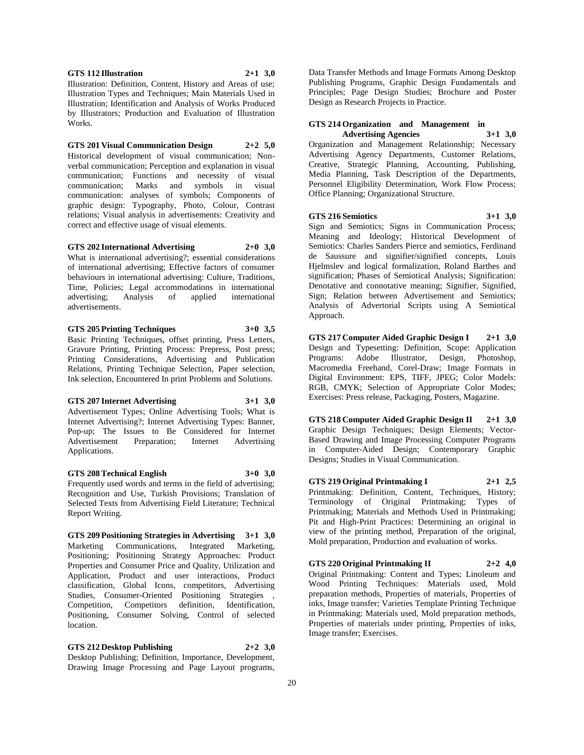**GTS 112 Illustration 2+1 3,0**

Illustration: Definition, Content, History and Areas of use; Illustration Types and Techniques; Main Materials Used in Illustration; Identification and Analysis of Works Produced by Illustrators; Production and Evaluation of Illustration Works.

**GTS 201 Visual Communication Design 2+2 5,0**

Historical development of visual communication; Non-verbal communication; Perception and explanation in visual communication; Functions and necessity of visual communication; Marks and symbols in visual communication: analyses of symbols; Components of graphic design: Typography, Photo, Colour, Contrast relations; Visual analysis in advertisements: Creativity and correct and effective usage of visual elements.

**GTS 202 International Advertising 2+0 3,0**

What is international advertising?; essential considerations of international advertising; Effective factors of consumer behaviours in international advertising: Culture, Traditions, Time, Policies; Legal accommodations in international advertising; Analysis of applied international advertisements.

**GTS 205 Printing Techniques 3+0 3,5**

Basic Printing Techniques, offset printing, Press Letters, Gravure Printing, Printing Process: Prepress, Post press; Printing Considerations, Advertising and Publication Relations, Printing Technique Selection, Paper selection, Ink selection, Encountered In print Problems and Solutions.

**GTS 207 Internet Advertising 3+1 3,0**

Advertisement Types; Online Advertising Tools; What is Internet Advertising?; Internet Advertising Types: Banner, Pop-up; The Issues to Be Considered for Internet Advertisement Preparation; Internet Advertising Applications.

**GTS 208 Technical English 3+0 3,0**

Frequently used words and terms in the field of advertising; Recognition and Use, Turkish Provisions; Translation of Selected Texts from Advertising Field Literature; Technical Report Writing.

**GTS 209 Positioning Strategies in Advertising 3+1 3,0**

Marketing Communications, Integrated Marketing, Positioning; Positioning Strategy Approaches: Product Properties and Consumer Price and Quality, Utilization and Application, Product and user interactions, Product classification, Global Icons, competitors, Advertising Studies, Consumer-Oriented Positioning Strategies , Competition, Competitors definition, Identification, Positioning, Consumer Solving, Control of selected location.

**GTS 212 Desktop Publishing 2+2 3,0**

Desktop Publishing; Definition, Importance, Development, Drawing Image Processing and Page Layout programs, Data Transfer Methods and Image Formats Among Desktop Publishing Programs, Graphic Design Fundamentals and Principles; Page Design Studies; Brochure and Poster Design as Research Projects in Practice.

**GTS 214 Organization and Management in Advertising Agencies 3+1 3,0**

Organization and Management Relationship; Necessary Advertising Agency Departments, Customer Relations, Creative, Strategic Planning, Accounting, Publishing, Media Planning, Task Description of the Departments, Personnel Eligibility Determination, Work Flow Process; Office Planning; Organizational Structure.

**GTS 216 Semiotics 3+1 3,0**

Sign and Semiotics; Signs in Communication Process; Meaning and Ideology; Historical Development of Semiotics: Charles Sanders Pierce and semiotics, Ferdinand de Saussure and signifier/signified concepts, Louis Hjelmslev and logical formalization, Roland Barthes and signification; Phases of Semiotical Analysis; Signification: Denotative and connotative meaning; Signifier, Signified, Sign; Relation between Advertisement and Semiotics; Analysis of Advertorial Scripts using A Semiotical Approach.

**GTS 217 Computer Aided Graphic Design I 2+1 3,0**

Design and Typesetting: Definition, Scope: Application Programs: Adobe Illustrator, Design, Photoshop, Macromedia Freehand, Corel-Draw; Image Formats in Digital Environment: EPS, TIFF, JPEG; Color Models: RGB, CMYK; Selection of Appropriate Color Modes; Exercises: Press release, Packaging, Posters, Magazine.

**GTS 218 Computer Aided Graphic Design II 2+1 3,0**

Graphic Design Techniques; Design Elements; Vector-Based Drawing and Image Processing Computer Programs in Computer-Aided Design; Contemporary Graphic Designs; Studies in Visual Communication.

**GTS 219 Original Printmaking I 2+1 2,5**

Printmaking: Definition, Content, Techniques, History; Terminology of Original Printmaking; Types of Printmaking; Materials and Methods Used in Printmaking; Pit and High-Print Practices: Determining an original in view of the printing method, Preparation of the original, Mold preparation, Production and evaluation of works.

**GTS 220 Original Printmaking II 2+2 4,0**

Original Printmaking: Content and Types; Linoleum and Wood Printing Techniques: Materials used, Mold preparation methods, Properties of materials, Properties of inks, Image transfer; Varieties Template Printing Technique in Printmaking: Materials used, Mold preparation methods, Properties of materials under printing, Properties of inks, Image transfer; Exercises.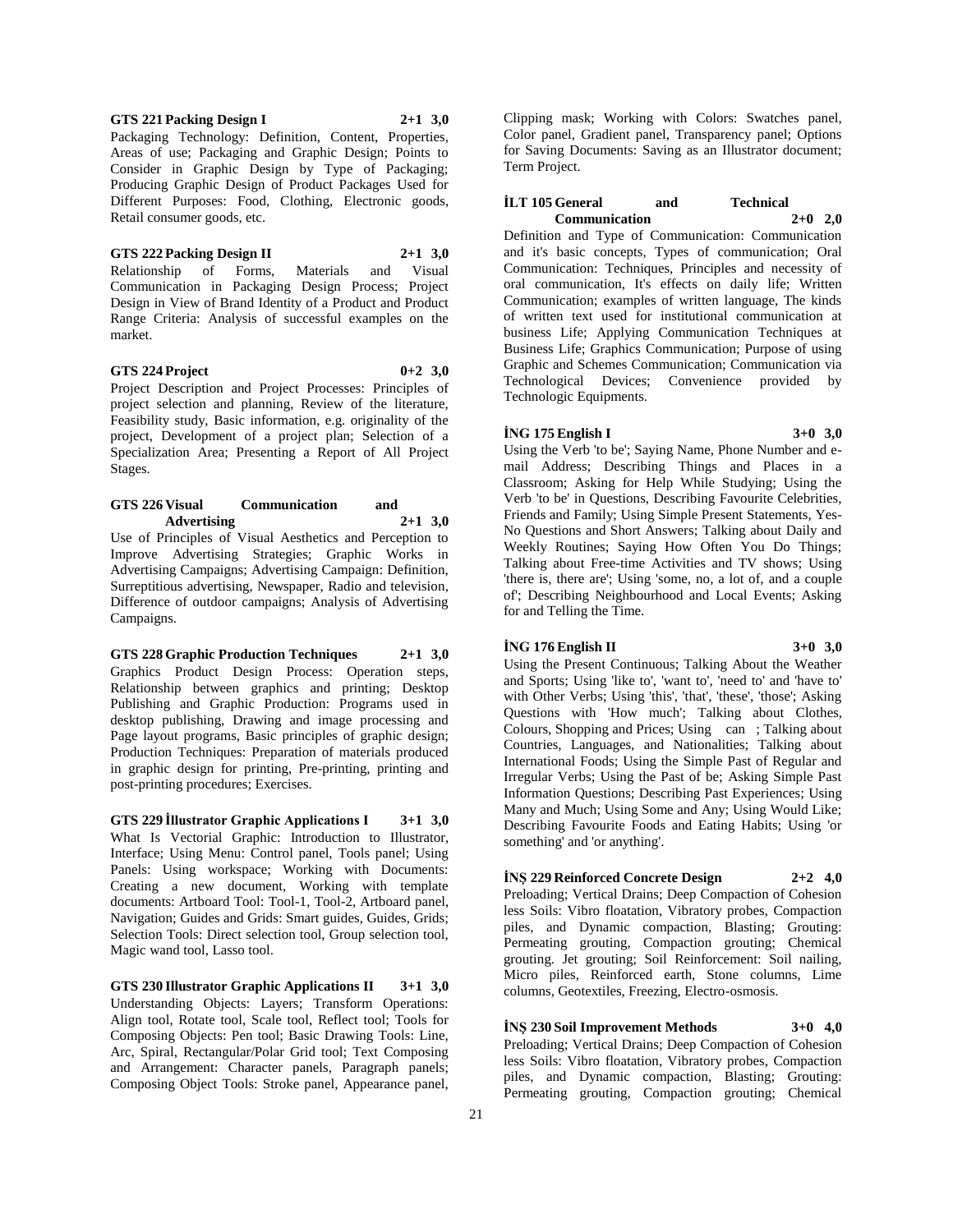**GTS 221 Packing Design I 2+1 3,0**

Packaging Technology: Definition, Content, Properties, Areas of use; Packaging and Graphic Design; Points to Consider in Graphic Design by Type of Packaging; Producing Graphic Design of Product Packages Used for Different Purposes: Food, Clothing, Electronic goods, Retail consumer goods, etc.

**GTS 222 Packing Design II 2+1 3,0**

Relationship of Forms, Materials and Visual Communication in Packaging Design Process; Project Design in View of Brand Identity of a Product and Product Range Criteria: Analysis of successful examples on the market.

**GTS 224 Project 0+2 3,0**

Project Description and Project Processes: Principles of project selection and planning, Review of the literature, Feasibility study, Basic information, e.g. originality of the project, Development of a project plan; Selection of a Specialization Area; Presenting a Report of All Project Stages.

**GTS 226 Visual Communication and Advertising 2+1 3,0**

Use of Principles of Visual Aesthetics and Perception to Improve Advertising Strategies; Graphic Works in Advertising Campaigns; Advertising Campaign: Definition, Surreptitious advertising, Newspaper, Radio and television, Difference of outdoor campaigns; Analysis of Advertising Campaigns.

**GTS 228 Graphic Production Techniques 2+1 3,0**

Graphics Product Design Process: Operation steps, Relationship between graphics and printing; Desktop Publishing and Graphic Production: Programs used in desktop publishing, Drawing and image processing and Page layout programs, Basic principles of graphic design; Production Techniques: Preparation of materials produced in graphic design for printing, Pre-printing, printing and post-printing procedures; Exercises.

**GTS 229 İllustrator Graphic Applications I 3+1 3,0**

What Is Vectorial Graphic: Introduction to Illustrator, Interface; Using Menu: Control panel, Tools panel; Using Panels: Using workspace; Working with Documents: Creating a new document, Working with template documents: Artboard Tool: Tool-1, Tool-2, Artboard panel, Navigation; Guides and Grids: Smart guides, Guides, Grids; Selection Tools: Direct selection tool, Group selection tool, Magic wand tool, Lasso tool.

**GTS 230 Illustrator Graphic Applications II 3+1 3,0**

Understanding Objects: Layers; Transform Operations: Align tool, Rotate tool, Scale tool, Reflect tool; Tools for Composing Objects: Pen tool; Basic Drawing Tools: Line, Arc, Spiral, Rectangular/Polar Grid tool; Text Composing and Arrangement: Character panels, Paragraph panels; Composing Object Tools: Stroke panel, Appearance panel, Clipping mask; Working with Colors: Swatches panel, Color panel, Gradient panel, Transparency panel; Options for Saving Documents: Saving as an Illustrator document; Term Project.

**İLT 105 General and Technical Communication 2+0 2,0**

Definition and Type of Communication: Communication and it's basic concepts, Types of communication; Oral Communication: Techniques, Principles and necessity of oral communication, It's effects on daily life; Written Communication; examples of written language, The kinds of written text used for institutional communication at business Life; Applying Communication Techniques at Business Life; Graphics Communication; Purpose of using Graphic and Schemes Communication; Communication via Technological Devices; Convenience provided by Technologic Equipments.

**İNG 175 English I 3+0 3,0**

Using the Verb 'to be'; Saying Name, Phone Number and e-mail Address; Describing Things and Places in a Classroom; Asking for Help While Studying; Using the Verb 'to be' in Questions, Describing Favourite Celebrities, Friends and Family; Using Simple Present Statements, Yes-No Questions and Short Answers; Talking about Daily and Weekly Routines; Saying How Often You Do Things; Talking about Free-time Activities and TV shows; Using 'there is, there are'; Using 'some, no, a lot of, and a couple of'; Describing Neighbourhood and Local Events; Asking for and Telling the Time.

**İNG 176 English II 3+0 3,0**

Using the Present Continuous; Talking About the Weather and Sports; Using 'like to', 'want to', 'need to' and 'have to' with Other Verbs; Using 'this', 'that', 'these', 'those'; Asking Questions with 'How much'; Talking about Clothes, Colours, Shopping and Prices; Using can ; Talking about Countries, Languages, and Nationalities; Talking about International Foods; Using the Simple Past of Regular and Irregular Verbs; Using the Past of be; Asking Simple Past Information Questions; Describing Past Experiences; Using Many and Much; Using Some and Any; Using Would Like; Describing Favourite Foods and Eating Habits; Using 'or something' and 'or anything'.

**İNŞ 229 Reinforced Concrete Design 2+2 4,0**

Preloading; Vertical Drains; Deep Compaction of Cohesion less Soils: Vibro floatation, Vibratory probes, Compaction piles, and Dynamic compaction, Blasting; Grouting: Permeating grouting, Compaction grouting; Chemical grouting. Jet grouting; Soil Reinforcement: Soil nailing, Micro piles, Reinforced earth, Stone columns, Lime columns, Geotextiles, Freezing, Electro-osmosis.

**İNŞ 230 Soil Improvement Methods 3+0 4,0**

Preloading; Vertical Drains; Deep Compaction of Cohesion less Soils: Vibro floatation, Vibratory probes, Compaction piles, and Dynamic compaction, Blasting; Grouting: Permeating grouting, Compaction grouting; Chemical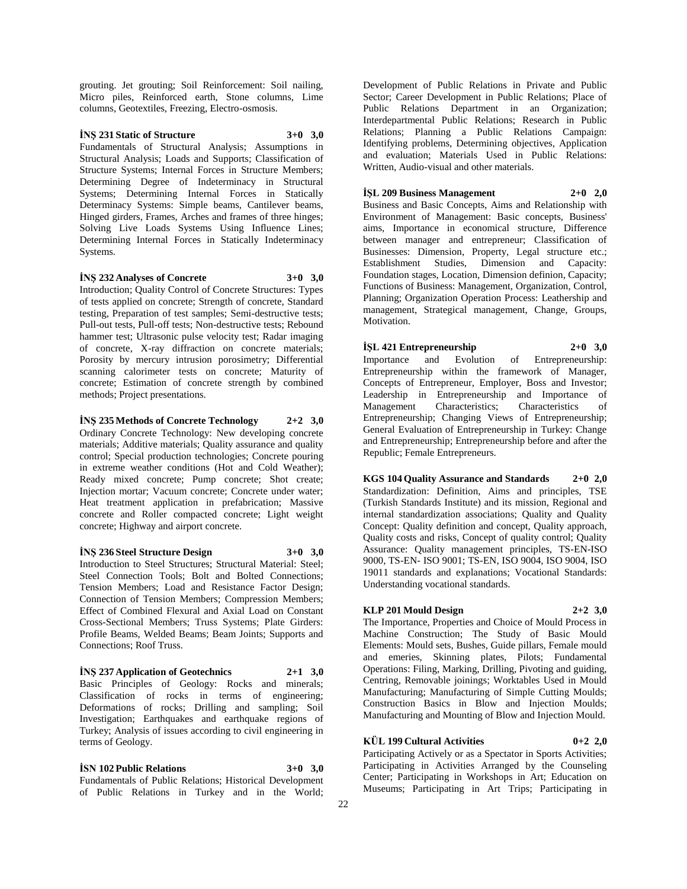grouting. Jet grouting; Soil Reinforcement: Soil nailing, Micro piles, Reinforced earth, Stone columns, Lime columns, Geotextiles, Freezing, Electro-osmosis.

**İNŞ 231 Static of Structure 3+0 3,0**
Fundamentals of Structural Analysis; Assumptions in Structural Analysis; Loads and Supports; Classification of Structure Systems; Internal Forces in Structure Members; Determining Degree of Indeterminacy in Structural Systems; Determining Internal Forces in Statically Determinacy Systems: Simple beams, Cantilever beams, Hinged girders, Frames, Arches and frames of three hinges; Solving Live Loads Systems Using Influence Lines; Determining Internal Forces in Statically Indeterminacy Systems.

**İNŞ 232 Analyses of Concrete 3+0 3,0**
Introduction; Quality Control of Concrete Structures: Types of tests applied on concrete; Strength of concrete, Standard testing, Preparation of test samples; Semi-destructive tests; Pull-out tests, Pull-off tests; Non-destructive tests; Rebound hammer test; Ultrasonic pulse velocity test; Radar imaging of concrete, X-ray diffraction on concrete materials; Porosity by mercury intrusion porosimetry; Differential scanning calorimeter tests on concrete; Maturity of concrete; Estimation of concrete strength by combined methods; Project presentations.

**İNŞ 235 Methods of Concrete Technology 2+2 3,0**
Ordinary Concrete Technology: New developing concrete materials; Additive materials; Quality assurance and quality control; Special production technologies; Concrete pouring in extreme weather conditions (Hot and Cold Weather); Ready mixed concrete; Pump concrete; Shot create; Injection mortar; Vacuum concrete; Concrete under water; Heat treatment application in prefabrication; Massive concrete and Roller compacted concrete; Light weight concrete; Highway and airport concrete.

**İNŞ 236 Steel Structure Design 3+0 3,0**
Introduction to Steel Structures; Structural Material: Steel; Steel Connection Tools; Bolt and Bolted Connections; Tension Members; Load and Resistance Factor Design; Connection of Tension Members; Compression Members; Effect of Combined Flexural and Axial Load on Constant Cross-Sectional Members; Truss Systems; Plate Girders: Profile Beams, Welded Beams; Beam Joints; Supports and Connections; Roof Truss.

**İNŞ 237 Application of Geotechnics 2+1 3,0**
Basic Principles of Geology: Rocks and minerals; Classification of rocks in terms of engineering; Deformations of rocks; Drilling and sampling; Soil Investigation; Earthquakes and earthquake regions of Turkey; Analysis of issues according to civil engineering in terms of Geology.

**İSN 102 Public Relations 3+0 3,0**
Fundamentals of Public Relations; Historical Development of Public Relations in Turkey and in the World; Development of Public Relations in Private and Public Sector; Career Development in Public Relations; Place of Public Relations Department in an Organization; Interdepartmental Public Relations; Research in Public Relations; Planning a Public Relations Campaign: Identifying problems, Determining objectives, Application and evaluation; Materials Used in Public Relations: Written, Audio-visual and other materials.

**İŞL 209 Business Management 2+0 2,0**
Business and Basic Concepts, Aims and Relationship with Environment of Management: Basic concepts, Business' aims, Importance in economical structure, Difference between manager and entrepreneur; Classification of Businesses: Dimension, Property, Legal structure etc.; Establishment Studies, Dimension and Capacity: Foundation stages, Location, Dimension definion, Capacity; Functions of Business: Management, Organization, Control, Planning; Organization Operation Process: Leathership and management, Strategical management, Change, Groups, Motivation.

**İŞL 421 Entrepreneurship 2+0 3,0**
Importance and Evolution of Entrepreneurship: Entrepreneurship within the framework of Manager, Concepts of Entrepreneur, Employer, Boss and Investor; Leadership in Entrepreneurship and Importance of Management Characteristics; Characteristics of Entrepreneurship; Changing Views of Entrepreneurship; General Evaluation of Entrepreneurship in Turkey: Change and Entrepreneurship; Entrepreneurship before and after the Republic; Female Entrepreneurs.

**KGS 104 Quality Assurance and Standards 2+0 2,0**
Standardization: Definition, Aims and principles, TSE (Turkish Standards Institute) and its mission, Regional and internal standardization associations; Quality and Quality Concept: Quality definition and concept, Quality approach, Quality costs and risks, Concept of quality control; Quality Assurance: Quality management principles, TS-EN-ISO 9000, TS-EN- ISO 9001; TS-EN, ISO 9004, ISO 9004, ISO 19011 standards and explanations; Vocational Standards: Understanding vocational standards.

**KLP 201 Mould Design 2+2 3,0**
The Importance, Properties and Choice of Mould Process in Machine Construction; The Study of Basic Mould Elements: Mould sets, Bushes, Guide pillars, Female mould and emeries, Skinning plates, Pilots; Fundamental Operations: Filing, Marking, Drilling, Pivoting and guiding, Centring, Removable joinings; Worktables Used in Mould Manufacturing; Manufacturing of Simple Cutting Moulds; Construction Basics in Blow and Injection Moulds; Manufacturing and Mounting of Blow and Injection Mould.

**KÜL 199 Cultural Activities 0+2 2,0**
Participating Actively or as a Spectator in Sports Activities; Participating in Activities Arranged by the Counseling Center; Participating in Workshops in Art; Education on Museums; Participating in Art Trips; Participating in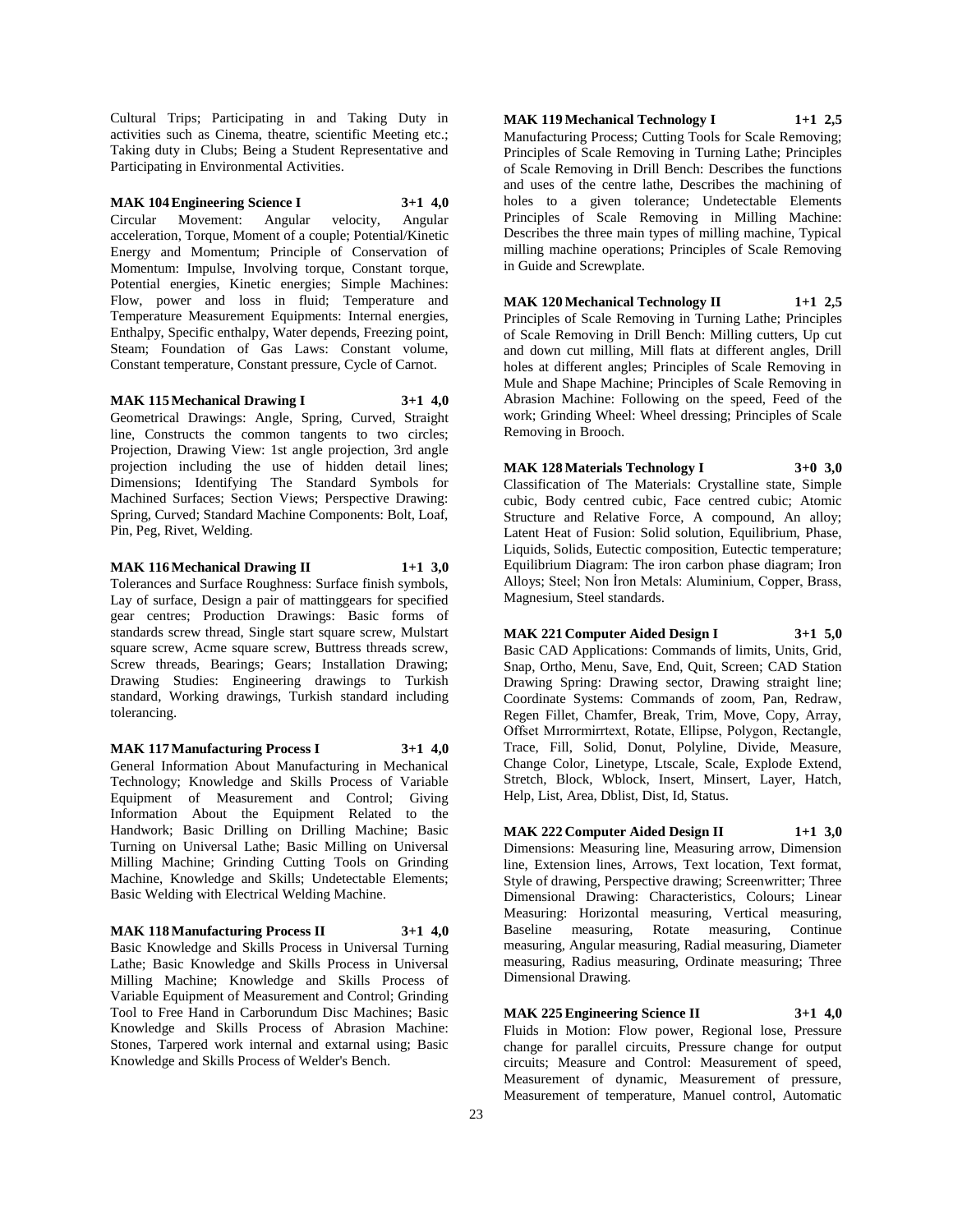Cultural Trips; Participating in and Taking Duty in activities such as Cinema, theatre, scientific Meeting etc.; Taking duty in Clubs; Being a Student Representative and Participating in Environmental Activities.

**MAK 104 Engineering Science I 3+1 4,0**

Circular Movement: Angular velocity, Angular acceleration, Torque, Moment of a couple; Potential/Kinetic Energy and Momentum; Principle of Conservation of Momentum: Impulse, Involving torque, Constant torque, Potential energies, Kinetic energies; Simple Machines: Flow, power and loss in fluid; Temperature and Temperature Measurement Equipments: Internal energies, Enthalpy, Specific enthalpy, Water depends, Freezing point, Steam; Foundation of Gas Laws: Constant volume, Constant temperature, Constant pressure, Cycle of Carnot.

**MAK 115 Mechanical Drawing I 3+1 4,0**

Geometrical Drawings: Angle, Spring, Curved, Straight line, Constructs the common tangents to two circles; Projection, Drawing View: 1st angle projection, 3rd angle projection including the use of hidden detail lines; Dimensions; Identifying The Standard Symbols for Machined Surfaces; Section Views; Perspective Drawing: Spring, Curved; Standard Machine Components: Bolt, Loaf, Pin, Peg, Rivet, Welding.

**MAK 116 Mechanical Drawing II 1+1 3,0**

Tolerances and Surface Roughness: Surface finish symbols, Lay of surface, Design a pair of mattinggears for specified gear centres; Production Drawings: Basic forms of standards screw thread, Single start square screw, Mulstart square screw, Acme square screw, Buttress threads screw, Screw threads, Bearings; Gears; Installation Drawing; Drawing Studies: Engineering drawings to Turkish standard, Working drawings, Turkish standard including tolerancing.

**MAK 117 Manufacturing Process I 3+1 4,0**

General Information About Manufacturing in Mechanical Technology; Knowledge and Skills Process of Variable Equipment of Measurement and Control; Giving Information About the Equipment Related to the Handwork; Basic Drilling on Drilling Machine; Basic Turning on Universal Lathe; Basic Milling on Universal Milling Machine; Grinding Cutting Tools on Grinding Machine, Knowledge and Skills; Undetectable Elements; Basic Welding with Electrical Welding Machine.

**MAK 118 Manufacturing Process II 3+1 4,0**

Basic Knowledge and Skills Process in Universal Turning Lathe; Basic Knowledge and Skills Process in Universal Milling Machine; Knowledge and Skills Process of Variable Equipment of Measurement and Control; Grinding Tool to Free Hand in Carborundum Disc Machines; Basic Knowledge and Skills Process of Abrasion Machine: Stones, Tarpered work internal and extarnal using; Basic Knowledge and Skills Process of Welder's Bench.

**MAK 119 Mechanical Technology I 1+1 2,5**

Manufacturing Process; Cutting Tools for Scale Removing; Principles of Scale Removing in Turning Lathe; Principles of Scale Removing in Drill Bench: Describes the functions and uses of the centre lathe, Describes the machining of holes to a given tolerance; Undetectable Elements Principles of Scale Removing in Milling Machine: Describes the three main types of milling machine, Typical milling machine operations; Principles of Scale Removing in Guide and Screwplate.

**MAK 120 Mechanical Technology II 1+1 2,5**

Principles of Scale Removing in Turning Lathe; Principles of Scale Removing in Drill Bench: Milling cutters, Up cut and down cut milling, Mill flats at different angles, Drill holes at different angles; Principles of Scale Removing in Mule and Shape Machine; Principles of Scale Removing in Abrasion Machine: Following on the speed, Feed of the work; Grinding Wheel: Wheel dressing; Principles of Scale Removing in Brooch.

**MAK 128 Materials Technology I 3+0 3,0**

Classification of The Materials: Crystalline state, Simple cubic, Body centred cubic, Face centred cubic; Atomic Structure and Relative Force, A compound, An alloy; Latent Heat of Fusion: Solid solution, Equilibrium, Phase, Liquids, Solids, Eutectic composition, Eutectic temperature; Equilibrium Diagram: The iron carbon phase diagram; Iron Alloys; Steel; Non İron Metals: Aluminium, Copper, Brass, Magnesium, Steel standards.

**MAK 221 Computer Aided Design I 3+1 5,0**

Basic CAD Applications: Commands of limits, Units, Grid, Snap, Ortho, Menu, Save, End, Quit, Screen; CAD Station Drawing Spring: Drawing sector, Drawing straight line; Coordinate Systems: Commands of zoom, Pan, Redraw, Regen Fillet, Chamfer, Break, Trim, Move, Copy, Array, Offset Mırrormirrtext, Rotate, Ellipse, Polygon, Rectangle, Trace, Fill, Solid, Donut, Polyline, Divide, Measure, Change Color, Linetype, Ltscale, Scale, Explode Extend, Stretch, Block, Wblock, Insert, Minsert, Layer, Hatch, Help, List, Area, Dblist, Dist, Id, Status.

**MAK 222 Computer Aided Design II 1+1 3,0**

Dimensions: Measuring line, Measuring arrow, Dimension line, Extension lines, Arrows, Text location, Text format, Style of drawing, Perspective drawing; Screenwritter; Three Dimensional Drawing: Characteristics, Colours; Linear Measuring: Horizontal measuring, Vertical measuring, Baseline measuring, Rotate measuring, Continue measuring, Angular measuring, Radial measuring, Diameter measuring, Radius measuring, Ordinate measuring; Three Dimensional Drawing.

**MAK 225 Engineering Science II 3+1 4,0**

Fluids in Motion: Flow power, Regional lose, Pressure change for parallel circuits, Pressure change for output circuits; Measure and Control: Measurement of speed, Measurement of dynamic, Measurement of pressure, Measurement of temperature, Manuel control, Automatic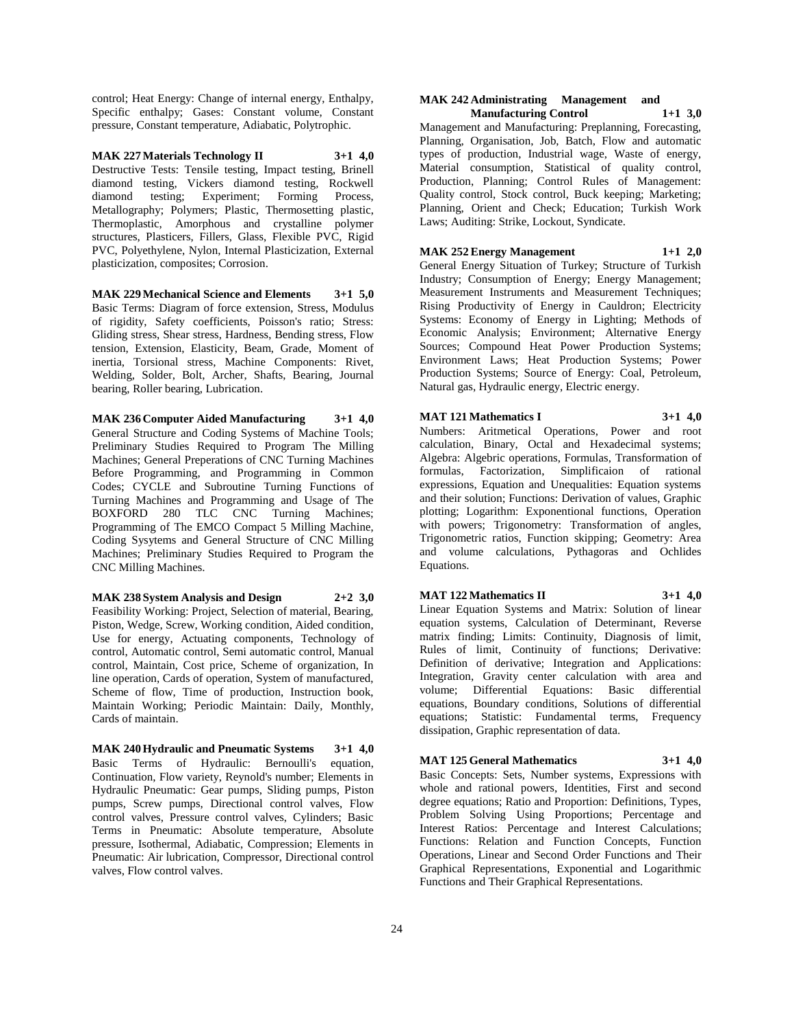control; Heat Energy: Change of internal energy, Enthalpy, Specific enthalpy; Gases: Constant volume, Constant pressure, Constant temperature, Adiabatic, Polytrophic.

**MAK 227 Materials Technology II 3+1 4,0**

Destructive Tests: Tensile testing, Impact testing, Brinell diamond testing, Vickers diamond testing, Rockwell diamond testing; Experiment; Forming Process, Metallography; Polymers; Plastic, Thermosetting plastic, Thermoplastic, Amorphous and crystalline polymer structures, Plasticers, Fillers, Glass, Flexible PVC, Rigid PVC, Polyethylene, Nylon, Internal Plasticization, External plasticization, composites; Corrosion.

**MAK 229 Mechanical Science and Elements 3+1 5,0**

Basic Terms: Diagram of force extension, Stress, Modulus of rigidity, Safety coefficients, Poisson's ratio; Stress: Gliding stress, Shear stress, Hardness, Bending stress, Flow tension, Extension, Elasticity, Beam, Grade, Moment of inertia, Torsional stress, Machine Components: Rivet, Welding, Solder, Bolt, Archer, Shafts, Bearing, Journal bearing, Roller bearing, Lubrication.

**MAK 236 Computer Aided Manufacturing 3+1 4,0**

General Structure and Coding Systems of Machine Tools; Preliminary Studies Required to Program The Milling Machines; General Preperations of CNC Turning Machines Before Programming, and Programming in Common Codes; CYCLE and Subroutine Turning Functions of Turning Machines and Programming and Usage of The BOXFORD 280 TLC CNC Turning Machines; Programming of The EMCO Compact 5 Milling Machine, Coding Sysytems and General Structure of CNC Milling Machines; Preliminary Studies Required to Program the CNC Milling Machines.

**MAK 238 System Analysis and Design 2+2 3,0**

Feasibility Working: Project, Selection of material, Bearing, Piston, Wedge, Screw, Working condition, Aided condition, Use for energy, Actuating components, Technology of control, Automatic control, Semi automatic control, Manual control, Maintain, Cost price, Scheme of organization, In line operation, Cards of operation, System of manufactured, Scheme of flow, Time of production, Instruction book, Maintain Working; Periodic Maintain: Daily, Monthly, Cards of maintain.

**MAK 240 Hydraulic and Pneumatic Systems 3+1 4,0**

Basic Terms of Hydraulic: Bernoulli's equation, Continuation, Flow variety, Reynold's number; Elements in Hydraulic Pneumatic: Gear pumps, Sliding pumps, Piston pumps, Screw pumps, Directional control valves, Flow control valves, Pressure control valves, Cylinders; Basic Terms in Pneumatic: Absolute temperature, Absolute pressure, Isothermal, Adiabatic, Compression; Elements in Pneumatic: Air lubrication, Compressor, Directional control valves, Flow control valves.

**MAK 242 Administrating Management and Manufacturing Control 1+1 3,0**

Management and Manufacturing: Preplanning, Forecasting, Planning, Organisation, Job, Batch, Flow and automatic types of production, Industrial wage, Waste of energy, Material consumption, Statistical of quality control, Production, Planning; Control Rules of Management: Quality control, Stock control, Buck keeping; Marketing; Planning, Orient and Check; Education; Turkish Work Laws; Auditing: Strike, Lockout, Syndicate.

**MAK 252 Energy Management 1+1 2,0**

General Energy Situation of Turkey; Structure of Turkish Industry; Consumption of Energy; Energy Management; Measurement Instruments and Measurement Techniques; Rising Productivity of Energy in Cauldron; Electricity Systems: Economy of Energy in Lighting; Methods of Economic Analysis; Environment; Alternative Energy Sources; Compound Heat Power Production Systems; Environment Laws; Heat Production Systems; Power Production Systems; Source of Energy: Coal, Petroleum, Natural gas, Hydraulic energy, Electric energy.

**MAT 121 Mathematics I 3+1 4,0**

Numbers: Aritmetical Operations, Power and root calculation, Binary, Octal and Hexadecimal systems; Algebra: Algebric operations, Formulas, Transformation of formulas, Factorization, Simplificaion of rational expressions, Equation and Unequalities: Equation systems and their solution; Functions: Derivation of values, Graphic plotting; Logarithm: Exponentional functions, Operation with powers; Trigonometry: Transformation of angles, Trigonometric ratios, Function skipping; Geometry: Area and volume calculations, Pythagoras and Ochlides Equations.

**MAT 122 Mathematics II 3+1 4,0**

Linear Equation Systems and Matrix: Solution of linear equation systems, Calculation of Determinant, Reverse matrix finding; Limits: Continuity, Diagnosis of limit, Rules of limit, Continuity of functions; Derivative: Definition of derivative; Integration and Applications: Integration, Gravity center calculation with area and volume; Differential Equations: Basic differential equations, Boundary conditions, Solutions of differential equations; Statistic: Fundamental terms, Frequency dissipation, Graphic representation of data.

**MAT 125 General Mathematics 3+1 4,0**

Basic Concepts: Sets, Number systems, Expressions with whole and rational powers, Identities, First and second degree equations; Ratio and Proportion: Definitions, Types, Problem Solving Using Proportions; Percentage and Interest Ratios: Percentage and Interest Calculations; Functions: Relation and Function Concepts, Function Operations, Linear and Second Order Functions and Their Graphical Representations, Exponential and Logarithmic Functions and Their Graphical Representations.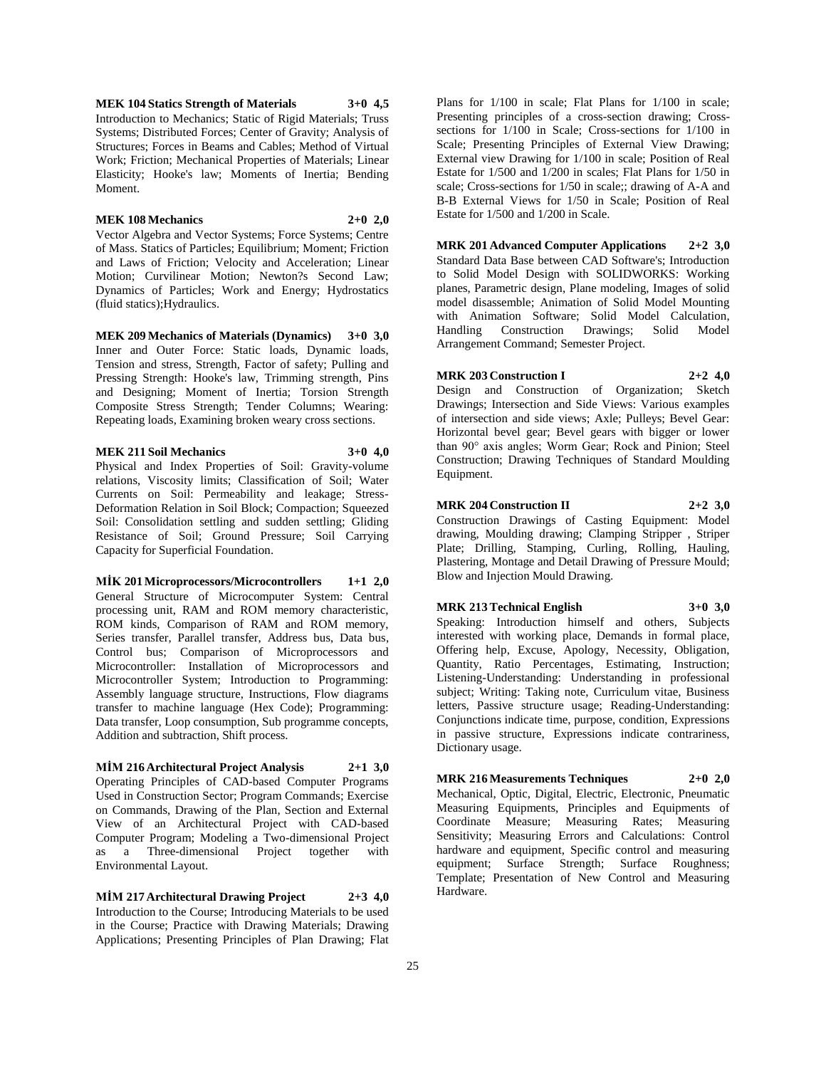**MEK 104 Statics Strength of Materials 3+0 4,5**

Introduction to Mechanics; Static of Rigid Materials; Truss Systems; Distributed Forces; Center of Gravity; Analysis of Structures; Forces in Beams and Cables; Method of Virtual Work; Friction; Mechanical Properties of Materials; Linear Elasticity; Hooke's law; Moments of Inertia; Bending Moment.

**MEK 108 Mechanics 2+0 2,0**

Vector Algebra and Vector Systems; Force Systems; Centre of Mass. Statics of Particles; Equilibrium; Moment; Friction and Laws of Friction; Velocity and Acceleration; Linear Motion; Curvilinear Motion; Newton?s Second Law; Dynamics of Particles; Work and Energy; Hydrostatics (fluid statics);Hydraulics.

**MEK 209 Mechanics of Materials (Dynamics) 3+0 3,0**

Inner and Outer Force: Static loads, Dynamic loads, Tension and stress, Strength, Factor of safety; Pulling and Pressing Strength: Hooke's law, Trimming strength, Pins and Designing; Moment of Inertia; Torsion Strength Composite Stress Strength; Tender Columns; Wearing: Repeating loads, Examining broken weary cross sections.

**MEK 211 Soil Mechanics 3+0 4,0**

Physical and Index Properties of Soil: Gravity-volume relations, Viscosity limits; Classification of Soil; Water Currents on Soil: Permeability and leakage; Stress-Deformation Relation in Soil Block; Compaction; Squeezed Soil: Consolidation settling and sudden settling; Gliding Resistance of Soil; Ground Pressure; Soil Carrying Capacity for Superficial Foundation.

**MİK 201 Microprocessors/Microcontrollers 1+1 2,0**

General Structure of Microcomputer System: Central processing unit, RAM and ROM memory characteristic, ROM kinds, Comparison of RAM and ROM memory, Series transfer, Parallel transfer, Address bus, Data bus, Control bus; Comparison of Microprocessors and Microcontroller: Installation of Microprocessors and Microcontroller System; Introduction to Programming: Assembly language structure, Instructions, Flow diagrams transfer to machine language (Hex Code); Programming: Data transfer, Loop consumption, Sub programme concepts, Addition and subtraction, Shift process.

**MİM 216 Architectural Project Analysis 2+1 3,0**

Operating Principles of CAD-based Computer Programs Used in Construction Sector; Program Commands; Exercise on Commands, Drawing of the Plan, Section and External View of an Architectural Project with CAD-based Computer Program; Modeling a Two-dimensional Project as a Three-dimensional Project together with Environmental Layout.

**MİM 217 Architectural Drawing Project 2+3 4,0**

Introduction to the Course; Introducing Materials to be used in the Course; Practice with Drawing Materials; Drawing Applications; Presenting Principles of Plan Drawing; Flat Plans for 1/100 in scale; Flat Plans for 1/100 in scale; Presenting principles of a cross-section drawing; Cross-sections for 1/100 in Scale; Cross-sections for 1/100 in Scale; Presenting Principles of External View Drawing; External view Drawing for 1/100 in scale; Position of Real Estate for 1/500 and 1/200 in scales; Flat Plans for 1/50 in scale; Cross-sections for 1/50 in scale;; drawing of A-A and B-B External Views for 1/50 in Scale; Position of Real Estate for 1/500 and 1/200 in Scale.

**MRK 201 Advanced Computer Applications 2+2 3,0**

Standard Data Base between CAD Software's; Introduction to Solid Model Design with SOLIDWORKS: Working planes, Parametric design, Plane modeling, Images of solid model disassemble; Animation of Solid Model Mounting with Animation Software; Solid Model Calculation, Handling Construction Drawings; Solid Model Arrangement Command; Semester Project.

**MRK 203 Construction I 2+2 4,0**

Design and Construction of Organization; Sketch Drawings; Intersection and Side Views: Various examples of intersection and side views; Axle; Pulleys; Bevel Gear: Horizontal bevel gear; Bevel gears with bigger or lower than 90° axis angles; Worm Gear; Rock and Pinion; Steel Construction; Drawing Techniques of Standard Moulding Equipment.

**MRK 204 Construction II 2+2 3,0**

Construction Drawings of Casting Equipment: Model drawing, Moulding drawing; Clamping Stripper , Striper Plate; Drilling, Stamping, Curling, Rolling, Hauling, Plastering, Montage and Detail Drawing of Pressure Mould; Blow and Injection Mould Drawing.

**MRK 213 Technical English 3+0 3,0**

Speaking: Introduction himself and others, Subjects interested with working place, Demands in formal place, Offering help, Excuse, Apology, Necessity, Obligation, Quantity, Ratio Percentages, Estimating, Instruction; Listening-Understanding: Understanding in professional subject; Writing: Taking note, Curriculum vitae, Business letters, Passive structure usage; Reading-Understanding: Conjunctions indicate time, purpose, condition, Expressions in passive structure, Expressions indicate contrariness, Dictionary usage.

**MRK 216 Measurements Techniques 2+0 2,0**

Mechanical, Optic, Digital, Electric, Electronic, Pneumatic Measuring Equipments, Principles and Equipments of Coordinate Measure; Measuring Rates; Measuring Sensitivity; Measuring Errors and Calculations: Control hardware and equipment, Specific control and measuring equipment; Surface Strength; Surface Roughness; Template; Presentation of New Control and Measuring Hardware.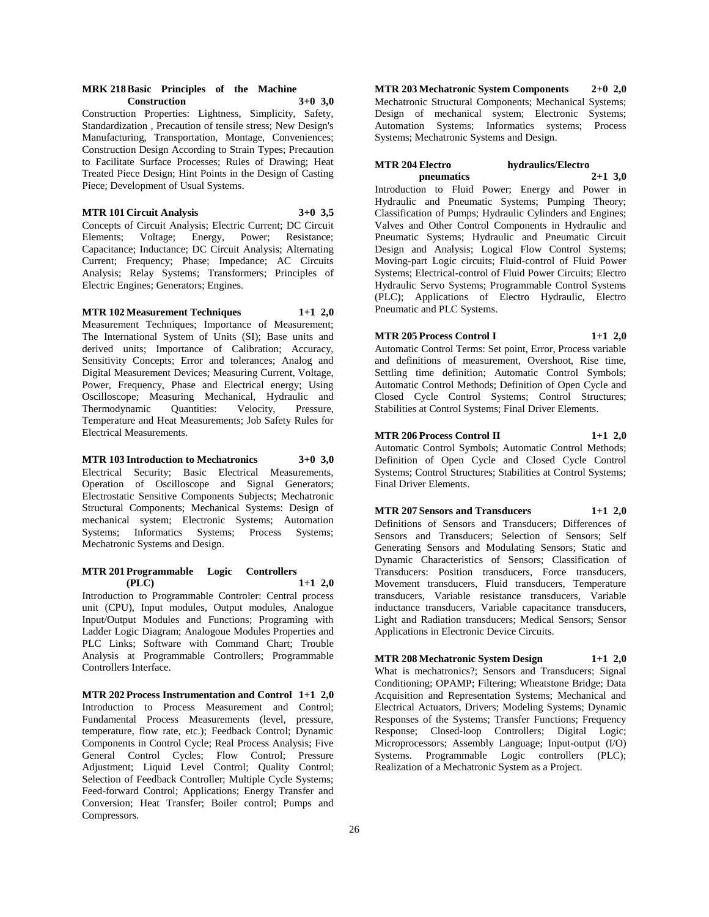**MRK 218 Basic Principles of the Machine Construction 3+0 3,0**
Construction Properties: Lightness, Simplicity, Safety, Standardization , Precaution of tensile stress; New Design's Manufacturing, Transportation, Montage, Conveniences; Construction Design According to Strain Types; Precaution to Facilitate Surface Processes; Rules of Drawing; Heat Treated Piece Design; Hint Points in the Design of Casting Piece; Development of Usual Systems.

**MTR 101 Circuit Analysis 3+0 3,5**
Concepts of Circuit Analysis; Electric Current; DC Circuit Elements; Voltage; Energy, Power; Resistance; Capacitance; Inductance; DC Circuit Analysis; Alternating Current; Frequency; Phase; Impedance; AC Circuits Analysis; Relay Systems; Transformers; Principles of Electric Engines; Generators; Engines.

**MTR 102 Measurement Techniques 1+1 2,0**
Measurement Techniques; Importance of Measurement; The International System of Units (SI); Base units and derived units; Importance of Calibration; Accuracy, Sensitivity Concepts; Error and tolerances; Analog and Digital Measurement Devices; Measuring Current, Voltage, Power, Frequency, Phase and Electrical energy; Using Oscilloscope; Measuring Mechanical, Hydraulic and Thermodynamic Quantities: Velocity, Pressure, Temperature and Heat Measurements; Job Safety Rules for Electrical Measurements.

**MTR 103 Introduction to Mechatronics 3+0 3,0**
Electrical Security; Basic Electrical Measurements, Operation of Oscilloscope and Signal Generators; Electrostatic Sensitive Components Subjects; Mechatronic Structural Components; Mechanical Systems: Design of mechanical system; Electronic Systems; Automation Systems; Informatics Systems; Process Systems; Mechatronic Systems and Design.

**MTR 201 Programmable Logic Controllers (PLC) 1+1 2,0**
Introduction to Programmable Controler: Central process unit (CPU), Input modules, Output modules, Analogue Input/Output Modules and Functions; Programing with Ladder Logic Diagram; Analogoue Modules Properties and PLC Links; Software with Command Chart; Trouble Analysis at Programmable Controllers; Programmable Controllers Interface.

**MTR 202 Process Instrumentation and Control 1+1 2,0**
Introduction to Process Measurement and Control; Fundamental Process Measurements (level, pressure, temperature, flow rate, etc.); Feedback Control; Dynamic Components in Control Cycle; Real Process Analysis; Five General Control Cycles; Flow Control; Pressure Adjustment; Liquid Level Control; Quality Control; Selection of Feedback Controller; Multiple Cycle Systems; Feed-forward Control; Applications; Energy Transfer and Conversion; Heat Transfer; Boiler control; Pumps and Compressors.

**MTR 203 Mechatronic System Components 2+0 2,0**
Mechatronic Structural Components; Mechanical Systems; Design of mechanical system; Electronic Systems; Automation Systems; Informatics systems; Process Systems; Mechatronic Systems and Design.

**MTR 204 Electro hydraulics/Electro pneumatics 2+1 3,0**
Introduction to Fluid Power; Energy and Power in Hydraulic and Pneumatic Systems; Pumping Theory; Classification of Pumps; Hydraulic Cylinders and Engines; Valves and Other Control Components in Hydraulic and Pneumatic Systems; Hydraulic and Pneumatic Circuit Design and Analysis; Logical Flow Control Systems; Moving-part Logic circuits; Fluid-control of Fluid Power Systems; Electrical-control of Fluid Power Circuits; Electro Hydraulic Servo Systems; Programmable Control Systems (PLC); Applications of Electro Hydraulic, Electro Pneumatic and PLC Systems.

**MTR 205 Process Control I 1+1 2,0**
Automatic Control Terms: Set point, Error, Process variable and definitions of measurement, Overshoot, Rise time, Settling time definition; Automatic Control Symbols; Automatic Control Methods; Definition of Open Cycle and Closed Cycle Control Systems; Control Structures; Stabilities at Control Systems; Final Driver Elements.

**MTR 206 Process Control II 1+1 2,0**
Automatic Control Symbols; Automatic Control Methods; Definition of Open Cycle and Closed Cycle Control Systems; Control Structures; Stabilities at Control Systems; Final Driver Elements.

**MTR 207 Sensors and Transducers 1+1 2,0**
Definitions of Sensors and Transducers; Differences of Sensors and Transducers; Selection of Sensors; Self Generating Sensors and Modulating Sensors; Static and Dynamic Characteristics of Sensors; Classification of Transducers: Position transducers, Force transducers, Movement transducers, Fluid transducers, Temperature transducers, Variable resistance transducers, Variable inductance transducers, Variable capacitance transducers, Light and Radiation transducers; Medical Sensors; Sensor Applications in Electronic Device Circuits.

**MTR 208 Mechatronic System Design 1+1 2,0**
What is mechatronics?; Sensors and Transducers; Signal Conditioning; OPAMP; Filtering; Wheatstone Bridge; Data Acquisition and Representation Systems; Mechanical and Electrical Actuators, Drivers; Modeling Systems; Dynamic Responses of the Systems; Transfer Functions; Frequency Response; Closed-loop Controllers; Digital Logic; Microprocessors; Assembly Language; Input-output (I/O) Systems. Programmable Logic controllers (PLC); Realization of a Mechatronic System as a Project.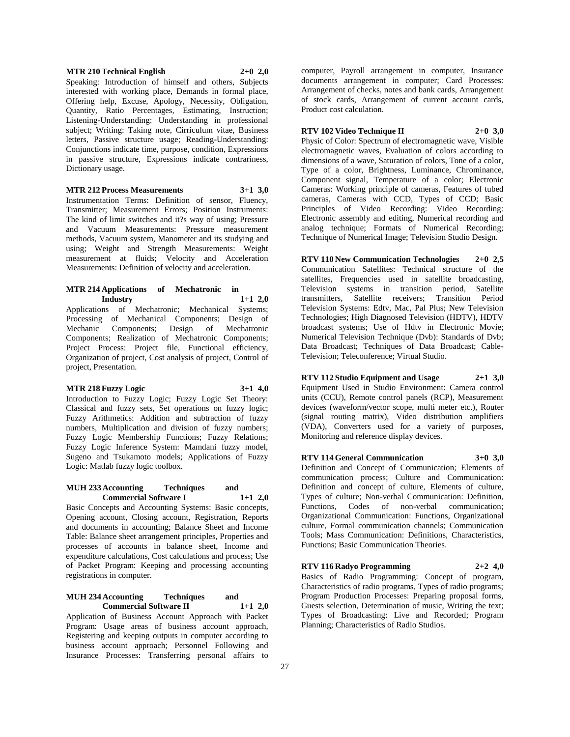**MTR 210 Technical English 2+0 2,0**

Speaking: Introduction of himself and others, Subjects interested with working place, Demands in formal place, Offering help, Excuse, Apology, Necessity, Obligation, Quantity, Ratio Percentages, Estimating, Instruction; Listening-Understanding: Understanding in professional subject; Writing: Taking note, Cirriculum vitae, Business letters, Passive structure usage; Reading-Understanding: Conjunctions indicate time, purpose, condition, Expressions in passive structure, Expressions indicate contrariness, Dictionary usage.

**MTR 212 Process Measurements 3+1 3,0**

Instrumentation Terms: Definition of sensor, Fluency, Transmitter; Measurement Errors; Position Instruments: The kind of limit switches and it?s way of using; Pressure and Vacuum Measurements: Pressure measurement methods, Vacuum system, Manometer and its studying and using; Weight and Strength Measurements: Weight measurement at fluids; Velocity and Acceleration Measurements: Definition of velocity and acceleration.

**MTR 214 Applications of Mechatronic in Industry 1+1 2,0**

Applications of Mechatronic; Mechanical Systems; Processing of Mechanical Components; Design of Mechanic Components; Design of Mechatronic Components; Realization of Mechatronic Components; Project Process: Project file, Functional efficiency, Organization of project, Cost analysis of project, Control of project, Presentation.

**MTR 218 Fuzzy Logic 3+1 4,0**

Introduction to Fuzzy Logic; Fuzzy Logic Set Theory: Classical and fuzzy sets, Set operations on fuzzy logic; Fuzzy Arithmetics: Addition and subtraction of fuzzy numbers, Multiplication and division of fuzzy numbers; Fuzzy Logic Membership Functions; Fuzzy Relations; Fuzzy Logic Inference System: Mamdani fuzzy model, Sugeno and Tsukamoto models; Applications of Fuzzy Logic: Matlab fuzzy logic toolbox.

**MUH 233 Accounting Techniques and Commercial Software I 1+1 2,0**

Basic Concepts and Accounting Systems: Basic concepts, Opening account, Closing account, Registration, Reports and documents in accounting; Balance Sheet and Income Table: Balance sheet arrangement principles, Properties and processes of accounts in balance sheet, Income and expenditure calculations, Cost calculations and process; Use of Packet Program: Keeping and processing accounting registrations in computer.

**MUH 234 Accounting Techniques and Commercial Software II 1+1 2,0**

Application of Business Account Approach with Packet Program: Usage areas of business account approach, Registering and keeping outputs in computer according to business account approach; Personnel Following and Insurance Processes: Transferring personal affairs to computer, Payroll arrangement in computer, Insurance documents arrangement in computer; Card Processes: Arrangement of checks, notes and bank cards, Arrangement of stock cards, Arrangement of current account cards, Product cost calculation.

**RTV 102 Video Technique II 2+0 3,0**

Physic of Color: Spectrum of electromagnetic wave, Visible electromagnetic waves, Evaluation of colors according to dimensions of a wave, Saturation of colors, Tone of a color, Type of a color, Brightness, Luminance, Chrominance, Component signal, Temperature of a color; Electronic Cameras: Working principle of cameras, Features of tubed cameras, Cameras with CCD, Types of CCD; Basic Principles of Video Recording: Video Recording: Electronic assembly and editing, Numerical recording and analog technique; Formats of Numerical Recording; Technique of Numerical Image; Television Studio Design.

**RTV 110 New Communication Technologies 2+0 2,5**

Communication Satellites: Technical structure of the satellites, Frequencies used in satellite broadcasting, Television systems in transition period, Satellite transmitters, Satellite receivers; Transition Period Television Systems: Edtv, Mac, Pal Plus; New Television Technologies; High Diagnosed Television (HDTV), HDTV broadcast systems; Use of Hdtv in Electronic Movie; Numerical Television Technique (Dvb): Standards of Dvb; Data Broadcast; Techniques of Data Broadcast; Cable-Television; Teleconference; Virtual Studio.

**RTV 112 Studio Equipment and Usage 2+1 3,0**

Equipment Used in Studio Environment: Camera control units (CCU), Remote control panels (RCP), Measurement devices (waveform/vector scope, multi meter etc.), Router (signal routing matrix), Video distribution amplifiers (VDA), Converters used for a variety of purposes, Monitoring and reference display devices.

**RTV 114 General Communication 3+0 3,0**

Definition and Concept of Communication; Elements of communication process; Culture and Communication: Definition and concept of culture, Elements of culture, Types of culture; Non-verbal Communication: Definition, Functions, Codes of non-verbal communication; Organizational Communication: Functions, Organizational culture, Formal communication channels; Communication Tools; Mass Communication: Definitions, Characteristics, Functions; Basic Communication Theories.

**RTV 116 Radyo Programming 2+2 4,0**

Basics of Radio Programming: Concept of program, Characteristics of radio programs, Types of radio programs; Program Production Processes: Preparing proposal forms, Guests selection, Determination of music, Writing the text; Types of Broadcasting: Live and Recorded; Program Planning; Characteristics of Radio Studios.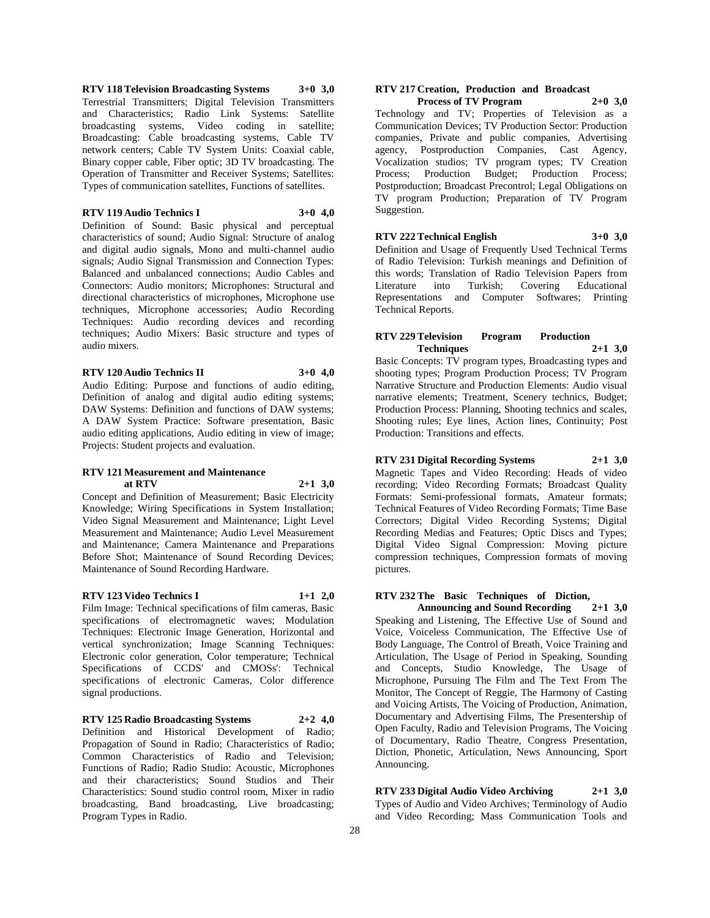**RTV 118 Television Broadcasting Systems 3+0 3,0**

Terrestrial Transmitters; Digital Television Transmitters and Characteristics; Radio Link Systems: Satellite broadcasting systems, Video coding in satellite; Broadcasting: Cable broadcasting systems, Cable TV network centers; Cable TV System Units: Coaxial cable, Binary copper cable, Fiber optic; 3D TV broadcasting. The Operation of Transmitter and Receiver Systems; Satellites: Types of communication satellites, Functions of satellites.

**RTV 119 Audio Technics I 3+0 4,0**

Definition of Sound: Basic physical and perceptual characteristics of sound; Audio Signal: Structure of analog and digital audio signals, Mono and multi-channel audio signals; Audio Signal Transmission and Connection Types: Balanced and unbalanced connections; Audio Cables and Connectors: Audio monitors; Microphones: Structural and directional characteristics of microphones, Microphone use techniques, Microphone accessories; Audio Recording Techniques: Audio recording devices and recording techniques; Audio Mixers: Basic structure and types of audio mixers.

**RTV 120 Audio Technics II 3+0 4,0**

Audio Editing: Purpose and functions of audio editing, Definition of analog and digital audio editing systems; DAW Systems: Definition and functions of DAW systems; A DAW System Practice: Software presentation, Basic audio editing applications, Audio editing in view of image; Projects: Student projects and evaluation.

**RTV 121 Measurement and Maintenance at RTV 2+1 3,0**

Concept and Definition of Measurement; Basic Electricity Knowledge; Wiring Specifications in System Installation; Video Signal Measurement and Maintenance; Light Level Measurement and Maintenance; Audio Level Measurement and Maintenance; Camera Maintenance and Preparations Before Shot; Maintenance of Sound Recording Devices; Maintenance of Sound Recording Hardware.

**RTV 123 Video Technics I 1+1 2,0**

Film Image: Technical specifications of film cameras, Basic specifications of electromagnetic waves; Modulation Techniques: Electronic Image Generation, Horizontal and vertical synchronization; Image Scanning Techniques: Electronic color generation, Color temperature; Technical Specifications of CCDS' and CMOSs': Technical specifications of electronic Cameras, Color difference signal productions.

**RTV 125 Radio Broadcasting Systems 2+2 4,0**

Definition and Historical Development of Radio; Propagation of Sound in Radio; Characteristics of Radio; Common Characteristics of Radio and Television; Functions of Radio; Radio Studio: Acoustic, Microphones and their characteristics; Sound Studios and Their Characteristics: Sound studio control room, Mixer in radio broadcasting, Band broadcasting, Live broadcasting; Program Types in Radio.

**RTV 217 Creation, Production and Broadcast Process of TV Program 2+0 3,0**

Technology and TV; Properties of Television as a Communication Devices; TV Production Sector: Production companies, Private and public companies, Advertising agency, Postproduction Companies, Cast Agency, Vocalization studios; TV program types; TV Creation Process; Production Budget; Production Process; Postproduction; Broadcast Precontrol; Legal Obligations on TV program Production; Preparation of TV Program Suggestion.

**RTV 222 Technical English 3+0 3,0**

Definition and Usage of Frequently Used Technical Terms of Radio Television: Turkish meanings and Definition of this words; Translation of Radio Television Papers from Literature into Turkish; Covering Educational Representations and Computer Softwares; Printing Technical Reports.

**RTV 229 Television Program Production Techniques 2+1 3,0**

Basic Concepts: TV program types, Broadcasting types and shooting types; Program Production Process; TV Program Narrative Structure and Production Elements: Audio visual narrative elements; Treatment, Scenery technics, Budget; Production Process: Planning, Shooting technics and scales, Shooting rules; Eye lines, Action lines, Continuity; Post Production: Transitions and effects.

**RTV 231 Digital Recording Systems 2+1 3,0**

Magnetic Tapes and Video Recording: Heads of video recording; Video Recording Formats; Broadcast Quality Formats: Semi-professional formats, Amateur formats; Technical Features of Video Recording Formats; Time Base Correctors; Digital Video Recording Systems; Digital Recording Medias and Features; Optic Discs and Types; Digital Video Signal Compression: Moving picture compression techniques, Compression formats of moving pictures.

**RTV 232 The Basic Techniques of Diction, Announcing and Sound Recording 2+1 3,0**

Speaking and Listening, The Effective Use of Sound and Voice, Voiceless Communication, The Effective Use of Body Language, The Control of Breath, Voice Training and Articulation, The Usage of Period in Speaking, Sounding and Concepts, Studio Knowledge, The Usage of Microphone, Pursuing The Film and The Text From The Monitor, The Concept of Reggie, The Harmony of Casting and Voicing Artists, The Voicing of Production, Animation, Documentary and Advertising Films, The Presentership of Open Faculty, Radio and Television Programs, The Voicing of Documentary, Radio Theatre, Congress Presentation, Diction, Phonetic, Articulation, News Announcing, Sport Announcing.

**RTV 233 Digital Audio Video Archiving 2+1 3,0**

Types of Audio and Video Archives; Terminology of Audio and Video Recording; Mass Communication Tools and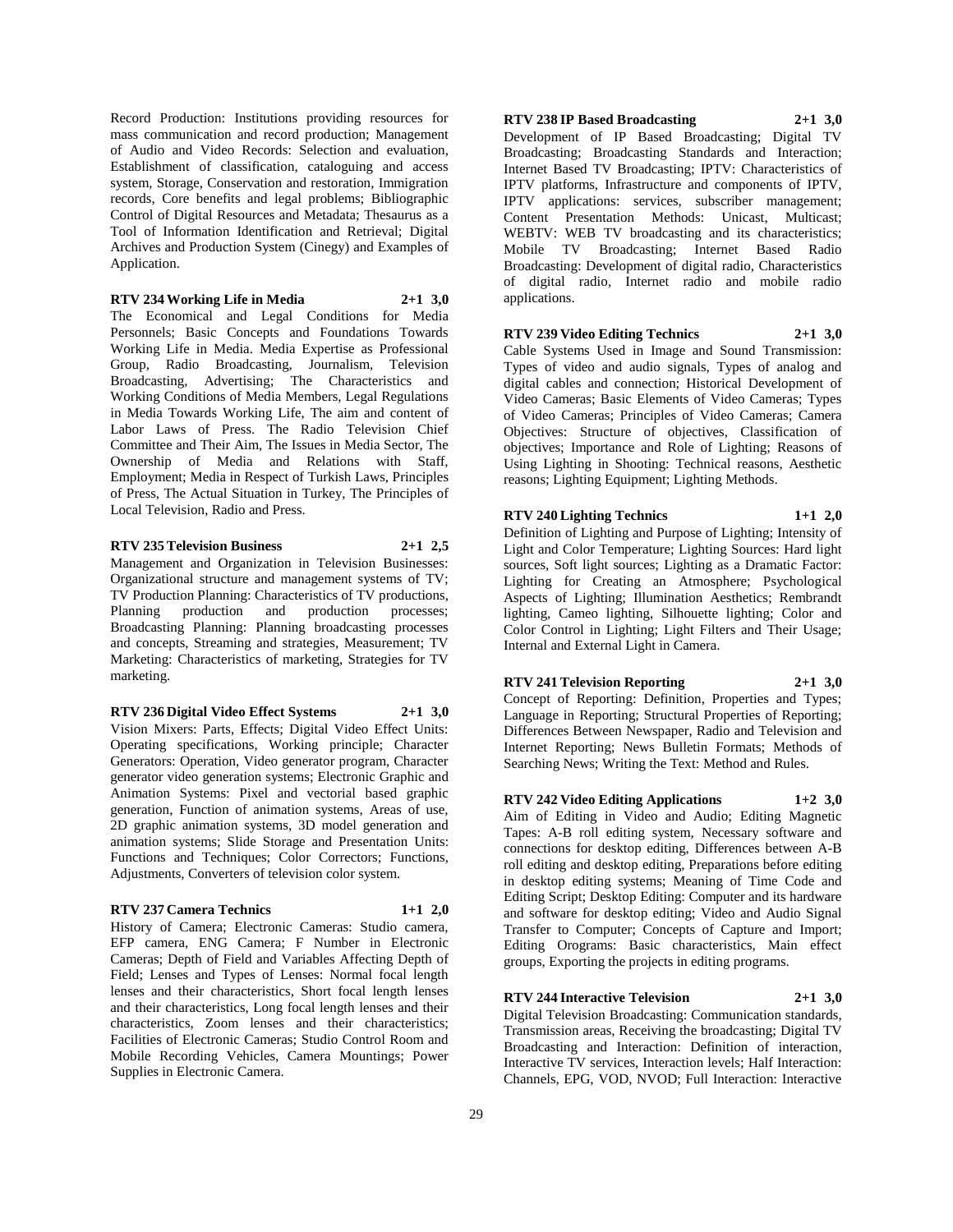Record Production: Institutions providing resources for mass communication and record production; Management of Audio and Video Records: Selection and evaluation, Establishment of classification, cataloguing and access system, Storage, Conservation and restoration, Immigration records, Core benefits and legal problems; Bibliographic Control of Digital Resources and Metadata; Thesaurus as a Tool of Information Identification and Retrieval; Digital Archives and Production System (Cinegy) and Examples of Application.

**RTV 234 Working Life in Media 2+1 3,0**

The Economical and Legal Conditions for Media Personnels; Basic Concepts and Foundations Towards Working Life in Media. Media Expertise as Professional Group, Radio Broadcasting, Journalism, Television Broadcasting, Advertising; The Characteristics and Working Conditions of Media Members, Legal Regulations in Media Towards Working Life, The aim and content of Labor Laws of Press. The Radio Television Chief Committee and Their Aim, The Issues in Media Sector, The Ownership of Media and Relations with Staff, Employment; Media in Respect of Turkish Laws, Principles of Press, The Actual Situation in Turkey, The Principles of Local Television, Radio and Press.

**RTV 235 Television Business 2+1 2,5**

Management and Organization in Television Businesses: Organizational structure and management systems of TV; TV Production Planning: Characteristics of TV productions, Planning production and production processes; Broadcasting Planning: Planning broadcasting processes and concepts, Streaming and strategies, Measurement; TV Marketing: Characteristics of marketing, Strategies for TV marketing.

**RTV 236 Digital Video Effect Systems 2+1 3,0**

Vision Mixers: Parts, Effects; Digital Video Effect Units: Operating specifications, Working principle; Character Generators: Operation, Video generator program, Character generator video generation systems; Electronic Graphic and Animation Systems: Pixel and vectorial based graphic generation, Function of animation systems, Areas of use, 2D graphic animation systems, 3D model generation and animation systems; Slide Storage and Presentation Units: Functions and Techniques; Color Correctors; Functions, Adjustments, Converters of television color system.

**RTV 237 Camera Technics 1+1 2,0**

History of Camera; Electronic Cameras: Studio camera, EFP camera, ENG Camera; F Number in Electronic Cameras; Depth of Field and Variables Affecting Depth of Field; Lenses and Types of Lenses: Normal focal length lenses and their characteristics, Short focal length lenses and their characteristics, Long focal length lenses and their characteristics, Zoom lenses and their characteristics; Facilities of Electronic Cameras; Studio Control Room and Mobile Recording Vehicles, Camera Mountings; Power Supplies in Electronic Camera.

**RTV 238 IP Based Broadcasting 2+1 3,0**

Development of IP Based Broadcasting; Digital TV Broadcasting; Broadcasting Standards and Interaction; Internet Based TV Broadcasting; IPTV: Characteristics of IPTV platforms, Infrastructure and components of IPTV, IPTV applications: services, subscriber management; Content Presentation Methods: Unicast, Multicast; WEBTV: WEB TV broadcasting and its characteristics; Mobile TV Broadcasting; Internet Based Radio Broadcasting: Development of digital radio, Characteristics of digital radio, Internet radio and mobile radio applications.

**RTV 239 Video Editing Technics 2+1 3,0**

Cable Systems Used in Image and Sound Transmission: Types of video and audio signals, Types of analog and digital cables and connection; Historical Development of Video Cameras; Basic Elements of Video Cameras; Types of Video Cameras; Principles of Video Cameras; Camera Objectives: Structure of objectives, Classification of objectives; Importance and Role of Lighting; Reasons of Using Lighting in Shooting: Technical reasons, Aesthetic reasons; Lighting Equipment; Lighting Methods.

**RTV 240 Lighting Technics 1+1 2,0**

Definition of Lighting and Purpose of Lighting; Intensity of Light and Color Temperature; Lighting Sources: Hard light sources, Soft light sources; Lighting as a Dramatic Factor: Lighting for Creating an Atmosphere; Psychological Aspects of Lighting; Illumination Aesthetics; Rembrandt lighting, Cameo lighting, Silhouette lighting; Color and Color Control in Lighting; Light Filters and Their Usage; Internal and External Light in Camera.

**RTV 241 Television Reporting 2+1 3,0**

Concept of Reporting: Definition, Properties and Types; Language in Reporting; Structural Properties of Reporting; Differences Between Newspaper, Radio and Television and Internet Reporting; News Bulletin Formats; Methods of Searching News; Writing the Text: Method and Rules.

**RTV 242 Video Editing Applications 1+2 3,0**

Aim of Editing in Video and Audio; Editing Magnetic Tapes: A-B roll editing system, Necessary software and connections for desktop editing, Differences between A-B roll editing and desktop editing, Preparations before editing in desktop editing systems; Meaning of Time Code and Editing Script; Desktop Editing: Computer and its hardware and software for desktop editing; Video and Audio Signal Transfer to Computer; Concepts of Capture and Import; Editing Orograms: Basic characteristics, Main effect groups, Exporting the projects in editing programs.

**RTV 244 Interactive Television 2+1 3,0**

Digital Television Broadcasting: Communication standards, Transmission areas, Receiving the broadcasting; Digital TV Broadcasting and Interaction: Definition of interaction, Interactive TV services, Interaction levels; Half Interaction: Channels, EPG, VOD, NVOD; Full Interaction: Interactive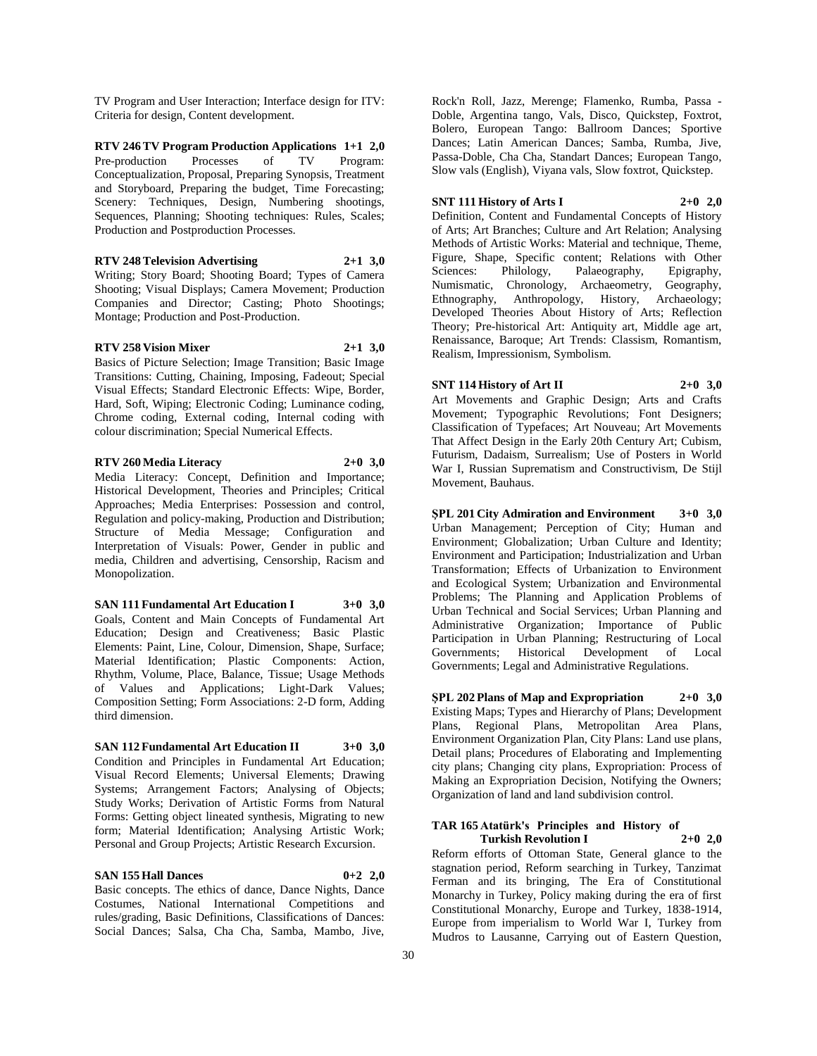TV Program and User Interaction; Interface design for ITV: Criteria for design, Content development.

**RTV 246 TV Program Production Applications 1+1 2,0**
Pre-production Processes of TV Program: Conceptualization, Proposal, Preparing Synopsis, Treatment and Storyboard, Preparing the budget, Time Forecasting; Scenery: Techniques, Design, Numbering shootings, Sequences, Planning; Shooting techniques: Rules, Scales; Production and Postproduction Processes.

**RTV 248 Television Advertising 2+1 3,0**
Writing; Story Board; Shooting Board; Types of Camera Shooting; Visual Displays; Camera Movement; Production Companies and Director; Casting; Photo Shootings; Montage; Production and Post-Production.

**RTV 258 Vision Mixer 2+1 3,0**
Basics of Picture Selection; Image Transition; Basic Image Transitions: Cutting, Chaining, Imposing, Fadeout; Special Visual Effects; Standard Electronic Effects: Wipe, Border, Hard, Soft, Wiping; Electronic Coding; Luminance coding, Chrome coding, External coding, Internal coding with colour discrimination; Special Numerical Effects.

**RTV 260 Media Literacy 2+0 3,0**
Media Literacy: Concept, Definition and Importance; Historical Development, Theories and Principles; Critical Approaches; Media Enterprises: Possession and control, Regulation and policy-making, Production and Distribution; Structure of Media Message; Configuration and Interpretation of Visuals: Power, Gender in public and media, Children and advertising, Censorship, Racism and Monopolization.

**SAN 111 Fundamental Art Education I 3+0 3,0**
Goals, Content and Main Concepts of Fundamental Art Education; Design and Creativeness; Basic Plastic Elements: Paint, Line, Colour, Dimension, Shape, Surface; Material Identification; Plastic Components: Action, Rhythm, Volume, Place, Balance, Tissue; Usage Methods of Values and Applications; Light-Dark Values; Composition Setting; Form Associations: 2-D form, Adding third dimension.

**SAN 112 Fundamental Art Education II 3+0 3,0**
Condition and Principles in Fundamental Art Education; Visual Record Elements; Universal Elements; Drawing Systems; Arrangement Factors; Analysing of Objects; Study Works; Derivation of Artistic Forms from Natural Forms: Getting object lineated synthesis, Migrating to new form; Material Identification; Analysing Artistic Work; Personal and Group Projects; Artistic Research Excursion.

**SAN 155 Hall Dances 0+2 2,0**
Basic concepts. The ethics of dance, Dance Nights, Dance Costumes, National International Competitions and rules/grading, Basic Definitions, Classifications of Dances: Social Dances; Salsa, Cha Cha, Samba, Mambo, Jive, Rock'n Roll, Jazz, Merenge; Flamenko, Rumba, Passa - Doble, Argentina tango, Vals, Disco, Quickstep, Foxtrot, Bolero, European Tango: Ballroom Dances; Sportive Dances; Latin American Dances; Samba, Rumba, Jive, Passa-Doble, Cha Cha, Standart Dances; European Tango, Slow vals (English), Viyana vals, Slow foxtrot, Quickstep.

**SNT 111 History of Arts I 2+0 2,0**
Definition, Content and Fundamental Concepts of History of Arts; Art Branches; Culture and Art Relation; Analysing Methods of Artistic Works: Material and technique, Theme, Figure, Shape, Specific content; Relations with Other Sciences: Philology, Palaeography, Epigraphy, Numismatic, Chronology, Archaeometry, Geography, Ethnography, Anthropology, History, Archaeology; Developed Theories About History of Arts; Reflection Theory; Pre-historical Art: Antiquity art, Middle age art, Renaissance, Baroque; Art Trends: Classism, Romantism, Realism, Impressionism, Symbolism.

**SNT 114 History of Art II 2+0 3,0**
Art Movements and Graphic Design; Arts and Crafts Movement; Typographic Revolutions; Font Designers; Classification of Typefaces; Art Nouveau; Art Movements That Affect Design in the Early 20th Century Art; Cubism, Futurism, Dadaism, Surrealism; Use of Posters in World War I, Russian Suprematism and Constructivism, De Stijl Movement, Bauhaus.

**ŞPL 201 City Admiration and Environment 3+0 3,0**
Urban Management; Perception of City; Human and Environment; Globalization; Urban Culture and Identity; Environment and Participation; Industrialization and Urban Transformation; Effects of Urbanization to Environment and Ecological System; Urbanization and Environmental Problems; The Planning and Application Problems of Urban Technical and Social Services; Urban Planning and Administrative Organization; Importance of Public Participation in Urban Planning; Restructuring of Local Governments; Historical Development of Local Governments; Legal and Administrative Regulations.

**ŞPL 202 Plans of Map and Expropriation 2+0 3,0**
Existing Maps; Types and Hierarchy of Plans; Development Plans, Regional Plans, Metropolitan Area Plans, Environment Organization Plan, City Plans: Land use plans, Detail plans; Procedures of Elaborating and Implementing city plans; Changing city plans, Expropriation: Process of Making an Expropriation Decision, Notifying the Owners; Organization of land and land subdivision control.

**TAR 165 Atatürk's Principles and History of Turkish Revolution I 2+0 2,0**
Reform efforts of Ottoman State, General glance to the stagnation period, Reform searching in Turkey, Tanzimat Ferman and its bringing, The Era of Constitutional Monarchy in Turkey, Policy making during the era of first Constitutional Monarchy, Europe and Turkey, 1838-1914, Europe from imperialism to World War I, Turkey from Mudros to Lausanne, Carrying out of Eastern Question,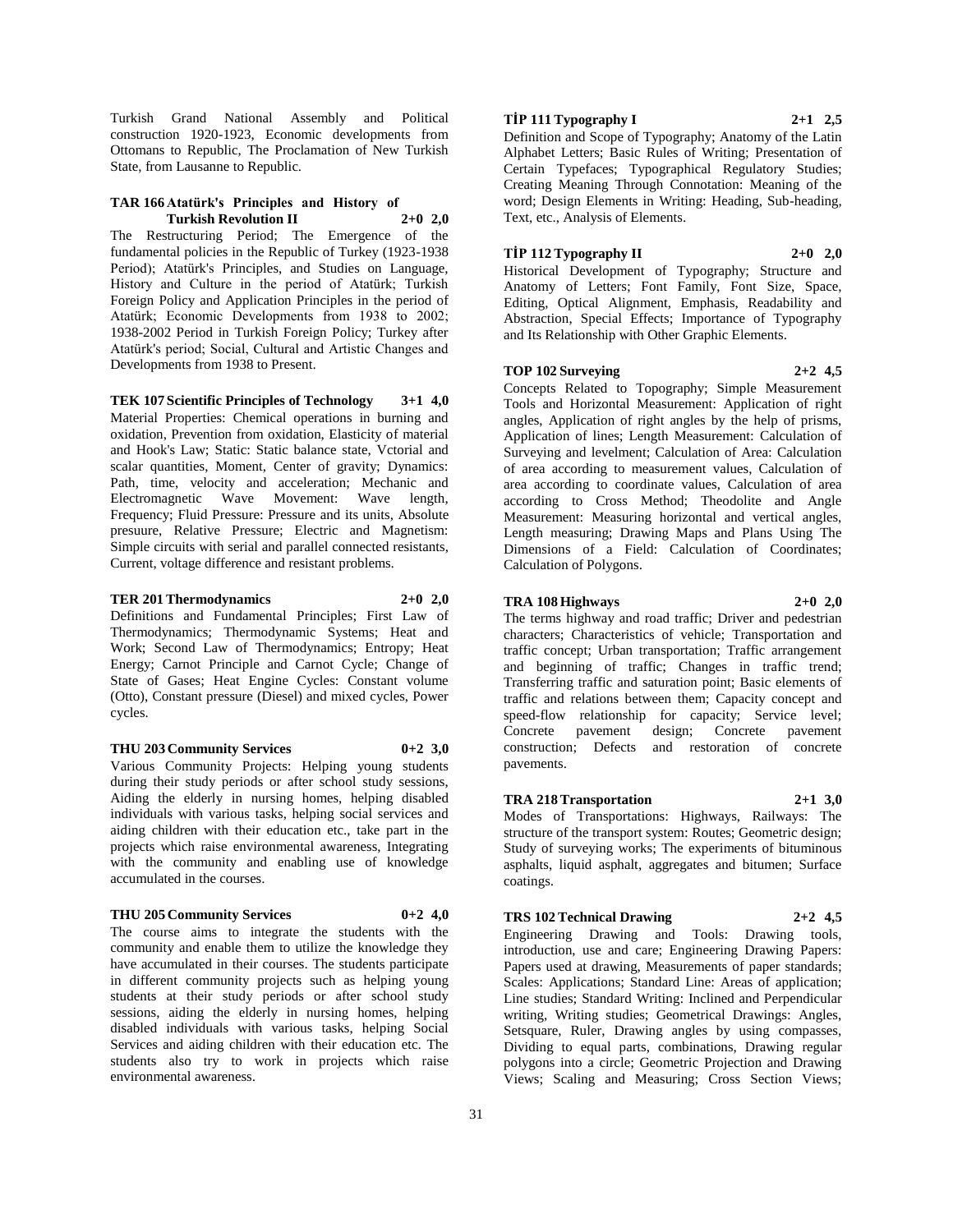Turkish Grand National Assembly and Political construction 1920-1923, Economic developments from Ottomans to Republic, The Proclamation of New Turkish State, from Lausanne to Republic.

**TAR 166 Atatürk's Principles and History of Turkish Revolution II 2+0 2,0**

The Restructuring Period; The Emergence of the fundamental policies in the Republic of Turkey (1923-1938 Period); Atatürk's Principles, and Studies on Language, History and Culture in the period of Atatürk; Turkish Foreign Policy and Application Principles in the period of Atatürk; Economic Developments from 1938 to 2002; 1938-2002 Period in Turkish Foreign Policy; Turkey after Atatürk's period; Social, Cultural and Artistic Changes and Developments from 1938 to Present.

**TEK 107 Scientific Principles of Technology 3+1 4,0**

Material Properties: Chemical operations in burning and oxidation, Prevention from oxidation, Elasticity of material and Hook's Law; Static: Static balance state, Vctorial and scalar quantities, Moment, Center of gravity; Dynamics: Path, time, velocity and acceleration; Mechanic and Electromagnetic Wave Movement: Wave length, Frequency; Fluid Pressure: Pressure and its units, Absolute presuure, Relative Pressure; Electric and Magnetism: Simple circuits with serial and parallel connected resistants, Current, voltage difference and resistant problems.

**TER 201 Thermodynamics 2+0 2,0**

Definitions and Fundamental Principles; First Law of Thermodynamics; Thermodynamic Systems; Heat and Work; Second Law of Thermodynamics; Entropy; Heat Energy; Carnot Principle and Carnot Cycle; Change of State of Gases; Heat Engine Cycles: Constant volume (Otto), Constant pressure (Diesel) and mixed cycles, Power cycles.

**THU 203 Community Services 0+2 3,0**

Various Community Projects: Helping young students during their study periods or after school study sessions, Aiding the elderly in nursing homes, helping disabled individuals with various tasks, helping social services and aiding children with their education etc., take part in the projects which raise environmental awareness, Integrating with the community and enabling use of knowledge accumulated in the courses.

**THU 205 Community Services 0+2 4,0**

The course aims to integrate the students with the community and enable them to utilize the knowledge they have accumulated in their courses. The students participate in different community projects such as helping young students at their study periods or after school study sessions, aiding the elderly in nursing homes, helping disabled individuals with various tasks, helping Social Services and aiding children with their education etc. The students also try to work in projects which raise environmental awareness.

**TİP 111 Typography I 2+1 2,5**

Definition and Scope of Typography; Anatomy of the Latin Alphabet Letters; Basic Rules of Writing; Presentation of Certain Typefaces; Typographical Regulatory Studies; Creating Meaning Through Connotation: Meaning of the word; Design Elements in Writing: Heading, Sub-heading, Text, etc., Analysis of Elements.

**TİP 112 Typography II 2+0 2,0**

Historical Development of Typography; Structure and Anatomy of Letters; Font Family, Font Size, Space, Editing, Optical Alignment, Emphasis, Readability and Abstraction, Special Effects; Importance of Typography and Its Relationship with Other Graphic Elements.

**TOP 102 Surveying 2+2 4,5**

Concepts Related to Topography; Simple Measurement Tools and Horizontal Measurement: Application of right angles, Application of right angles by the help of prisms, Application of lines; Length Measurement: Calculation of Surveying and levelment; Calculation of Area: Calculation of area according to measurement values, Calculation of area according to coordinate values, Calculation of area according to Cross Method; Theodolite and Angle Measurement: Measuring horizontal and vertical angles, Length measuring; Drawing Maps and Plans Using The Dimensions of a Field: Calculation of Coordinates; Calculation of Polygons.

**TRA 108 Highways 2+0 2,0**

The terms highway and road traffic; Driver and pedestrian characters; Characteristics of vehicle; Transportation and traffic concept; Urban transportation; Traffic arrangement and beginning of traffic; Changes in traffic trend; Transferring traffic and saturation point; Basic elements of traffic and relations between them; Capacity concept and speed-flow relationship for capacity; Service level; Concrete pavement design; Concrete pavement construction; Defects and restoration of concrete pavements.

**TRA 218 Transportation 2+1 3,0**

Modes of Transportations: Highways, Railways: The structure of the transport system: Routes; Geometric design; Study of surveying works; The experiments of bituminous asphalts, liquid asphalt, aggregates and bitumen; Surface coatings.

**TRS 102 Technical Drawing 2+2 4,5**

Engineering Drawing and Tools: Drawing tools, introduction, use and care; Engineering Drawing Papers: Papers used at drawing, Measurements of paper standards; Scales: Applications; Standard Line: Areas of application; Line studies; Standard Writing: Inclined and Perpendicular writing, Writing studies; Geometrical Drawings: Angles, Setsquare, Ruler, Drawing angles by using compasses, Dividing to equal parts, combinations, Drawing regular polygons into a circle; Geometric Projection and Drawing Views; Scaling and Measuring; Cross Section Views;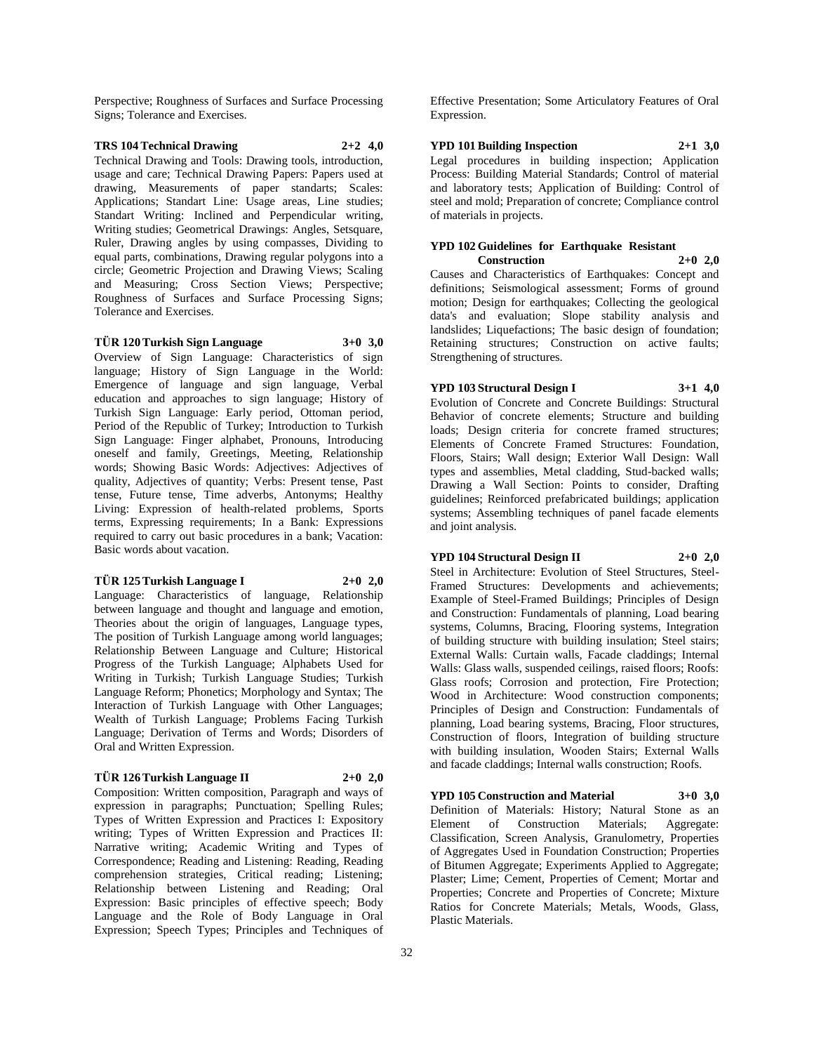Perspective; Roughness of Surfaces and Surface Processing Signs; Tolerance and Exercises.

**TRS 104 Technical Drawing 2+2 4,0**

Technical Drawing and Tools: Drawing tools, introduction, usage and care; Technical Drawing Papers: Papers used at drawing, Measurements of paper standarts; Scales: Applications; Standart Line: Usage areas, Line studies; Standart Writing: Inclined and Perpendicular writing, Writing studies; Geometrical Drawings: Angles, Setsquare, Ruler, Drawing angles by using compasses, Dividing to equal parts, combinations, Drawing regular polygons into a circle; Geometric Projection and Drawing Views; Scaling and Measuring; Cross Section Views; Perspective; Roughness of Surfaces and Surface Processing Signs; Tolerance and Exercises.

**TÜR 120 Turkish Sign Language 3+0 3,0**

Overview of Sign Language: Characteristics of sign language; History of Sign Language in the World: Emergence of language and sign language, Verbal education and approaches to sign language; History of Turkish Sign Language: Early period, Ottoman period, Period of the Republic of Turkey; Introduction to Turkish Sign Language: Finger alphabet, Pronouns, Introducing oneself and family, Greetings, Meeting, Relationship words; Showing Basic Words: Adjectives: Adjectives of quality, Adjectives of quantity; Verbs: Present tense, Past tense, Future tense, Time adverbs, Antonyms; Healthy Living: Expression of health-related problems, Sports terms, Expressing requirements; In a Bank: Expressions required to carry out basic procedures in a bank; Vacation: Basic words about vacation.

**TÜR 125 Turkish Language I 2+0 2,0**

Language: Characteristics of language, Relationship between language and thought and language and emotion, Theories about the origin of languages, Language types, The position of Turkish Language among world languages; Relationship Between Language and Culture; Historical Progress of the Turkish Language; Alphabets Used for Writing in Turkish; Turkish Language Studies; Turkish Language Reform; Phonetics; Morphology and Syntax; The Interaction of Turkish Language with Other Languages; Wealth of Turkish Language; Problems Facing Turkish Language; Derivation of Terms and Words; Disorders of Oral and Written Expression.

**TÜR 126 Turkish Language II 2+0 2,0**

Composition: Written composition, Paragraph and ways of expression in paragraphs; Punctuation; Spelling Rules; Types of Written Expression and Practices I: Expository writing; Types of Written Expression and Practices II: Narrative writing; Academic Writing and Types of Correspondence; Reading and Listening: Reading, Reading comprehension strategies, Critical reading; Listening; Relationship between Listening and Reading; Oral Expression: Basic principles of effective speech; Body Language and the Role of Body Language in Oral Expression; Speech Types; Principles and Techniques of Effective Presentation; Some Articulatory Features of Oral Expression.

**YPD 101 Building Inspection 2+1 3,0**

Legal procedures in building inspection; Application Process: Building Material Standards; Control of material and laboratory tests; Application of Building: Control of steel and mold; Preparation of concrete; Compliance control of materials in projects.

**YPD 102 Guidelines for Earthquake Resistant Construction 2+0 2,0**

Causes and Characteristics of Earthquakes: Concept and definitions; Seismological assessment; Forms of ground motion; Design for earthquakes; Collecting the geological data's and evaluation; Slope stability analysis and landslides; Liquefactions; The basic design of foundation; Retaining structures; Construction on active faults; Strengthening of structures.

**YPD 103 Structural Design I 3+1 4,0**

Evolution of Concrete and Concrete Buildings: Structural Behavior of concrete elements; Structure and building loads; Design criteria for concrete framed structures; Elements of Concrete Framed Structures: Foundation, Floors, Stairs; Wall design; Exterior Wall Design: Wall types and assemblies, Metal cladding, Stud-backed walls; Drawing a Wall Section: Points to consider, Drafting guidelines; Reinforced prefabricated buildings; application systems; Assembling techniques of panel facade elements and joint analysis.

**YPD 104 Structural Design II 2+0 2,0**

Steel in Architecture: Evolution of Steel Structures, Steel-Framed Structures: Developments and achievements; Example of Steel-Framed Buildings; Principles of Design and Construction: Fundamentals of planning, Load bearing systems, Columns, Bracing, Flooring systems, Integration of building structure with building insulation; Steel stairs; External Walls: Curtain walls, Facade claddings; Internal Walls: Glass walls, suspended ceilings, raised floors; Roofs: Glass roofs; Corrosion and protection, Fire Protection; Wood in Architecture: Wood construction components; Principles of Design and Construction: Fundamentals of planning, Load bearing systems, Bracing, Floor structures, Construction of floors, Integration of building structure with building insulation, Wooden Stairs; External Walls and facade claddings; Internal walls construction; Roofs.

**YPD 105 Construction and Material 3+0 3,0**

Definition of Materials: History; Natural Stone as an Element of Construction Materials; Aggregate: Classification, Screen Analysis, Granulometry, Properties of Aggregates Used in Foundation Construction; Properties of Bitumen Aggregate; Experiments Applied to Aggregate; Plaster; Lime; Cement, Properties of Cement; Mortar and Properties; Concrete and Properties of Concrete; Mixture Ratios for Concrete Materials; Metals, Woods, Glass, Plastic Materials.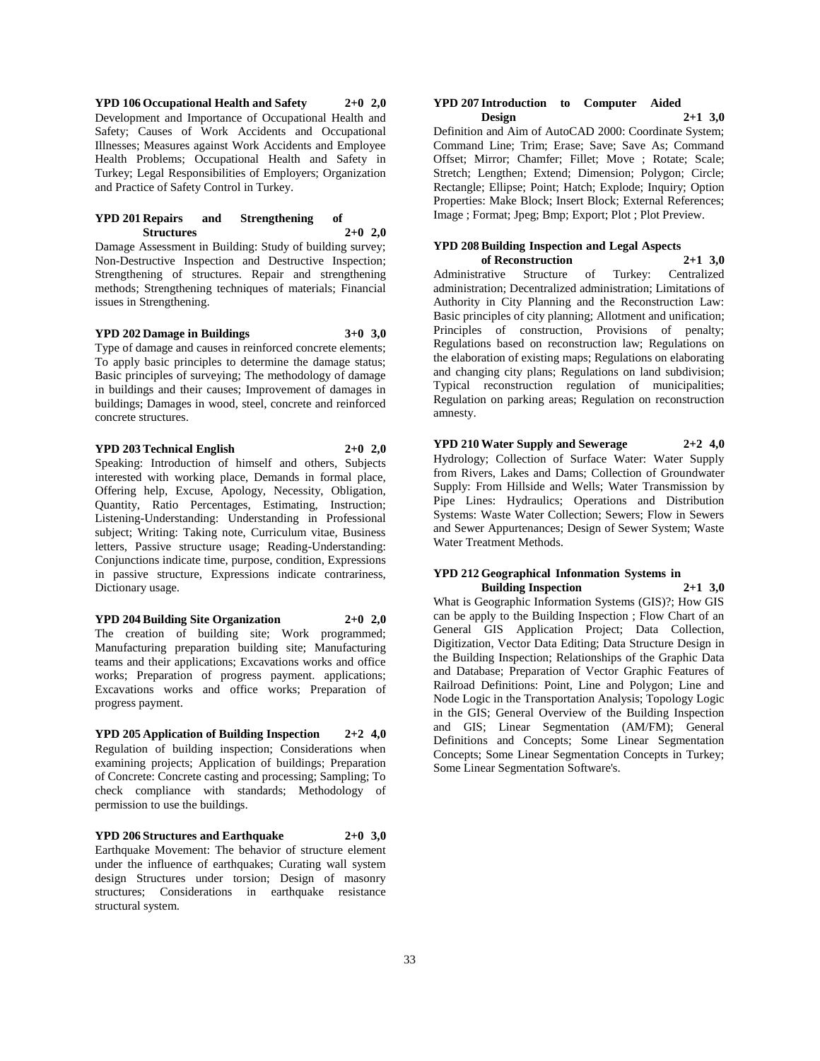**YPD 106 Occupational Health and Safety 2+0 2,0**
Development and Importance of Occupational Health and Safety; Causes of Work Accidents and Occupational Illnesses; Measures against Work Accidents and Employee Health Problems; Occupational Health and Safety in Turkey; Legal Responsibilities of Employers; Organization and Practice of Safety Control in Turkey.

**YPD 201 Repairs and Strengthening of Structures 2+0 2,0**
Damage Assessment in Building: Study of building survey; Non-Destructive Inspection and Destructive Inspection; Strengthening of structures. Repair and strengthening methods; Strengthening techniques of materials; Financial issues in Strengthening.

**YPD 202 Damage in Buildings 3+0 3,0**
Type of damage and causes in reinforced concrete elements; To apply basic principles to determine the damage status; Basic principles of surveying; The methodology of damage in buildings and their causes; Improvement of damages in buildings; Damages in wood, steel, concrete and reinforced concrete structures.

**YPD 203 Technical English 2+0 2,0**
Speaking: Introduction of himself and others, Subjects interested with working place, Demands in formal place, Offering help, Excuse, Apology, Necessity, Obligation, Quantity, Ratio Percentages, Estimating, Instruction; Listening-Understanding: Understanding in Professional subject; Writing: Taking note, Curriculum vitae, Business letters, Passive structure usage; Reading-Understanding: Conjunctions indicate time, purpose, condition, Expressions in passive structure, Expressions indicate contrariness, Dictionary usage.

**YPD 204 Building Site Organization 2+0 2,0**
The creation of building site; Work programmed; Manufacturing preparation building site; Manufacturing teams and their applications; Excavations works and office works; Preparation of progress payment. applications; Excavations works and office works; Preparation of progress payment.

**YPD 205 Application of Building Inspection 2+2 4,0**
Regulation of building inspection; Considerations when examining projects; Application of buildings; Preparation of Concrete: Concrete casting and processing; Sampling; To check compliance with standards; Methodology of permission to use the buildings.

**YPD 206 Structures and Earthquake 2+0 3,0**
Earthquake Movement: The behavior of structure element under the influence of earthquakes; Curating wall system design Structures under torsion; Design of masonry structures; Considerations in earthquake resistance structural system.

**YPD 207 Introduction to Computer Aided Design 2+1 3,0**
Definition and Aim of AutoCAD 2000: Coordinate System; Command Line; Trim; Erase; Save; Save As; Command Offset; Mirror; Chamfer; Fillet; Move ; Rotate; Scale; Stretch; Lengthen; Extend; Dimension; Polygon; Circle; Rectangle; Ellipse; Point; Hatch; Explode; Inquiry; Option Properties: Make Block; Insert Block; External References; Image ; Format; Jpeg; Bmp; Export; Plot ; Plot Preview.

**YPD 208 Building Inspection and Legal Aspects of Reconstruction 2+1 3,0**
Administrative Structure of Turkey: Centralized administration; Decentralized administration; Limitations of Authority in City Planning and the Reconstruction Law: Basic principles of city planning; Allotment and unification; Principles of construction, Provisions of penalty; Regulations based on reconstruction law; Regulations on the elaboration of existing maps; Regulations on elaborating and changing city plans; Regulations on land subdivision; Typical reconstruction regulation of municipalities; Regulation on parking areas; Regulation on reconstruction amnesty.

**YPD 210 Water Supply and Sewerage 2+2 4,0**
Hydrology; Collection of Surface Water: Water Supply from Rivers, Lakes and Dams; Collection of Groundwater Supply: From Hillside and Wells; Water Transmission by Pipe Lines: Hydraulics; Operations and Distribution Systems: Waste Water Collection; Sewers; Flow in Sewers and Sewer Appurtenances; Design of Sewer System; Waste Water Treatment Methods.

**YPD 212 Geographical Infonmation Systems in Building Inspection 2+1 3,0**
What is Geographic Information Systems (GIS)?; How GIS can be apply to the Building Inspection ; Flow Chart of an General GIS Application Project; Data Collection, Digitization, Vector Data Editing; Data Structure Design in the Building Inspection; Relationships of the Graphic Data and Database; Preparation of Vector Graphic Features of Railroad Definitions: Point, Line and Polygon; Line and Node Logic in the Transportation Analysis; Topology Logic in the GIS; General Overview of the Building Inspection and GIS; Linear Segmentation (AM/FM); General Definitions and Concepts; Some Linear Segmentation Concepts; Some Linear Segmentation Concepts in Turkey; Some Linear Segmentation Software's.